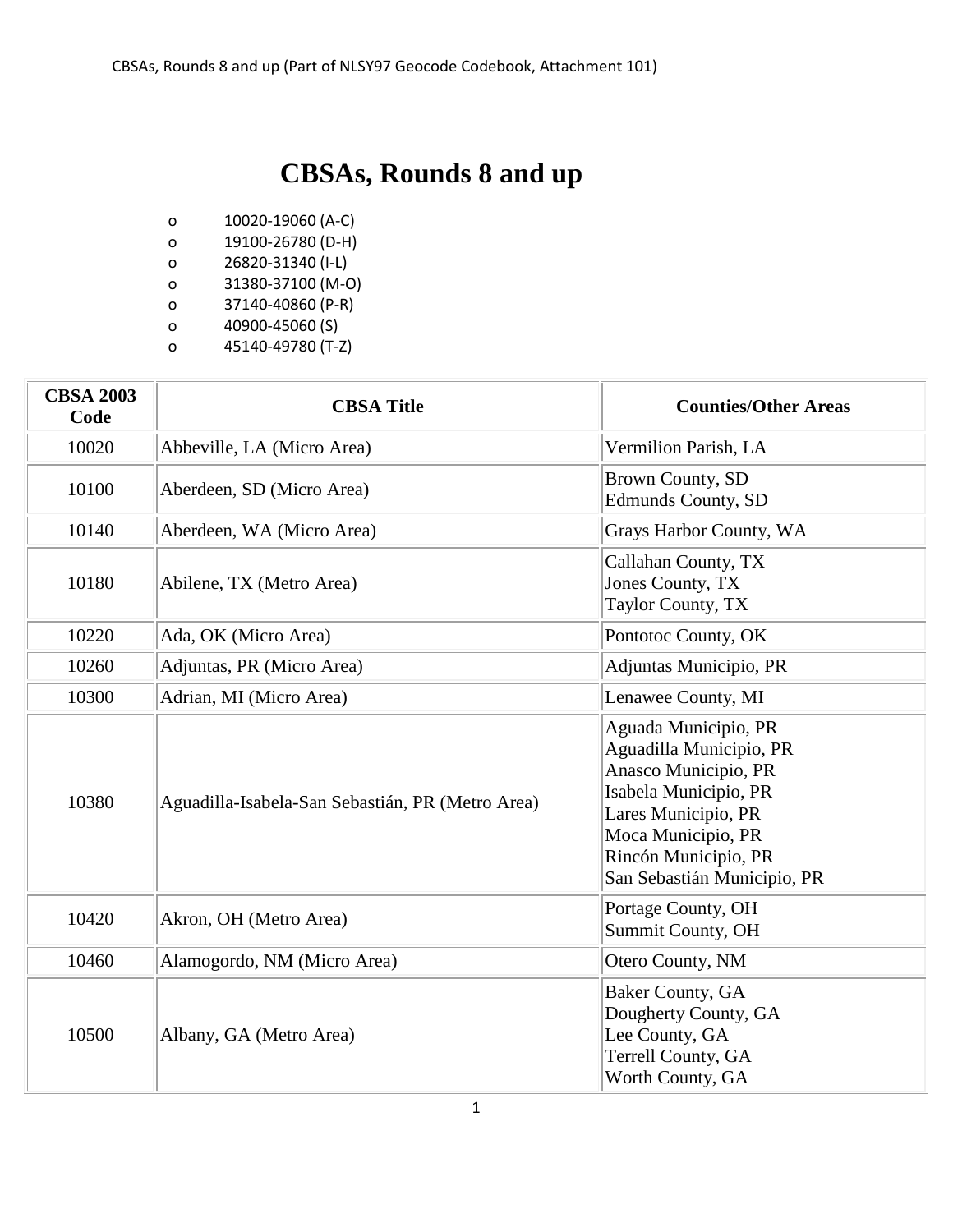# CBSAs, Rounds 8 and up

- 10020-19060 (A-C)
- 19100-26780 (D-H)
- 26820-31340 (I-L)
- 31380-37100 (M-O)
- 37140-40860 (P-R)
- 40900-45060 (S)
- 45140-49780 (T-Z)

| CBSA 2003 Code | CBSA Title | Counties/Other Areas |
|---|---|---|
| 10020 | Abbeville, LA (Micro Area) | Vermilion Parish, LA |
| 10100 | Aberdeen, SD (Micro Area) | Brown County, SD<br>Edmunds County, SD |
| 10140 | Aberdeen, WA (Micro Area) | Grays Harbor County, WA |
| 10180 | Abilene, TX (Metro Area) | Callahan County, TX<br>Jones County, TX<br>Taylor County, TX |
| 10220 | Ada, OK (Micro Area) | Pontotoc County, OK |
| 10260 | Adjuntas, PR (Micro Area) | Adjuntas Municipio, PR |
| 10300 | Adrian, MI (Micro Area) | Lenawee County, MI |
| 10380 | Aguadilla-Isabela-San Sebastián, PR (Metro Area) | Aguada Municipio, PR<br>Aguadilla Municipio, PR<br>Anasco Municipio, PR<br>Isabela Municipio, PR<br>Lares Municipio, PR<br>Moca Municipio, PR<br>Rincón Municipio, PR<br>San Sebastián Municipio, PR |
| 10420 | Akron, OH (Metro Area) | Portage County, OH<br>Summit County, OH |
| 10460 | Alamogordo, NM (Micro Area) | Otero County, NM |
| 10500 | Albany, GA (Metro Area) | Baker County, GA<br>Dougherty County, GA<br>Lee County, GA<br>Terrell County, GA<br>Worth County, GA |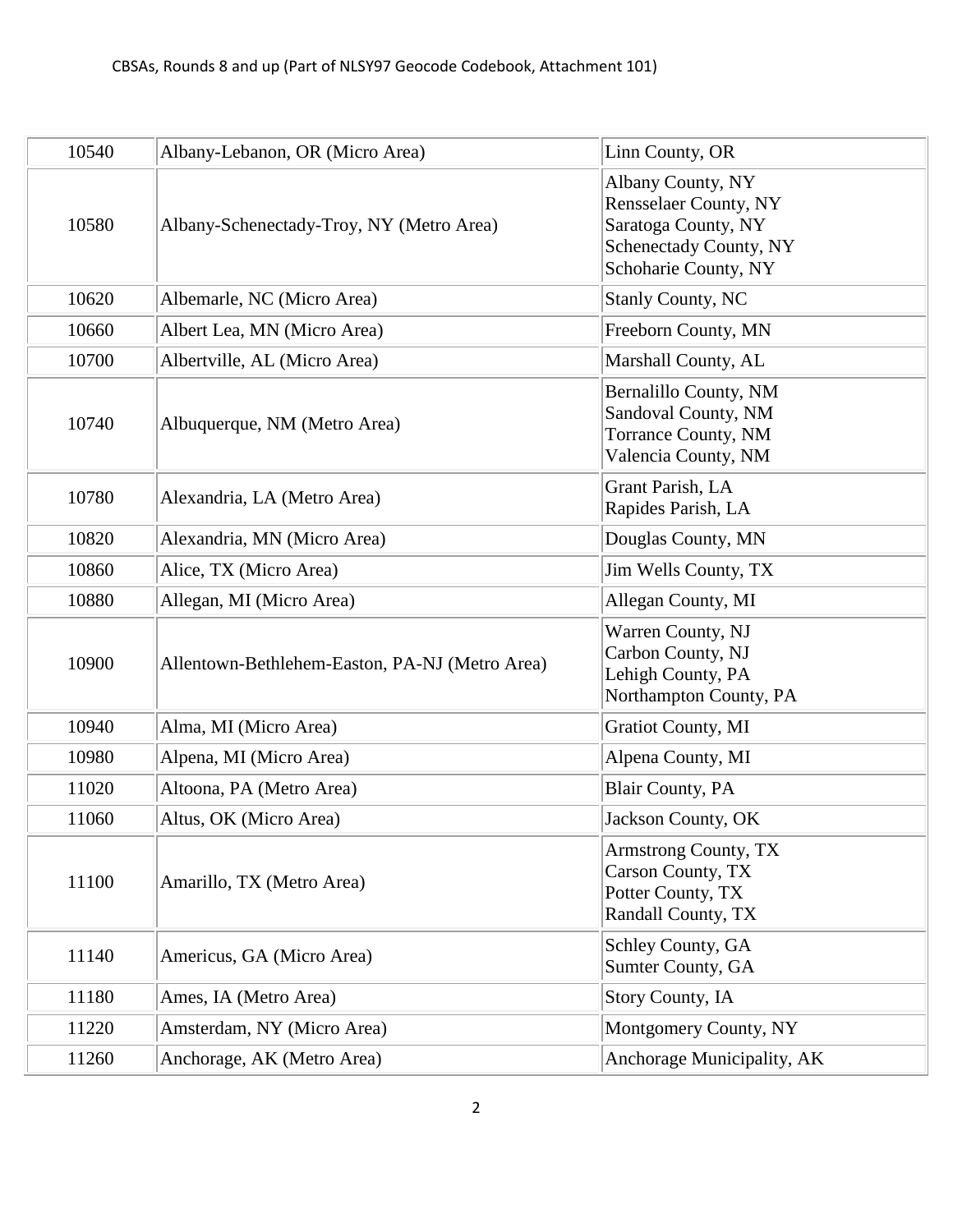| | | |
|---|---|---|
| 10540 | Albany-Lebanon, OR (Micro Area) | Linn County, OR |
| 10580 | Albany-Schenectady-Troy, NY (Metro Area) | Albany County, NY<br>Rensselaer County, NY<br>Saratoga County, NY<br>Schenectady County, NY<br>Schoharie County, NY |
| 10620 | Albemarle, NC (Micro Area) | Stanly County, NC |
| 10660 | Albert Lea, MN (Micro Area) | Freeborn County, MN |
| 10700 | Albertville, AL (Micro Area) | Marshall County, AL |
| 10740 | Albuquerque, NM (Metro Area) | Bernalillo County, NM<br>Sandoval County, NM<br>Torrance County, NM<br>Valencia County, NM |
| 10780 | Alexandria, LA (Metro Area) | Grant Parish, LA<br>Rapides Parish, LA |
| 10820 | Alexandria, MN (Micro Area) | Douglas County, MN |
| 10860 | Alice, TX (Micro Area) | Jim Wells County, TX |
| 10880 | Allegan, MI (Micro Area) | Allegan County, MI |
| 10900 | Allentown-Bethlehem-Easton, PA-NJ (Metro Area) | Warren County, NJ<br>Carbon County, NJ<br>Lehigh County, PA<br>Northampton County, PA |
| 10940 | Alma, MI (Micro Area) | Gratiot County, MI |
| 10980 | Alpena, MI (Micro Area) | Alpena County, MI |
| 11020 | Altoona, PA (Metro Area) | Blair County, PA |
| 11060 | Altus, OK (Micro Area) | Jackson County, OK |
| 11100 | Amarillo, TX (Metro Area) | Armstrong County, TX<br>Carson County, TX<br>Potter County, TX<br>Randall County, TX |
| 11140 | Americus, GA (Micro Area) | Schley County, GA<br>Sumter County, GA |
| 11180 | Ames, IA (Metro Area) | Story County, IA |
| 11220 | Amsterdam, NY (Micro Area) | Montgomery County, NY |
| 11260 | Anchorage, AK (Metro Area) | Anchorage Municipality, AK |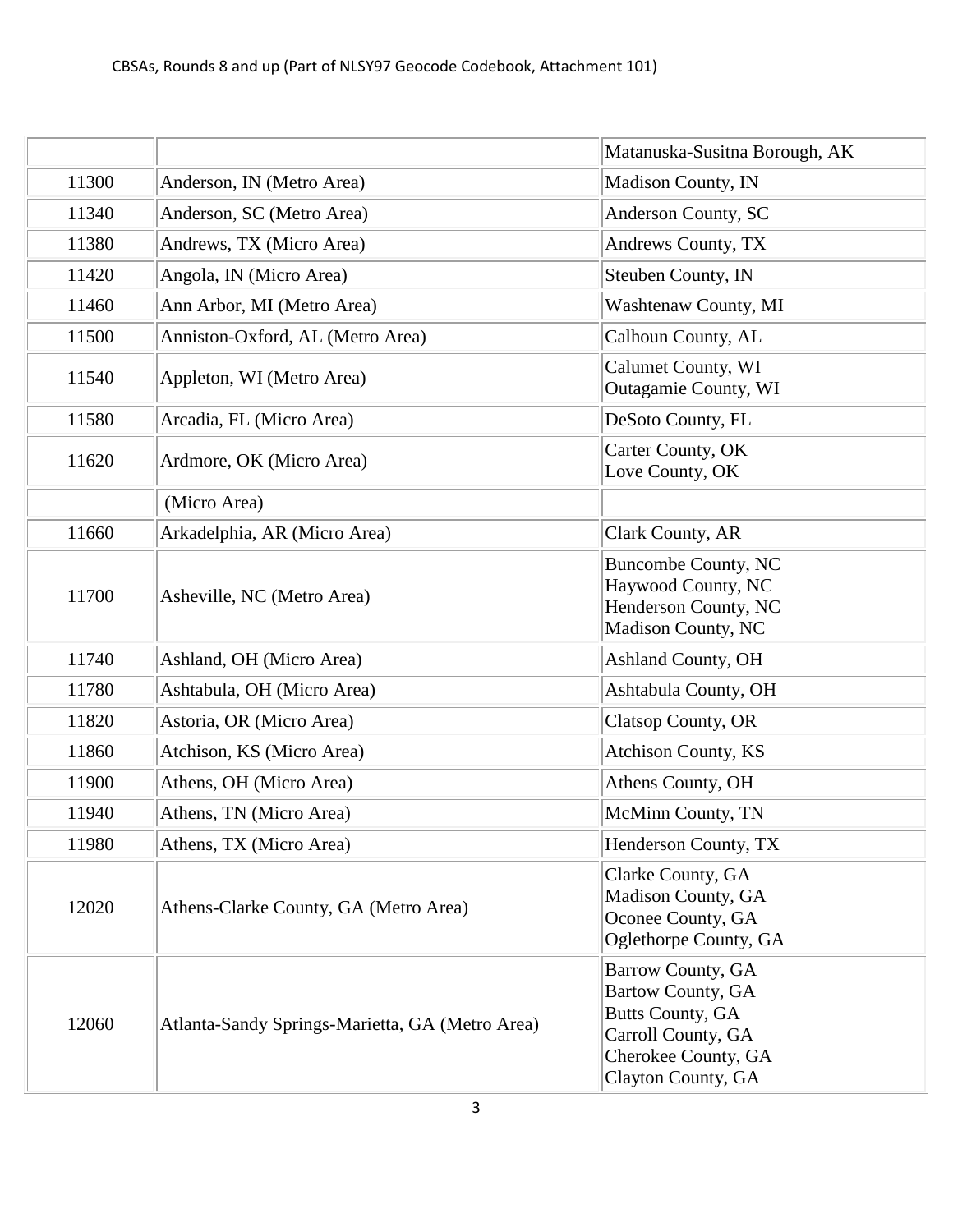| | | |
|---|---|---|
| | | Matanuska-Susitna Borough, AK |
| 11300 | Anderson, IN (Metro Area) | Madison County, IN |
| 11340 | Anderson, SC (Metro Area) | Anderson County, SC |
| 11380 | Andrews, TX (Micro Area) | Andrews County, TX |
| 11420 | Angola, IN (Micro Area) | Steuben County, IN |
| 11460 | Ann Arbor, MI (Metro Area) | Washtenaw County, MI |
| 11500 | Anniston-Oxford, AL (Metro Area) | Calhoun County, AL |
| 11540 | Appleton, WI (Metro Area) | Calumet County, WI<br>Outagamie County, WI |
| 11580 | Arcadia, FL (Micro Area) | DeSoto County, FL |
| 11620 | Ardmore, OK (Micro Area) | Carter County, OK<br>Love County, OK |
| | (Micro Area) | |
| 11660 | Arkadelphia, AR (Micro Area) | Clark County, AR |
| 11700 | Asheville, NC (Metro Area) | Buncombe County, NC<br>Haywood County, NC<br>Henderson County, NC<br>Madison County, NC |
| 11740 | Ashland, OH (Micro Area) | Ashland County, OH |
| 11780 | Ashtabula, OH (Micro Area) | Ashtabula County, OH |
| 11820 | Astoria, OR (Micro Area) | Clatsop County, OR |
| 11860 | Atchison, KS (Micro Area) | Atchison County, KS |
| 11900 | Athens, OH (Micro Area) | Athens County, OH |
| 11940 | Athens, TN (Micro Area) | McMinn County, TN |
| 11980 | Athens, TX (Micro Area) | Henderson County, TX |
| 12020 | Athens-Clarke County, GA (Metro Area) | Clarke County, GA<br>Madison County, GA<br>Oconee County, GA<br>Oglethorpe County, GA |
| 12060 | Atlanta-Sandy Springs-Marietta, GA (Metro Area) | Barrow County, GA<br>Bartow County, GA<br>Butts County, GA<br>Carroll County, GA<br>Cherokee County, GA<br>Clayton County, GA |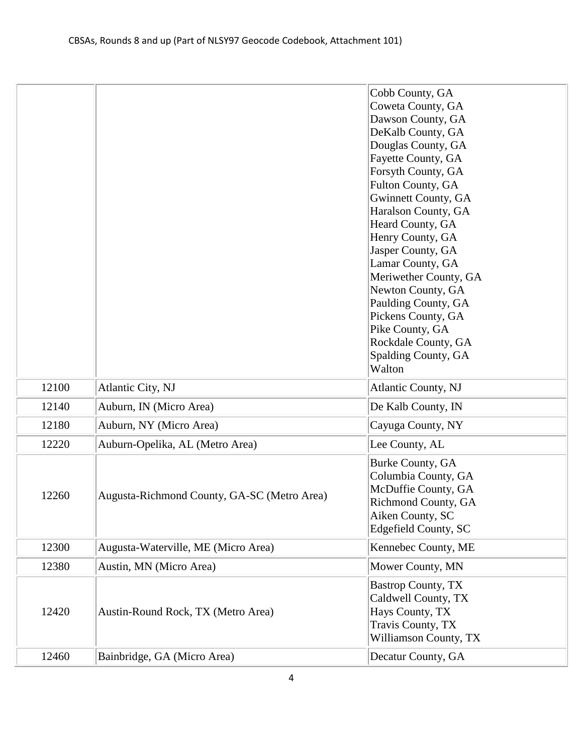| | | |
|---|---|---|
| | | Cobb County, GA<br>Coweta County, GA<br>Dawson County, GA<br>DeKalb County, GA<br>Douglas County, GA<br>Fayette County, GA<br>Forsyth County, GA<br>Fulton County, GA<br>Gwinnett County, GA<br>Haralson County, GA<br>Heard County, GA<br>Henry County, GA<br>Jasper County, GA<br>Lamar County, GA<br>Meriwether County, GA<br>Newton County, GA<br>Paulding County, GA<br>Pickens County, GA<br>Pike County, GA<br>Rockdale County, GA<br>Spalding County, GA<br>Walton |
| 12100 | Atlantic City, NJ | Atlantic County, NJ |
| 12140 | Auburn, IN (Micro Area) | De Kalb County, IN |
| 12180 | Auburn, NY (Micro Area) | Cayuga County, NY |
| 12220 | Auburn-Opelika, AL (Metro Area) | Lee County, AL |
| 12260 | Augusta-Richmond County, GA-SC (Metro Area) | Burke County, GA<br>Columbia County, GA<br>McDuffie County, GA<br>Richmond County, GA<br>Aiken County, SC<br>Edgefield County, SC |
| 12300 | Augusta-Waterville, ME (Micro Area) | Kennebec County, ME |
| 12380 | Austin, MN (Micro Area) | Mower County, MN |
| 12420 | Austin-Round Rock, TX (Metro Area) | Bastrop County, TX<br>Caldwell County, TX<br>Hays County, TX<br>Travis County, TX<br>Williamson County, TX |
| 12460 | Bainbridge, GA (Micro Area) | Decatur County, GA |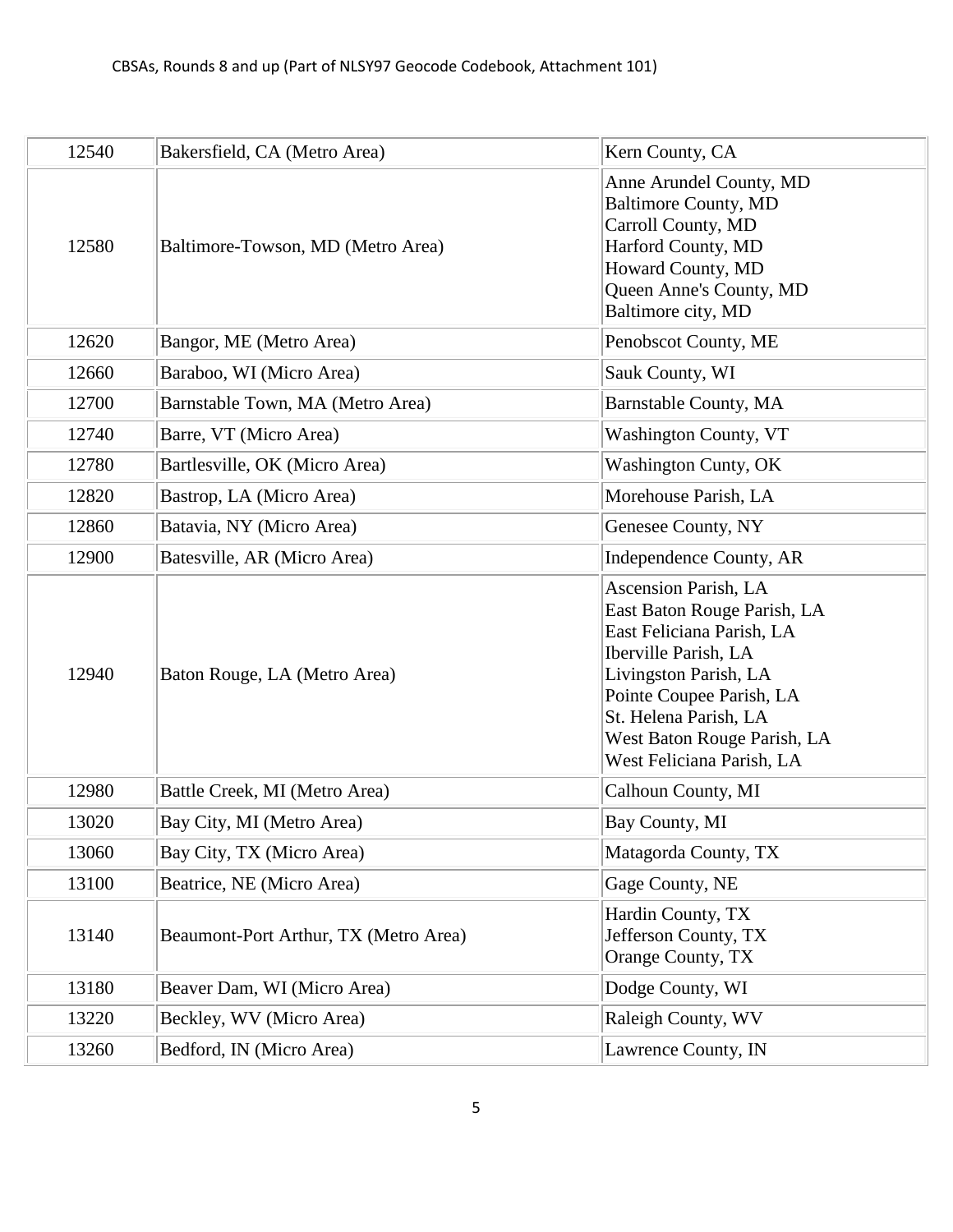| | | |
|---|---|---|
| 12540 | Bakersfield, CA (Metro Area) | Kern County, CA |
| 12580 | Baltimore-Towson, MD (Metro Area) | Anne Arundel County, MD<br>Baltimore County, MD<br>Carroll County, MD<br>Harford County, MD<br>Howard County, MD<br>Queen Anne's County, MD<br>Baltimore city, MD |
| 12620 | Bangor, ME (Metro Area) | Penobscot County, ME |
| 12660 | Baraboo, WI (Micro Area) | Sauk County, WI |
| 12700 | Barnstable Town, MA (Metro Area) | Barnstable County, MA |
| 12740 | Barre, VT (Micro Area) | Washington County, VT |
| 12780 | Bartlesville, OK (Micro Area) | Washington Cunty, OK |
| 12820 | Bastrop, LA (Micro Area) | Morehouse Parish, LA |
| 12860 | Batavia, NY (Micro Area) | Genesee County, NY |
| 12900 | Batesville, AR (Micro Area) | Independence County, AR |
| 12940 | Baton Rouge, LA (Metro Area) | Ascension Parish, LA<br>East Baton Rouge Parish, LA<br>East Feliciana Parish, LA<br>Iberville Parish, LA<br>Livingston Parish, LA<br>Pointe Coupee Parish, LA<br>St. Helena Parish, LA<br>West Baton Rouge Parish, LA<br>West Feliciana Parish, LA |
| 12980 | Battle Creek, MI (Metro Area) | Calhoun County, MI |
| 13020 | Bay City, MI (Metro Area) | Bay County, MI |
| 13060 | Bay City, TX (Micro Area) | Matagorda County, TX |
| 13100 | Beatrice, NE (Micro Area) | Gage County, NE |
| 13140 | Beaumont-Port Arthur, TX (Metro Area) | Hardin County, TX<br>Jefferson County, TX<br>Orange County, TX |
| 13180 | Beaver Dam, WI (Micro Area) | Dodge County, WI |
| 13220 | Beckley, WV (Micro Area) | Raleigh County, WV |
| 13260 | Bedford, IN (Micro Area) | Lawrence County, IN |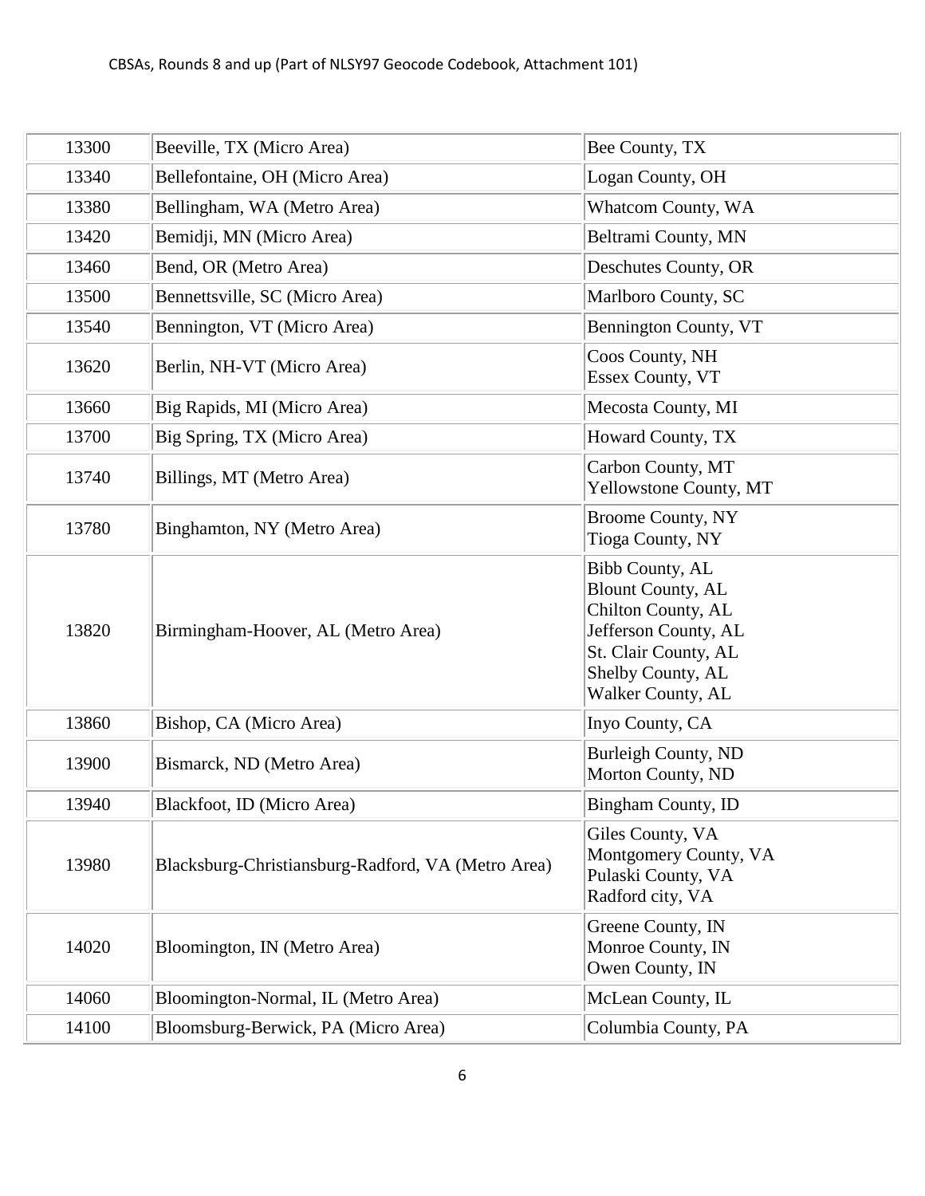| 13300 | Beeville, TX (Micro Area) | Bee County, TX |
|---|---|---|
| 13340 | Bellefontaine, OH (Micro Area) | Logan County, OH |
| 13380 | Bellingham, WA (Metro Area) | Whatcom County, WA |
| 13420 | Bemidji, MN (Micro Area) | Beltrami County, MN |
| 13460 | Bend, OR (Metro Area) | Deschutes County, OR |
| 13500 | Bennettsville, SC (Micro Area) | Marlboro County, SC |
| 13540 | Bennington, VT (Micro Area) | Bennington County, VT |
| 13620 | Berlin, NH-VT (Micro Area) | Coos County, NH<br>Essex County, VT |
| 13660 | Big Rapids, MI (Micro Area) | Mecosta County, MI |
| 13700 | Big Spring, TX (Micro Area) | Howard County, TX |
| 13740 | Billings, MT (Metro Area) | Carbon County, MT<br>Yellowstone County, MT |
| 13780 | Binghamton, NY (Metro Area) | Broome County, NY<br>Tioga County, NY |
| 13820 | Birmingham-Hoover, AL (Metro Area) | Bibb County, AL<br>Blount County, AL<br>Chilton County, AL<br>Jefferson County, AL<br>St. Clair County, AL<br>Shelby County, AL<br>Walker County, AL |
| 13860 | Bishop, CA (Micro Area) | Inyo County, CA |
| 13900 | Bismarck, ND (Metro Area) | Burleigh County, ND<br>Morton County, ND |
| 13940 | Blackfoot, ID (Micro Area) | Bingham County, ID |
| 13980 | Blacksburg-Christiansburg-Radford, VA (Metro Area) | Giles County, VA<br>Montgomery County, VA<br>Pulaski County, VA<br>Radford city, VA |
| 14020 | Bloomington, IN (Metro Area) | Greene County, IN<br>Monroe County, IN<br>Owen County, IN |
| 14060 | Bloomington-Normal, IL (Metro Area) | McLean County, IL |
| 14100 | Bloomsburg-Berwick, PA (Micro Area) | Columbia County, PA |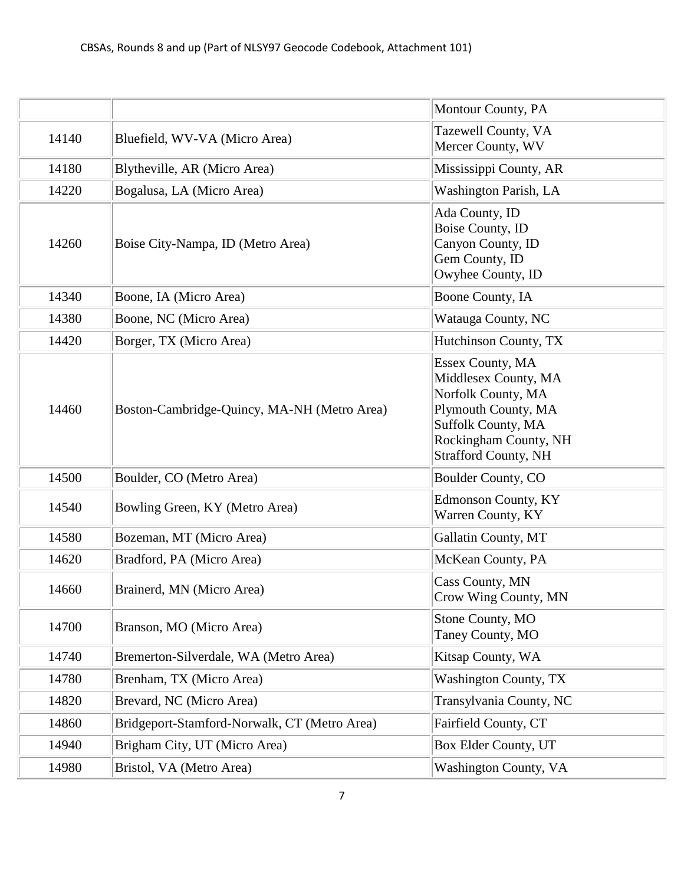| | | |
|---|---|---|
| | | Montour County, PA |
| 14140 | Bluefield, WV-VA (Micro Area) | Tazewell County, VA<br>Mercer County, WV |
| 14180 | Blytheville, AR (Micro Area) | Mississippi County, AR |
| 14220 | Bogalusa, LA (Micro Area) | Washington Parish, LA |
| 14260 | Boise City-Nampa, ID (Metro Area) | Ada County, ID<br>Boise County, ID<br>Canyon County, ID<br>Gem County, ID<br>Owyhee County, ID |
| 14340 | Boone, IA (Micro Area) | Boone County, IA |
| 14380 | Boone, NC (Micro Area) | Watauga County, NC |
| 14420 | Borger, TX (Micro Area) | Hutchinson County, TX |
| 14460 | Boston-Cambridge-Quincy, MA-NH (Metro Area) | Essex County, MA<br>Middlesex County, MA<br>Norfolk County, MA<br>Plymouth County, MA<br>Suffolk County, MA<br>Rockingham County, NH<br>Strafford County, NH |
| 14500 | Boulder, CO (Metro Area) | Boulder County, CO |
| 14540 | Bowling Green, KY (Metro Area) | Edmonson County, KY<br>Warren County, KY |
| 14580 | Bozeman, MT (Micro Area) | Gallatin County, MT |
| 14620 | Bradford, PA (Micro Area) | McKean County, PA |
| 14660 | Brainerd, MN (Micro Area) | Cass County, MN<br>Crow Wing County, MN |
| 14700 | Branson, MO (Micro Area) | Stone County, MO<br>Taney County, MO |
| 14740 | Bremerton-Silverdale, WA (Metro Area) | Kitsap County, WA |
| 14780 | Brenham, TX (Micro Area) | Washington County, TX |
| 14820 | Brevard, NC (Micro Area) | Transylvania County, NC |
| 14860 | Bridgeport-Stamford-Norwalk, CT (Metro Area) | Fairfield County, CT |
| 14940 | Brigham City, UT (Micro Area) | Box Elder County, UT |
| 14980 | Bristol, VA (Metro Area) | Washington County, VA |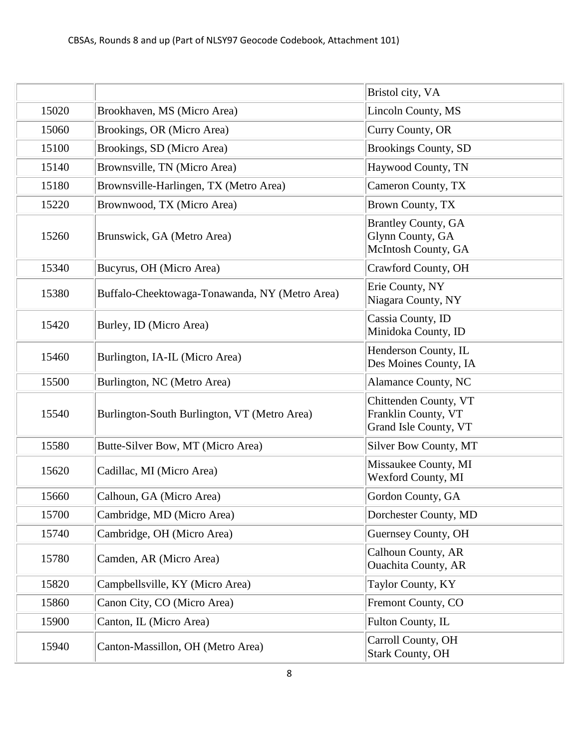| | | |
|---|---|---|
| | | Bristol city, VA |
| 15020 | Brookhaven, MS (Micro Area) | Lincoln County, MS |
| 15060 | Brookings, OR (Micro Area) | Curry County, OR |
| 15100 | Brookings, SD (Micro Area) | Brookings County, SD |
| 15140 | Brownsville, TN (Micro Area) | Haywood County, TN |
| 15180 | Brownsville-Harlingen, TX (Metro Area) | Cameron County, TX |
| 15220 | Brownwood, TX (Micro Area) | Brown County, TX |
| 15260 | Brunswick, GA (Metro Area) | Brantley County, GA<br>Glynn County, GA<br>McIntosh County, GA |
| 15340 | Bucyrus, OH (Micro Area) | Crawford County, OH |
| 15380 | Buffalo-Cheektowaga-Tonawanda, NY (Metro Area) | Erie County, NY<br>Niagara County, NY |
| 15420 | Burley, ID (Micro Area) | Cassia County, ID<br>Minidoka County, ID |
| 15460 | Burlington, IA-IL (Micro Area) | Henderson County, IL<br>Des Moines County, IA |
| 15500 | Burlington, NC (Metro Area) | Alamance County, NC |
| 15540 | Burlington-South Burlington, VT (Metro Area) | Chittenden County, VT<br>Franklin County, VT<br>Grand Isle County, VT |
| 15580 | Butte-Silver Bow, MT (Micro Area) | Silver Bow County, MT |
| 15620 | Cadillac, MI (Micro Area) | Missaukee County, MI<br>Wexford County, MI |
| 15660 | Calhoun, GA (Micro Area) | Gordon County, GA |
| 15700 | Cambridge, MD (Micro Area) | Dorchester County, MD |
| 15740 | Cambridge, OH (Micro Area) | Guernsey County, OH |
| 15780 | Camden, AR (Micro Area) | Calhoun County, AR<br>Ouachita County, AR |
| 15820 | Campbellsville, KY (Micro Area) | Taylor County, KY |
| 15860 | Canon City, CO (Micro Area) | Fremont County, CO |
| 15900 | Canton, IL (Micro Area) | Fulton County, IL |
| 15940 | Canton-Massillon, OH (Metro Area) | Carroll County, OH<br>Stark County, OH |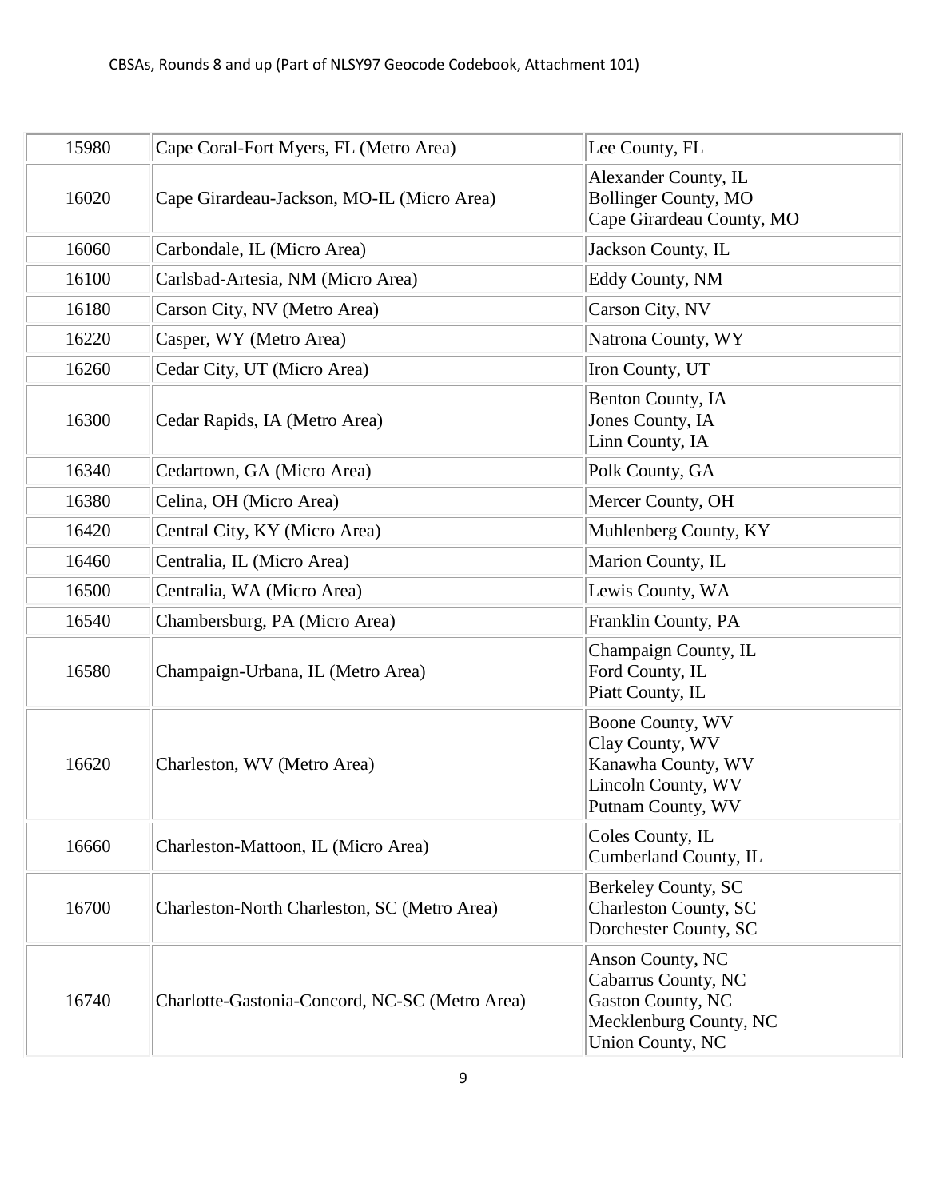| | | |
|---|---|---|
| 15980 | Cape Coral-Fort Myers, FL (Metro Area) | Lee County, FL |
| 16020 | Cape Girardeau-Jackson, MO-IL (Micro Area) | Alexander County, IL<br>Bollinger County, MO<br>Cape Girardeau County, MO |
| 16060 | Carbondale, IL (Micro Area) | Jackson County, IL |
| 16100 | Carlsbad-Artesia, NM (Micro Area) | Eddy County, NM |
| 16180 | Carson City, NV (Metro Area) | Carson City, NV |
| 16220 | Casper, WY (Metro Area) | Natrona County, WY |
| 16260 | Cedar City, UT (Micro Area) | Iron County, UT |
| 16300 | Cedar Rapids, IA (Metro Area) | Benton County, IA<br>Jones County, IA<br>Linn County, IA |
| 16340 | Cedartown, GA (Micro Area) | Polk County, GA |
| 16380 | Celina, OH (Micro Area) | Mercer County, OH |
| 16420 | Central City, KY (Micro Area) | Muhlenberg County, KY |
| 16460 | Centralia, IL (Micro Area) | Marion County, IL |
| 16500 | Centralia, WA (Micro Area) | Lewis County, WA |
| 16540 | Chambersburg, PA (Micro Area) | Franklin County, PA |
| 16580 | Champaign-Urbana, IL (Metro Area) | Champaign County, IL<br>Ford County, IL<br>Piatt County, IL |
| 16620 | Charleston, WV (Metro Area) | Boone County, WV<br>Clay County, WV<br>Kanawha County, WV<br>Lincoln County, WV<br>Putnam County, WV |
| 16660 | Charleston-Mattoon, IL (Micro Area) | Coles County, IL<br>Cumberland County, IL |
| 16700 | Charleston-North Charleston, SC (Metro Area) | Berkeley County, SC<br>Charleston County, SC<br>Dorchester County, SC |
| 16740 | Charlotte-Gastonia-Concord, NC-SC (Metro Area) | Anson County, NC<br>Cabarrus County, NC<br>Gaston County, NC<br>Mecklenburg County, NC<br>Union County, NC |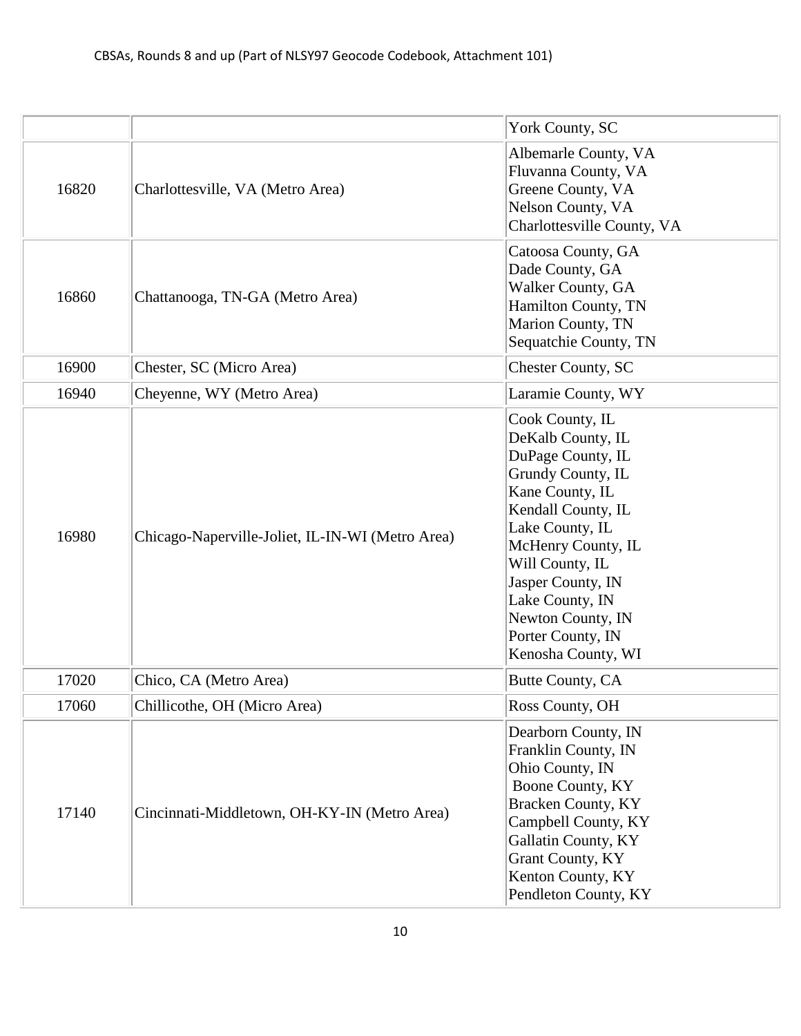| | | |
|---|---|---|
| | | York County, SC |
| 16820 | Charlottesville, VA (Metro Area) | Albemarle County, VA<br>Fluvanna County, VA<br>Greene County, VA<br>Nelson County, VA<br>Charlottesville County, VA |
| 16860 | Chattanooga, TN-GA (Metro Area) | Catoosa County, GA<br>Dade County, GA<br>Walker County, GA<br>Hamilton County, TN<br>Marion County, TN<br>Sequatchie County, TN |
| 16900 | Chester, SC (Micro Area) | Chester County, SC |
| 16940 | Cheyenne, WY (Metro Area) | Laramie County, WY |
| 16980 | Chicago-Naperville-Joliet, IL-IN-WI (Metro Area) | Cook County, IL<br>DeKalb County, IL<br>DuPage County, IL<br>Grundy County, IL<br>Kane County, IL<br>Kendall County, IL<br>Lake County, IL<br>McHenry County, IL<br>Will County, IL<br>Jasper County, IN<br>Lake County, IN<br>Newton County, IN<br>Porter County, IN<br>Kenosha County, WI |
| 17020 | Chico, CA (Metro Area) | Butte County, CA |
| 17060 | Chillicothe, OH (Micro Area) | Ross County, OH |
| 17140 | Cincinnati-Middletown, OH-KY-IN (Metro Area) | Dearborn County, IN<br>Franklin County, IN<br>Ohio County, IN<br>Boone County, KY<br>Bracken County, KY<br>Campbell County, KY<br>Gallatin County, KY<br>Grant County, KY<br>Kenton County, KY<br>Pendleton County, KY |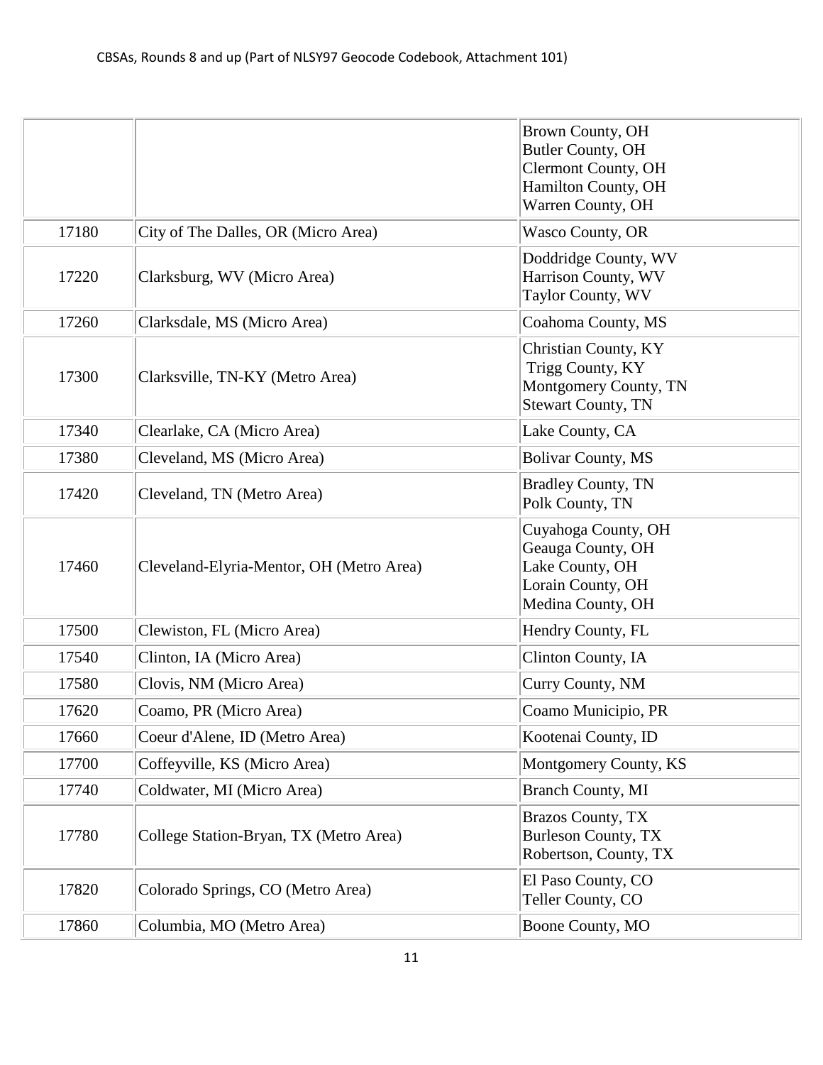| | | |
|---|---|---|
| | | Brown County, OH<br>Butler County, OH<br>Clermont County, OH<br>Hamilton County, OH<br>Warren County, OH |
| 17180 | City of The Dalles, OR (Micro Area) | Wasco County, OR |
| 17220 | Clarksburg, WV (Micro Area) | Doddridge County, WV<br>Harrison County, WV<br>Taylor County, WV |
| 17260 | Clarksdale, MS (Micro Area) | Coahoma County, MS |
| 17300 | Clarksville, TN-KY (Metro Area) | Christian County, KY<br>Trigg County, KY<br>Montgomery County, TN<br>Stewart County, TN |
| 17340 | Clearlake, CA (Micro Area) | Lake County, CA |
| 17380 | Cleveland, MS (Micro Area) | Bolivar County, MS |
| 17420 | Cleveland, TN (Metro Area) | Bradley County, TN<br>Polk County, TN |
| 17460 | Cleveland-Elyria-Mentor, OH (Metro Area) | Cuyahoga County, OH<br>Geauga County, OH<br>Lake County, OH<br>Lorain County, OH<br>Medina County, OH |
| 17500 | Clewiston, FL (Micro Area) | Hendry County, FL |
| 17540 | Clinton, IA (Micro Area) | Clinton County, IA |
| 17580 | Clovis, NM (Micro Area) | Curry County, NM |
| 17620 | Coamo, PR (Micro Area) | Coamo Municipio, PR |
| 17660 | Coeur d'Alene, ID (Metro Area) | Kootenai County, ID |
| 17700 | Coffeyville, KS (Micro Area) | Montgomery County, KS |
| 17740 | Coldwater, MI (Micro Area) | Branch County, MI |
| 17780 | College Station-Bryan, TX (Metro Area) | Brazos County, TX<br>Burleson County, TX<br>Robertson, County, TX |
| 17820 | Colorado Springs, CO (Metro Area) | El Paso County, CO<br>Teller County, CO |
| 17860 | Columbia, MO (Metro Area) | Boone County, MO |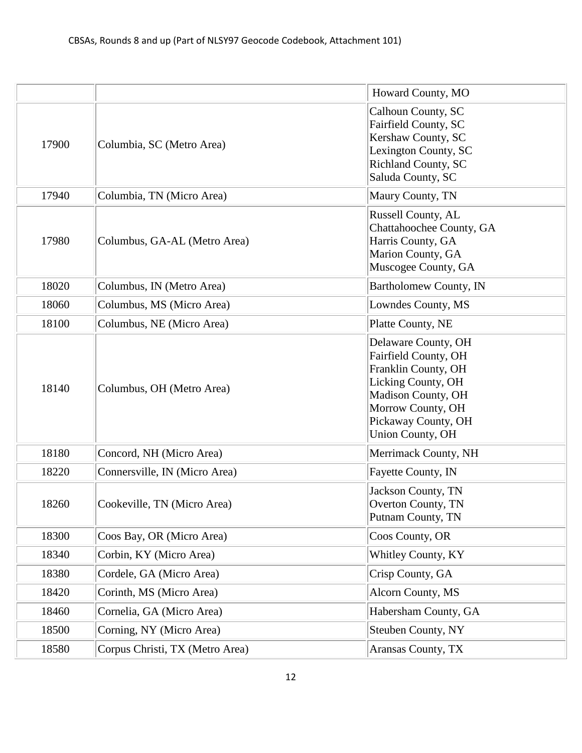| | | |
|---|---|---|
| | | Howard County, MO |
| 17900 | Columbia, SC (Metro Area) | Calhoun County, SC<br>Fairfield County, SC<br>Kershaw County, SC<br>Lexington County, SC<br>Richland County, SC<br>Saluda County, SC |
| 17940 | Columbia, TN (Micro Area) | Maury County, TN |
| 17980 | Columbus, GA-AL (Metro Area) | Russell County, AL<br>Chattahoochee County, GA<br>Harris County, GA<br>Marion County, GA<br>Muscogee County, GA |
| 18020 | Columbus, IN (Metro Area) | Bartholomew County, IN |
| 18060 | Columbus, MS (Micro Area) | Lowndes County, MS |
| 18100 | Columbus, NE (Micro Area) | Platte County, NE |
| 18140 | Columbus, OH (Metro Area) | Delaware County, OH<br>Fairfield County, OH<br>Franklin County, OH<br>Licking County, OH<br>Madison County, OH<br>Morrow County, OH<br>Pickaway County, OH<br>Union County, OH |
| 18180 | Concord, NH (Micro Area) | Merrimack County, NH |
| 18220 | Connersville, IN (Micro Area) | Fayette County, IN |
| 18260 | Cookeville, TN (Micro Area) | Jackson County, TN<br>Overton County, TN<br>Putnam County, TN |
| 18300 | Coos Bay, OR (Micro Area) | Coos County, OR |
| 18340 | Corbin, KY (Micro Area) | Whitley County, KY |
| 18380 | Cordele, GA (Micro Area) | Crisp County, GA |
| 18420 | Corinth, MS (Micro Area) | Alcorn County, MS |
| 18460 | Cornelia, GA (Micro Area) | Habersham County, GA |
| 18500 | Corning, NY (Micro Area) | Steuben County, NY |
| 18580 | Corpus Christi, TX (Metro Area) | Aransas County, TX |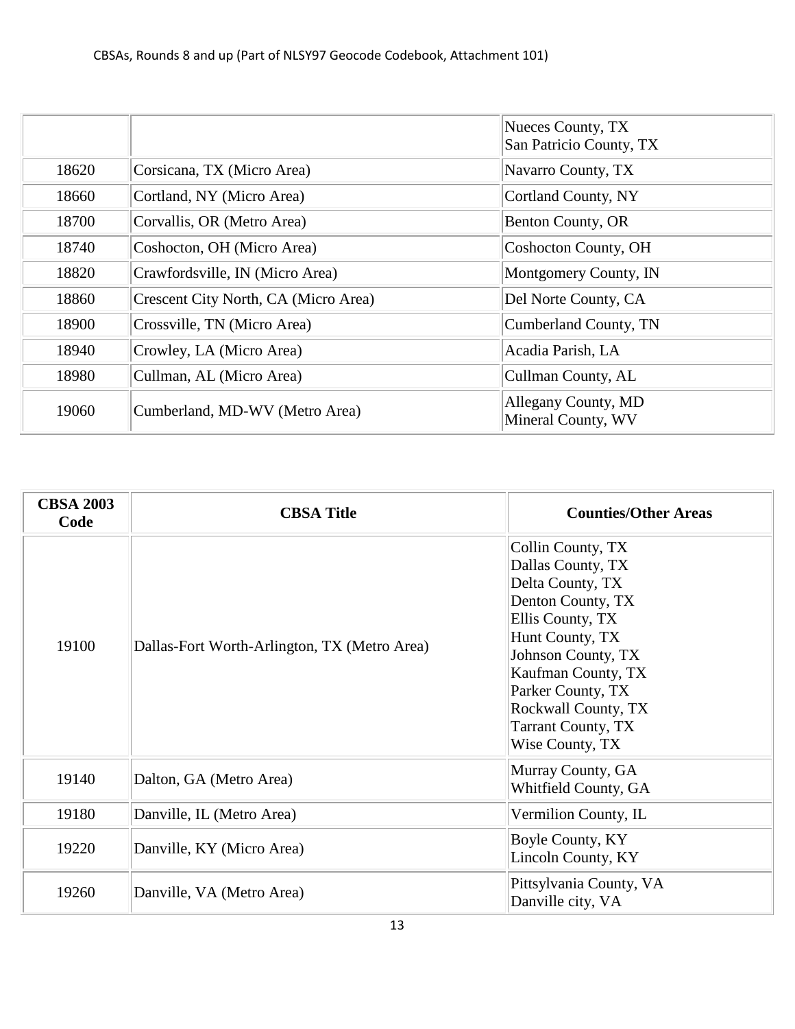| | | |
|---|---|---|
| | | Nueces County, TX<br>San Patricio County, TX |
| 18620 | Corsicana, TX (Micro Area) | Navarro County, TX |
| 18660 | Cortland, NY (Micro Area) | Cortland County, NY |
| 18700 | Corvallis, OR (Metro Area) | Benton County, OR |
| 18740 | Coshocton, OH (Micro Area) | Coshocton County, OH |
| 18820 | Crawfordsville, IN (Micro Area) | Montgomery County, IN |
| 18860 | Crescent City North, CA (Micro Area) | Del Norte County, CA |
| 18900 | Crossville, TN (Micro Area) | Cumberland County, TN |
| 18940 | Crowley, LA (Micro Area) | Acadia Parish, LA |
| 18980 | Cullman, AL (Micro Area) | Cullman County, AL |
| 19060 | Cumberland, MD-WV (Metro Area) | Allegany County, MD<br>Mineral County, WV |

| CBSA 2003 Code | CBSA Title | Counties/Other Areas |
|---|---|---|
| 19100 | Dallas-Fort Worth-Arlington, TX (Metro Area) | Collin County, TX<br>Dallas County, TX<br>Delta County, TX<br>Denton County, TX<br>Ellis County, TX<br>Hunt County, TX<br>Johnson County, TX<br>Kaufman County, TX<br>Parker County, TX<br>Rockwall County, TX<br>Tarrant County, TX<br>Wise County, TX |
| 19140 | Dalton, GA (Metro Area) | Murray County, GA<br>Whitfield County, GA |
| 19180 | Danville, IL (Metro Area) | Vermilion County, IL |
| 19220 | Danville, KY (Micro Area) | Boyle County, KY<br>Lincoln County, KY |
| 19260 | Danville, VA (Metro Area) | Pittsylvania County, VA<br>Danville city, VA |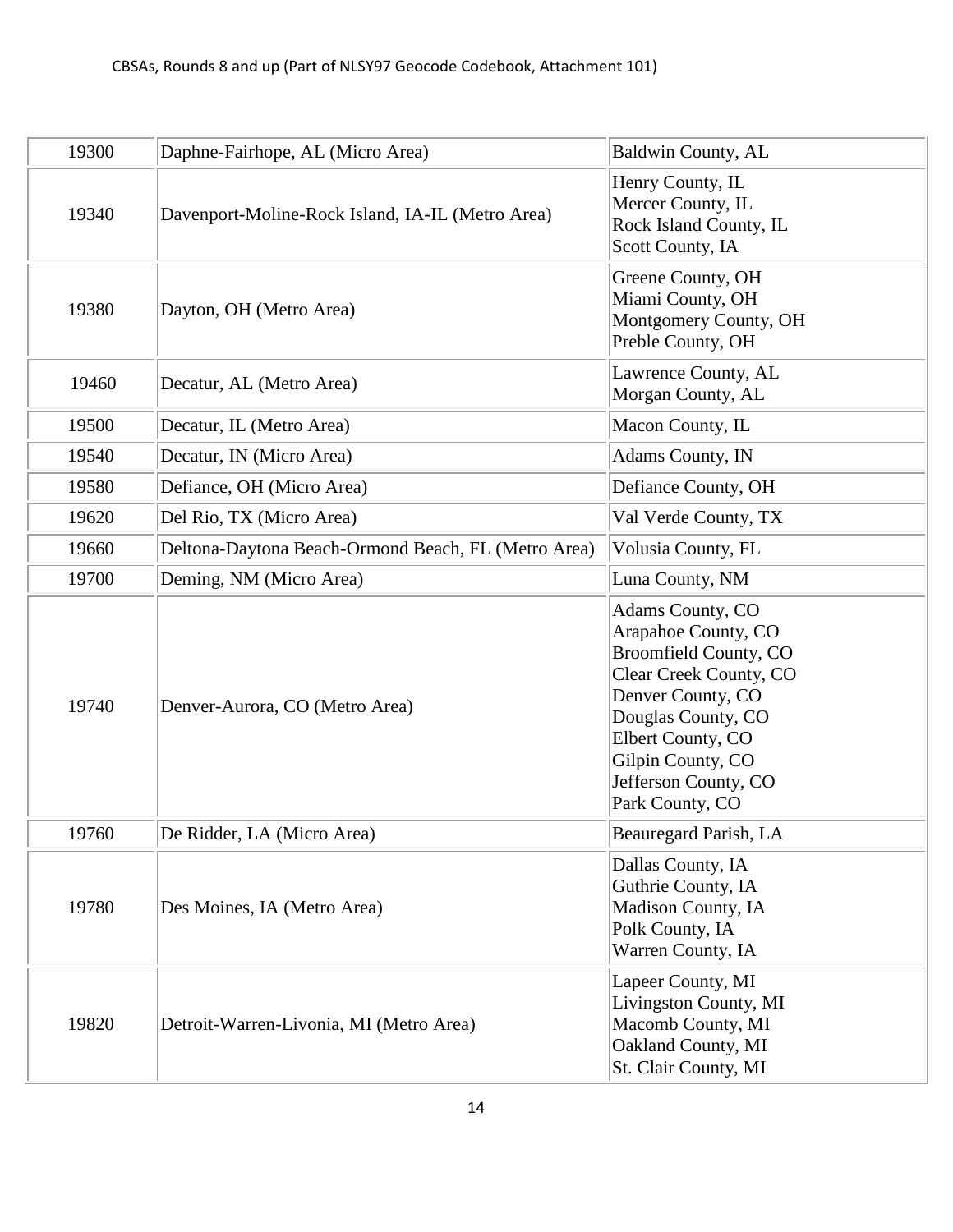| 19300 | Daphne-Fairhope, AL (Micro Area) | Baldwin County, AL |
|---|---|---|
| 19340 | Davenport-Moline-Rock Island, IA-IL (Metro Area) | Henry County, IL<br>Mercer County, IL<br>Rock Island County, IL<br>Scott County, IA |
| 19380 | Dayton, OH (Metro Area) | Greene County, OH<br>Miami County, OH<br>Montgomery County, OH<br>Preble County, OH |
| 19460 | Decatur, AL (Metro Area) | Lawrence County, AL<br>Morgan County, AL |
| 19500 | Decatur, IL (Metro Area) | Macon County, IL |
| 19540 | Decatur, IN (Micro Area) | Adams County, IN |
| 19580 | Defiance, OH (Micro Area) | Defiance County, OH |
| 19620 | Del Rio, TX (Micro Area) | Val Verde County, TX |
| 19660 | Deltona-Daytona Beach-Ormond Beach, FL (Metro Area) | Volusia County, FL |
| 19700 | Deming, NM (Micro Area) | Luna County, NM |
| 19740 | Denver-Aurora, CO (Metro Area) | Adams County, CO<br>Arapahoe County, CO<br>Broomfield County, CO<br>Clear Creek County, CO<br>Denver County, CO<br>Douglas County, CO<br>Elbert County, CO<br>Gilpin County, CO<br>Jefferson County, CO<br>Park County, CO |
| 19760 | De Ridder, LA (Micro Area) | Beauregard Parish, LA |
| 19780 | Des Moines, IA (Metro Area) | Dallas County, IA<br>Guthrie County, IA<br>Madison County, IA<br>Polk County, IA<br>Warren County, IA |
| 19820 | Detroit-Warren-Livonia, MI (Metro Area) | Lapeer County, MI<br>Livingston County, MI<br>Macomb County, MI<br>Oakland County, MI<br>St. Clair County, MI |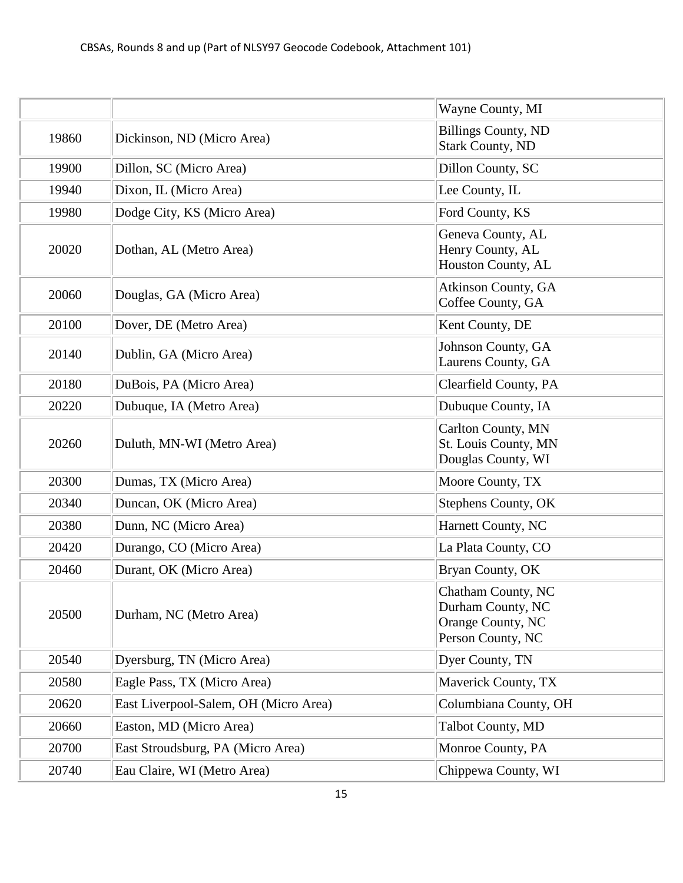| | | |
|---|---|---|
| | | Wayne County, MI |
| 19860 | Dickinson, ND (Micro Area) | Billings County, ND<br>Stark County, ND |
| 19900 | Dillon, SC (Micro Area) | Dillon County, SC |
| 19940 | Dixon, IL (Micro Area) | Lee County, IL |
| 19980 | Dodge City, KS (Micro Area) | Ford County, KS |
| 20020 | Dothan, AL (Metro Area) | Geneva County, AL<br>Henry County, AL<br>Houston County, AL |
| 20060 | Douglas, GA (Micro Area) | Atkinson County, GA<br>Coffee County, GA |
| 20100 | Dover, DE (Metro Area) | Kent County, DE |
| 20140 | Dublin, GA (Micro Area) | Johnson County, GA<br>Laurens County, GA |
| 20180 | DuBois, PA (Micro Area) | Clearfield County, PA |
| 20220 | Dubuque, IA (Metro Area) | Dubuque County, IA |
| 20260 | Duluth, MN-WI (Metro Area) | Carlton County, MN<br>St. Louis County, MN<br>Douglas County, WI |
| 20300 | Dumas, TX (Micro Area) | Moore County, TX |
| 20340 | Duncan, OK (Micro Area) | Stephens County, OK |
| 20380 | Dunn, NC (Micro Area) | Harnett County, NC |
| 20420 | Durango, CO (Micro Area) | La Plata County, CO |
| 20460 | Durant, OK (Micro Area) | Bryan County, OK |
| 20500 | Durham, NC (Metro Area) | Chatham County, NC<br>Durham County, NC<br>Orange County, NC<br>Person County, NC |
| 20540 | Dyersburg, TN (Micro Area) | Dyer County, TN |
| 20580 | Eagle Pass, TX (Micro Area) | Maverick County, TX |
| 20620 | East Liverpool-Salem, OH (Micro Area) | Columbiana County, OH |
| 20660 | Easton, MD (Micro Area) | Talbot County, MD |
| 20700 | East Stroudsburg, PA (Micro Area) | Monroe County, PA |
| 20740 | Eau Claire, WI (Metro Area) | Chippewa County, WI |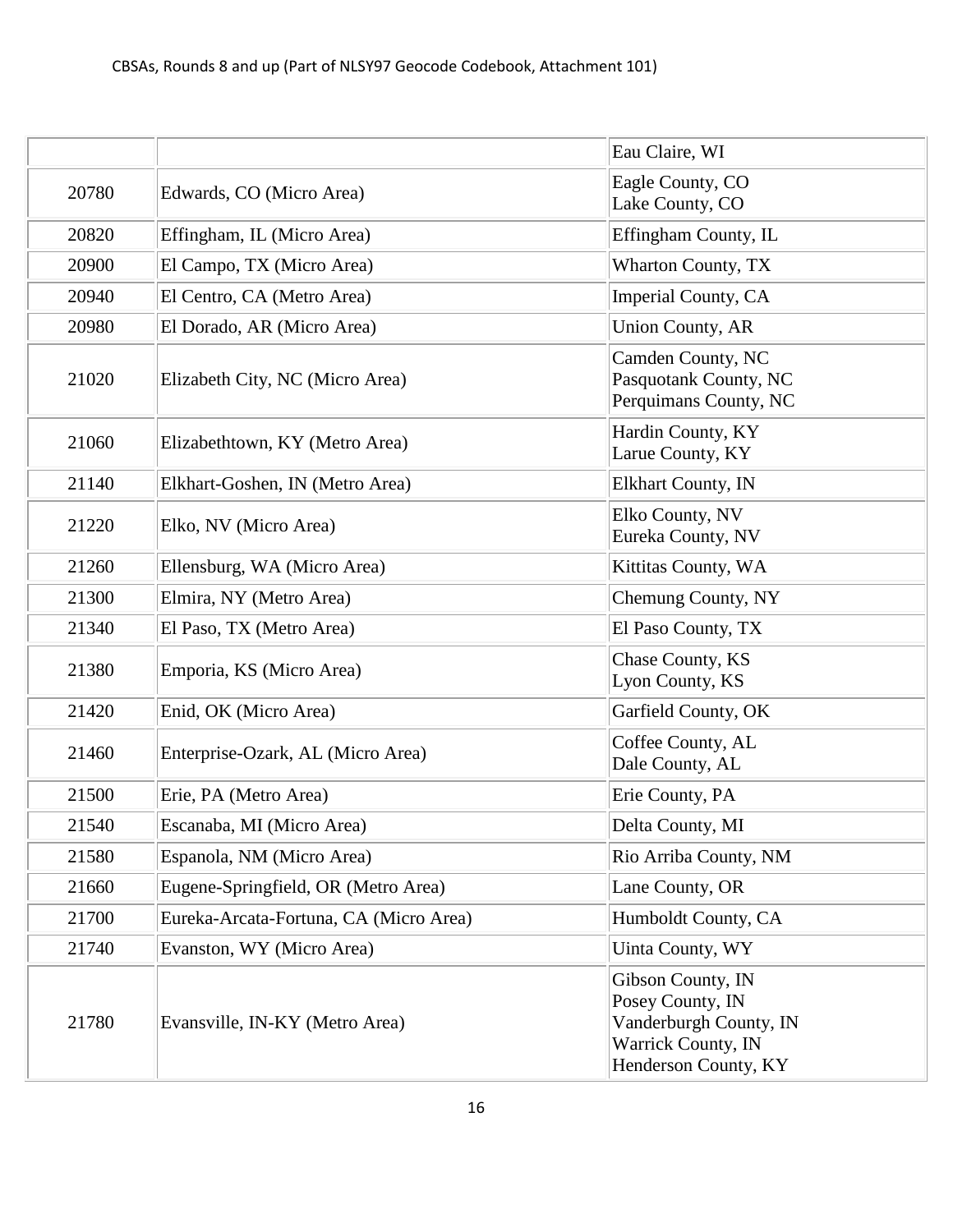| | | |
|---|---|---|
| | | Eau Claire, WI |
| 20780 | Edwards, CO (Micro Area) | Eagle County, CO<br>Lake County, CO |
| 20820 | Effingham, IL (Micro Area) | Effingham County, IL |
| 20900 | El Campo, TX (Micro Area) | Wharton County, TX |
| 20940 | El Centro, CA (Metro Area) | Imperial County, CA |
| 20980 | El Dorado, AR (Micro Area) | Union County, AR |
| 21020 | Elizabeth City, NC (Micro Area) | Camden County, NC<br>Pasquotank County, NC<br>Perquimans County, NC |
| 21060 | Elizabethtown, KY (Metro Area) | Hardin County, KY<br>Larue County, KY |
| 21140 | Elkhart-Goshen, IN (Metro Area) | Elkhart County, IN |
| 21220 | Elko, NV (Micro Area) | Elko County, NV<br>Eureka County, NV |
| 21260 | Ellensburg, WA (Micro Area) | Kittitas County, WA |
| 21300 | Elmira, NY (Metro Area) | Chemung County, NY |
| 21340 | El Paso, TX (Metro Area) | El Paso County, TX |
| 21380 | Emporia, KS (Micro Area) | Chase County, KS<br>Lyon County, KS |
| 21420 | Enid, OK (Micro Area) | Garfield County, OK |
| 21460 | Enterprise-Ozark, AL (Micro Area) | Coffee County, AL<br>Dale County, AL |
| 21500 | Erie, PA (Metro Area) | Erie County, PA |
| 21540 | Escanaba, MI (Micro Area) | Delta County, MI |
| 21580 | Espanola, NM (Micro Area) | Rio Arriba County, NM |
| 21660 | Eugene-Springfield, OR (Metro Area) | Lane County, OR |
| 21700 | Eureka-Arcata-Fortuna, CA (Micro Area) | Humboldt County, CA |
| 21740 | Evanston, WY (Micro Area) | Uinta County, WY |
| 21780 | Evansville, IN-KY (Metro Area) | Gibson County, IN<br>Posey County, IN<br>Vanderburgh County, IN<br>Warrick County, IN<br>Henderson County, KY |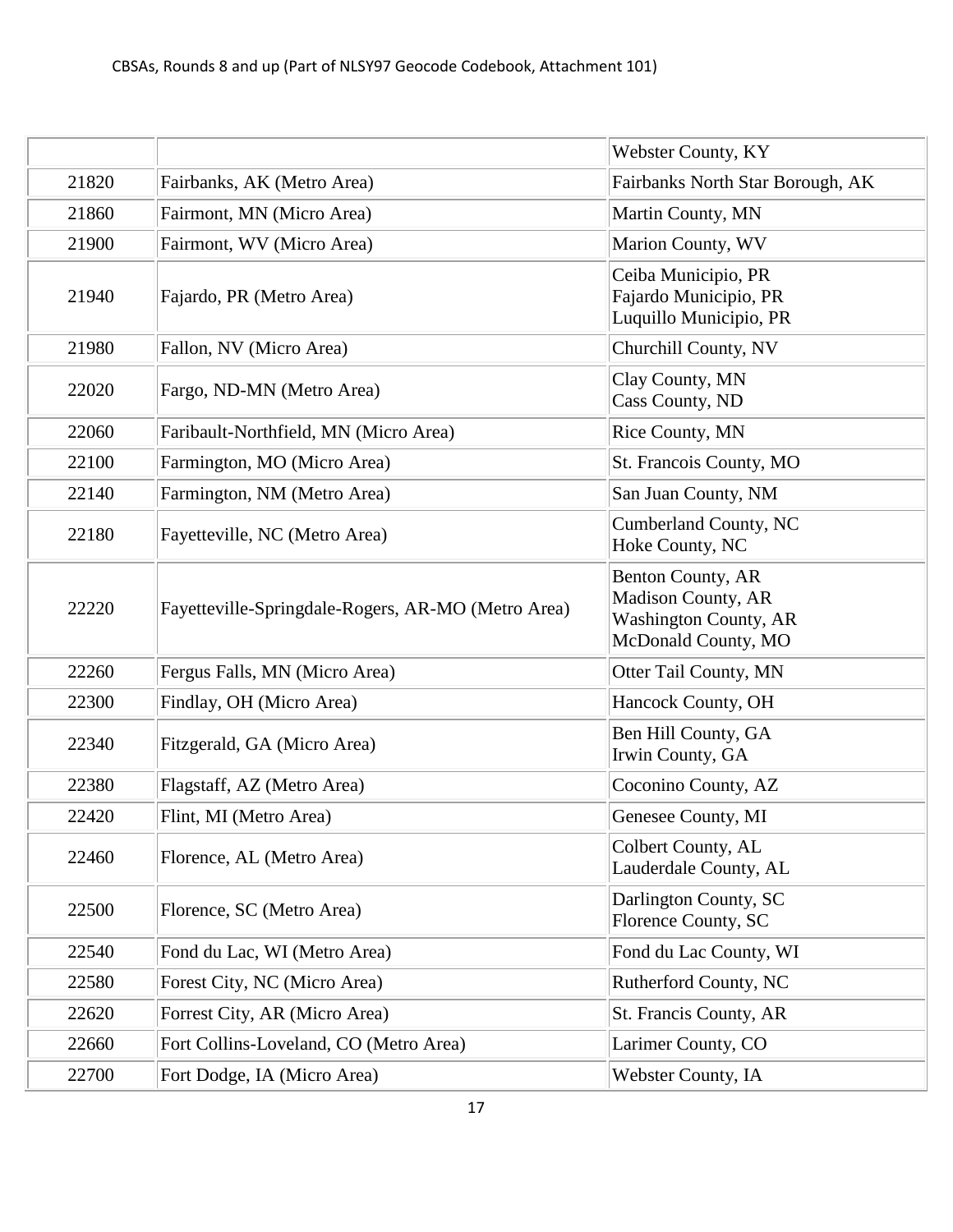| | | |
|---|---|---|
| | | Webster County, KY |
| 21820 | Fairbanks, AK (Metro Area) | Fairbanks North Star Borough, AK |
| 21860 | Fairmont, MN (Micro Area) | Martin County, MN |
| 21900 | Fairmont, WV (Micro Area) | Marion County, WV |
| 21940 | Fajardo, PR (Metro Area) | Ceiba Municipio, PR<br>Fajardo Municipio, PR<br>Luquillo Municipio, PR |
| 21980 | Fallon, NV (Micro Area) | Churchill County, NV |
| 22020 | Fargo, ND-MN (Metro Area) | Clay County, MN<br>Cass County, ND |
| 22060 | Faribault-Northfield, MN (Micro Area) | Rice County, MN |
| 22100 | Farmington, MO (Micro Area) | St. Francois County, MO |
| 22140 | Farmington, NM (Metro Area) | San Juan County, NM |
| 22180 | Fayetteville, NC (Metro Area) | Cumberland County, NC<br>Hoke County, NC |
| 22220 | Fayetteville-Springdale-Rogers, AR-MO (Metro Area) | Benton County, AR<br>Madison County, AR<br>Washington County, AR<br>McDonald County, MO |
| 22260 | Fergus Falls, MN (Micro Area) | Otter Tail County, MN |
| 22300 | Findlay, OH (Micro Area) | Hancock County, OH |
| 22340 | Fitzgerald, GA (Micro Area) | Ben Hill County, GA<br>Irwin County, GA |
| 22380 | Flagstaff, AZ (Metro Area) | Coconino County, AZ |
| 22420 | Flint, MI (Metro Area) | Genesee County, MI |
| 22460 | Florence, AL (Metro Area) | Colbert County, AL<br>Lauderdale County, AL |
| 22500 | Florence, SC (Metro Area) | Darlington County, SC<br>Florence County, SC |
| 22540 | Fond du Lac, WI (Metro Area) | Fond du Lac County, WI |
| 22580 | Forest City, NC (Micro Area) | Rutherford County, NC |
| 22620 | Forrest City, AR (Micro Area) | St. Francis County, AR |
| 22660 | Fort Collins-Loveland, CO (Metro Area) | Larimer County, CO |
| 22700 | Fort Dodge, IA (Micro Area) | Webster County, IA |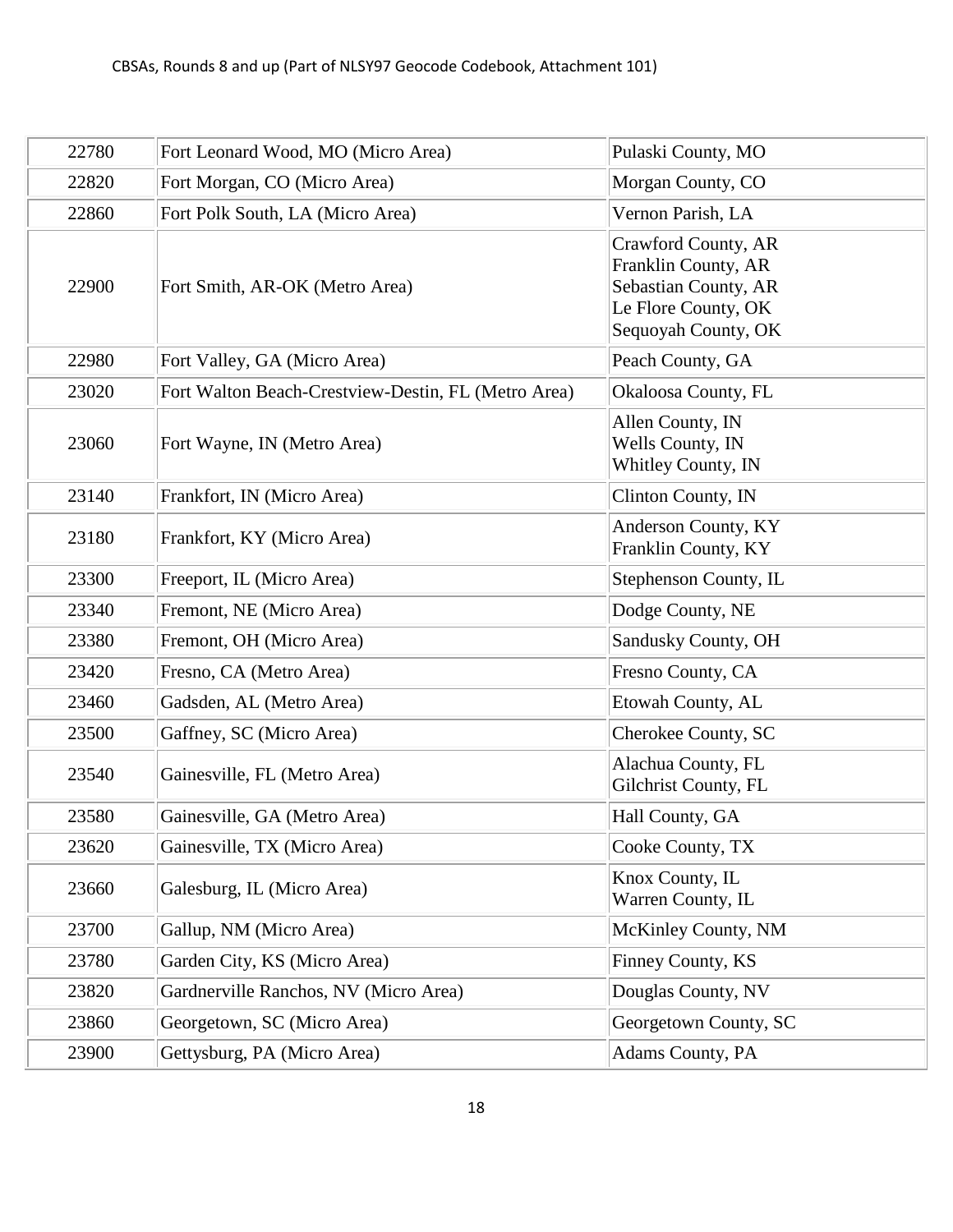| 22780 | Fort Leonard Wood, MO (Micro Area) | Pulaski County, MO |
|---|---|---|
| 22820 | Fort Morgan, CO (Micro Area) | Morgan County, CO |
| 22860 | Fort Polk South, LA (Micro Area) | Vernon Parish, LA |
| 22900 | Fort Smith, AR-OK (Metro Area) | Crawford County, AR<br>Franklin County, AR<br>Sebastian County, AR<br>Le Flore County, OK<br>Sequoyah County, OK |
| 22980 | Fort Valley, GA (Micro Area) | Peach County, GA |
| 23020 | Fort Walton Beach-Crestview-Destin, FL (Metro Area) | Okaloosa County, FL |
| 23060 | Fort Wayne, IN (Metro Area) | Allen County, IN<br>Wells County, IN<br>Whitley County, IN |
| 23140 | Frankfort, IN (Micro Area) | Clinton County, IN |
| 23180 | Frankfort, KY (Micro Area) | Anderson County, KY<br>Franklin County, KY |
| 23300 | Freeport, IL (Micro Area) | Stephenson County, IL |
| 23340 | Fremont, NE (Micro Area) | Dodge County, NE |
| 23380 | Fremont, OH (Micro Area) | Sandusky County, OH |
| 23420 | Fresno, CA (Metro Area) | Fresno County, CA |
| 23460 | Gadsden, AL (Metro Area) | Etowah County, AL |
| 23500 | Gaffney, SC (Micro Area) | Cherokee County, SC |
| 23540 | Gainesville, FL (Metro Area) | Alachua County, FL<br>Gilchrist County, FL |
| 23580 | Gainesville, GA (Metro Area) | Hall County, GA |
| 23620 | Gainesville, TX (Micro Area) | Cooke County, TX |
| 23660 | Galesburg, IL (Micro Area) | Knox County, IL<br>Warren County, IL |
| 23700 | Gallup, NM (Micro Area) | McKinley County, NM |
| 23780 | Garden City, KS (Micro Area) | Finney County, KS |
| 23820 | Gardnerville Ranchos, NV (Micro Area) | Douglas County, NV |
| 23860 | Georgetown, SC (Micro Area) | Georgetown County, SC |
| 23900 | Gettysburg, PA (Micro Area) | Adams County, PA |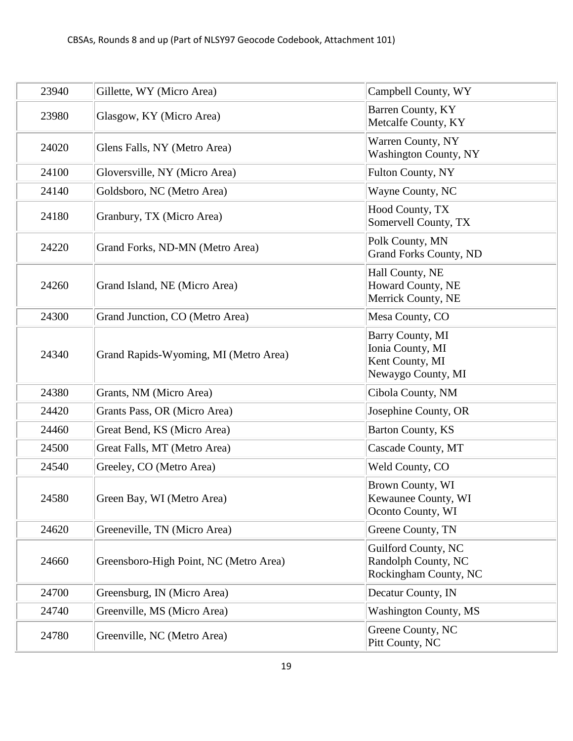| | | |
|---|---|---|
| 23940 | Gillette, WY (Micro Area) | Campbell County, WY |
| 23980 | Glasgow, KY (Micro Area) | Barren County, KY<br>Metcalfe County, KY |
| 24020 | Glens Falls, NY (Metro Area) | Warren County, NY<br>Washington County, NY |
| 24100 | Gloversville, NY (Micro Area) | Fulton County, NY |
| 24140 | Goldsboro, NC (Metro Area) | Wayne County, NC |
| 24180 | Granbury, TX (Micro Area) | Hood County, TX<br>Somervell County, TX |
| 24220 | Grand Forks, ND-MN (Metro Area) | Polk County, MN<br>Grand Forks County, ND |
| 24260 | Grand Island, NE (Micro Area) | Hall County, NE<br>Howard County, NE<br>Merrick County, NE |
| 24300 | Grand Junction, CO (Metro Area) | Mesa County, CO |
| 24340 | Grand Rapids-Wyoming, MI (Metro Area) | Barry County, MI<br>Ionia County, MI<br>Kent County, MI<br>Newaygo County, MI |
| 24380 | Grants, NM (Micro Area) | Cibola County, NM |
| 24420 | Grants Pass, OR (Micro Area) | Josephine County, OR |
| 24460 | Great Bend, KS (Micro Area) | Barton County, KS |
| 24500 | Great Falls, MT (Metro Area) | Cascade County, MT |
| 24540 | Greeley, CO (Metro Area) | Weld County, CO |
| 24580 | Green Bay, WI (Metro Area) | Brown County, WI<br>Kewaunee County, WI<br>Oconto County, WI |
| 24620 | Greeneville, TN (Micro Area) | Greene County, TN |
| 24660 | Greensboro-High Point, NC (Metro Area) | Guilford County, NC<br>Randolph County, NC<br>Rockingham County, NC |
| 24700 | Greensburg, IN (Micro Area) | Decatur County, IN |
| 24740 | Greenville, MS (Micro Area) | Washington County, MS |
| 24780 | Greenville, NC (Metro Area) | Greene County, NC<br>Pitt County, NC |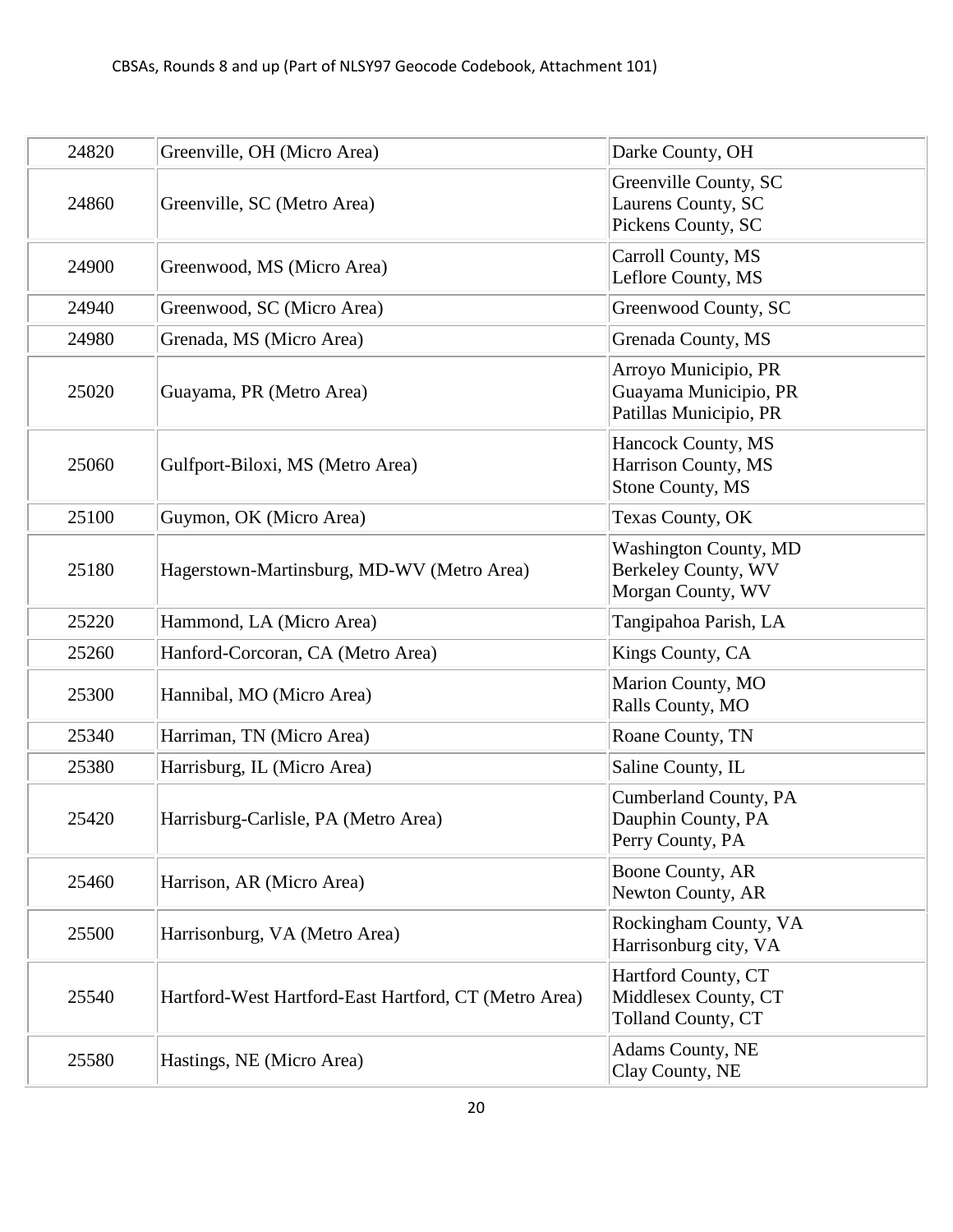| | | |
|---|---|---|
| 24820 | Greenville, OH (Micro Area) | Darke County, OH |
| 24860 | Greenville, SC (Metro Area) | Greenville County, SC<br>Laurens County, SC<br>Pickens County, SC |
| 24900 | Greenwood, MS (Micro Area) | Carroll County, MS<br>Leflore County, MS |
| 24940 | Greenwood, SC (Micro Area) | Greenwood County, SC |
| 24980 | Grenada, MS (Micro Area) | Grenada County, MS |
| 25020 | Guayama, PR (Metro Area) | Arroyo Municipio, PR<br>Guayama Municipio, PR<br>Patillas Municipio, PR |
| 25060 | Gulfport-Biloxi, MS (Metro Area) | Hancock County, MS<br>Harrison County, MS<br>Stone County, MS |
| 25100 | Guymon, OK (Micro Area) | Texas County, OK |
| 25180 | Hagerstown-Martinsburg, MD-WV (Metro Area) | Washington County, MD<br>Berkeley County, WV<br>Morgan County, WV |
| 25220 | Hammond, LA (Micro Area) | Tangipahoa Parish, LA |
| 25260 | Hanford-Corcoran, CA (Metro Area) | Kings County, CA |
| 25300 | Hannibal, MO (Micro Area) | Marion County, MO<br>Ralls County, MO |
| 25340 | Harriman, TN (Micro Area) | Roane County, TN |
| 25380 | Harrisburg, IL (Micro Area) | Saline County, IL |
| 25420 | Harrisburg-Carlisle, PA (Metro Area) | Cumberland County, PA<br>Dauphin County, PA<br>Perry County, PA |
| 25460 | Harrison, AR (Micro Area) | Boone County, AR<br>Newton County, AR |
| 25500 | Harrisonburg, VA (Metro Area) | Rockingham County, VA<br>Harrisonburg city, VA |
| 25540 | Hartford-West Hartford-East Hartford, CT (Metro Area) | Hartford County, CT<br>Middlesex County, CT<br>Tolland County, CT |
| 25580 | Hastings, NE (Micro Area) | Adams County, NE<br>Clay County, NE |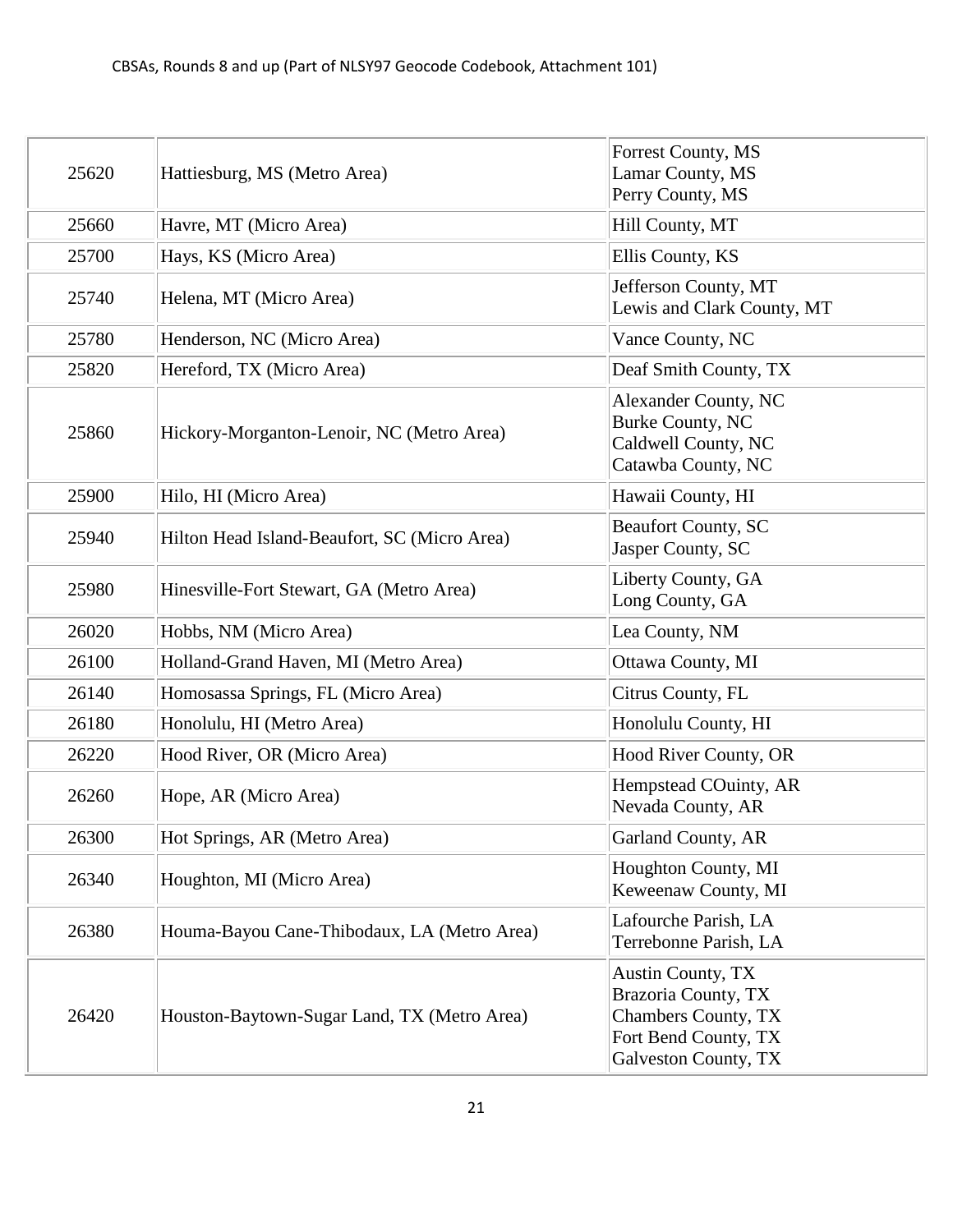| | | |
|---|---|---|
| 25620 | Hattiesburg, MS (Metro Area) | Forrest County, MS<br>Lamar County, MS<br>Perry County, MS |
| 25660 | Havre, MT (Micro Area) | Hill County, MT |
| 25700 | Hays, KS (Micro Area) | Ellis County, KS |
| 25740 | Helena, MT (Micro Area) | Jefferson County, MT<br>Lewis and Clark County, MT |
| 25780 | Henderson, NC (Micro Area) | Vance County, NC |
| 25820 | Hereford, TX (Micro Area) | Deaf Smith County, TX |
| 25860 | Hickory-Morganton-Lenoir, NC (Metro Area) | Alexander County, NC<br>Burke County, NC<br>Caldwell County, NC<br>Catawba County, NC |
| 25900 | Hilo, HI (Micro Area) | Hawaii County, HI |
| 25940 | Hilton Head Island-Beaufort, SC (Micro Area) | Beaufort County, SC<br>Jasper County, SC |
| 25980 | Hinesville-Fort Stewart, GA (Metro Area) | Liberty County, GA<br>Long County, GA |
| 26020 | Hobbs, NM (Micro Area) | Lea County, NM |
| 26100 | Holland-Grand Haven, MI (Metro Area) | Ottawa County, MI |
| 26140 | Homosassa Springs, FL (Micro Area) | Citrus County, FL |
| 26180 | Honolulu, HI (Metro Area) | Honolulu County, HI |
| 26220 | Hood River, OR (Micro Area) | Hood River County, OR |
| 26260 | Hope, AR (Micro Area) | Hempstead COuinty, AR<br>Nevada County, AR |
| 26300 | Hot Springs, AR (Metro Area) | Garland County, AR |
| 26340 | Houghton, MI (Micro Area) | Houghton County, MI<br>Keweenaw County, MI |
| 26380 | Houma-Bayou Cane-Thibodaux, LA (Metro Area) | Lafourche Parish, LA<br>Terrebonne Parish, LA |
| 26420 | Houston-Baytown-Sugar Land, TX (Metro Area) | Austin County, TX<br>Brazoria County, TX<br>Chambers County, TX<br>Fort Bend County, TX<br>Galveston County, TX |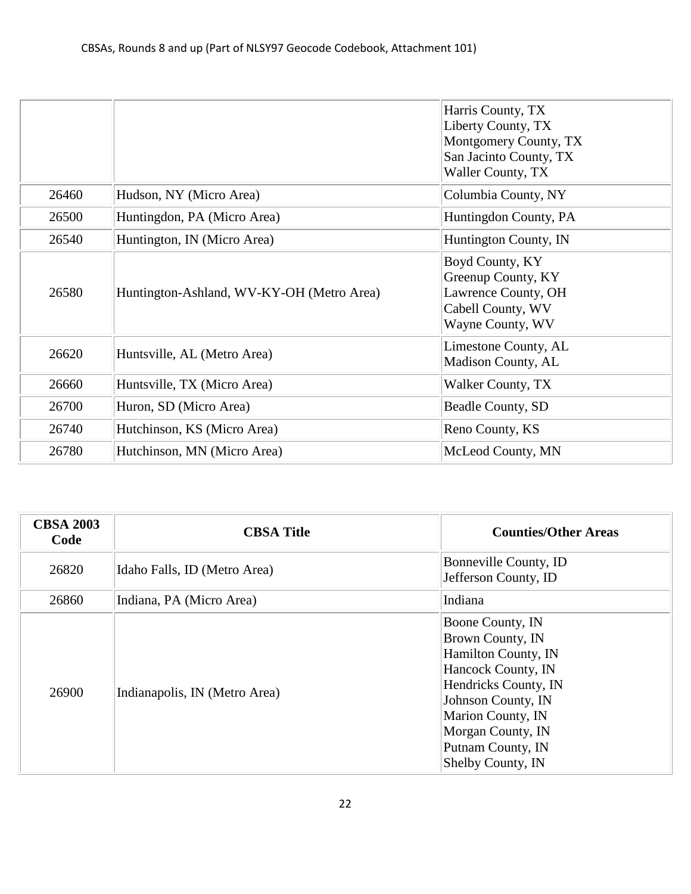| | | |
|---|---|---|
| | | Harris County, TX<br>Liberty County, TX<br>Montgomery County, TX<br>San Jacinto County, TX<br>Waller County, TX |
| 26460 | Hudson, NY (Micro Area) | Columbia County, NY |
| 26500 | Huntingdon, PA (Micro Area) | Huntingdon County, PA |
| 26540 | Huntington, IN (Micro Area) | Huntington County, IN |
| 26580 | Huntington-Ashland, WV-KY-OH (Metro Area) | Boyd County, KY<br>Greenup County, KY<br>Lawrence County, OH<br>Cabell County, WV<br>Wayne County, WV |
| 26620 | Huntsville, AL (Metro Area) | Limestone County, AL<br>Madison County, AL |
| 26660 | Huntsville, TX (Micro Area) | Walker County, TX |
| 26700 | Huron, SD (Micro Area) | Beadle County, SD |
| 26740 | Hutchinson, KS (Micro Area) | Reno County, KS |
| 26780 | Hutchinson, MN (Micro Area) | McLeod County, MN |

| CBSA 2003 Code | CBSA Title | Counties/Other Areas |
|---|---|---|
| 26820 | Idaho Falls, ID (Metro Area) | Bonneville County, ID<br>Jefferson County, ID |
| 26860 | Indiana, PA (Micro Area) | Indiana |
| 26900 | Indianapolis, IN (Metro Area) | Boone County, IN<br>Brown County, IN<br>Hamilton County, IN<br>Hancock County, IN<br>Hendricks County, IN<br>Johnson County, IN<br>Marion County, IN<br>Morgan County, IN<br>Putnam County, IN<br>Shelby County, IN |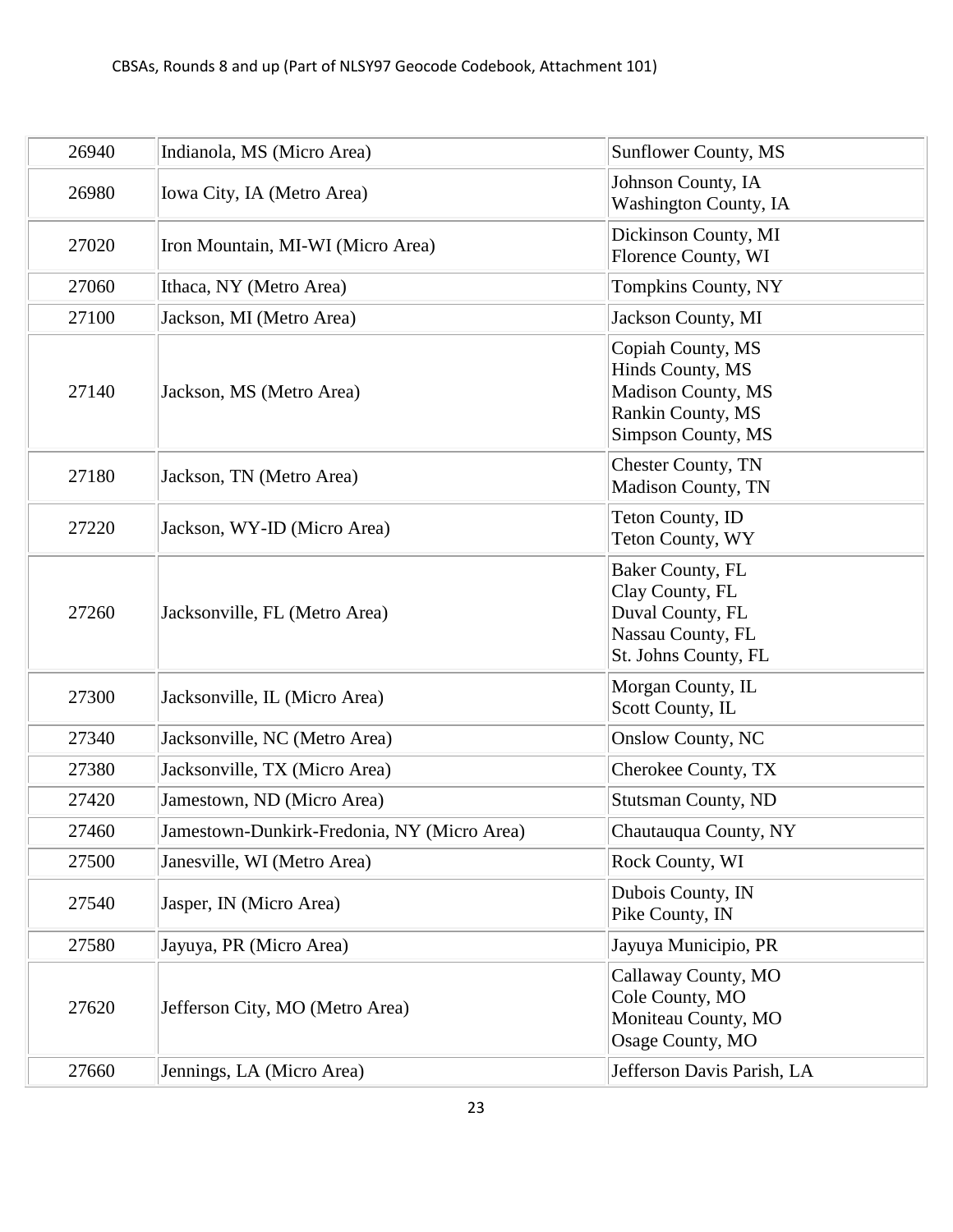| 26940 | Indianola, MS (Micro Area) | Sunflower County, MS |
|---|---|---|
| 26980 | Iowa City, IA (Metro Area) | Johnson County, IA<br>Washington County, IA |
| 27020 | Iron Mountain, MI-WI (Micro Area) | Dickinson County, MI<br>Florence County, WI |
| 27060 | Ithaca, NY (Metro Area) | Tompkins County, NY |
| 27100 | Jackson, MI (Metro Area) | Jackson County, MI |
| 27140 | Jackson, MS (Metro Area) | Copiah County, MS<br>Hinds County, MS<br>Madison County, MS<br>Rankin County, MS<br>Simpson County, MS |
| 27180 | Jackson, TN (Metro Area) | Chester County, TN<br>Madison County, TN |
| 27220 | Jackson, WY-ID (Micro Area) | Teton County, ID<br>Teton County, WY |
| 27260 | Jacksonville, FL (Metro Area) | Baker County, FL<br>Clay County, FL<br>Duval County, FL<br>Nassau County, FL<br>St. Johns County, FL |
| 27300 | Jacksonville, IL (Micro Area) | Morgan County, IL<br>Scott County, IL |
| 27340 | Jacksonville, NC (Metro Area) | Onslow County, NC |
| 27380 | Jacksonville, TX (Micro Area) | Cherokee County, TX |
| 27420 | Jamestown, ND (Micro Area) | Stutsman County, ND |
| 27460 | Jamestown-Dunkirk-Fredonia, NY (Micro Area) | Chautauqua County, NY |
| 27500 | Janesville, WI (Metro Area) | Rock County, WI |
| 27540 | Jasper, IN (Micro Area) | Dubois County, IN<br>Pike County, IN |
| 27580 | Jayuya, PR (Micro Area) | Jayuya Municipio, PR |
| 27620 | Jefferson City, MO (Metro Area) | Callaway County, MO<br>Cole County, MO<br>Moniteau County, MO<br>Osage County, MO |
| 27660 | Jennings, LA (Micro Area) | Jefferson Davis Parish, LA |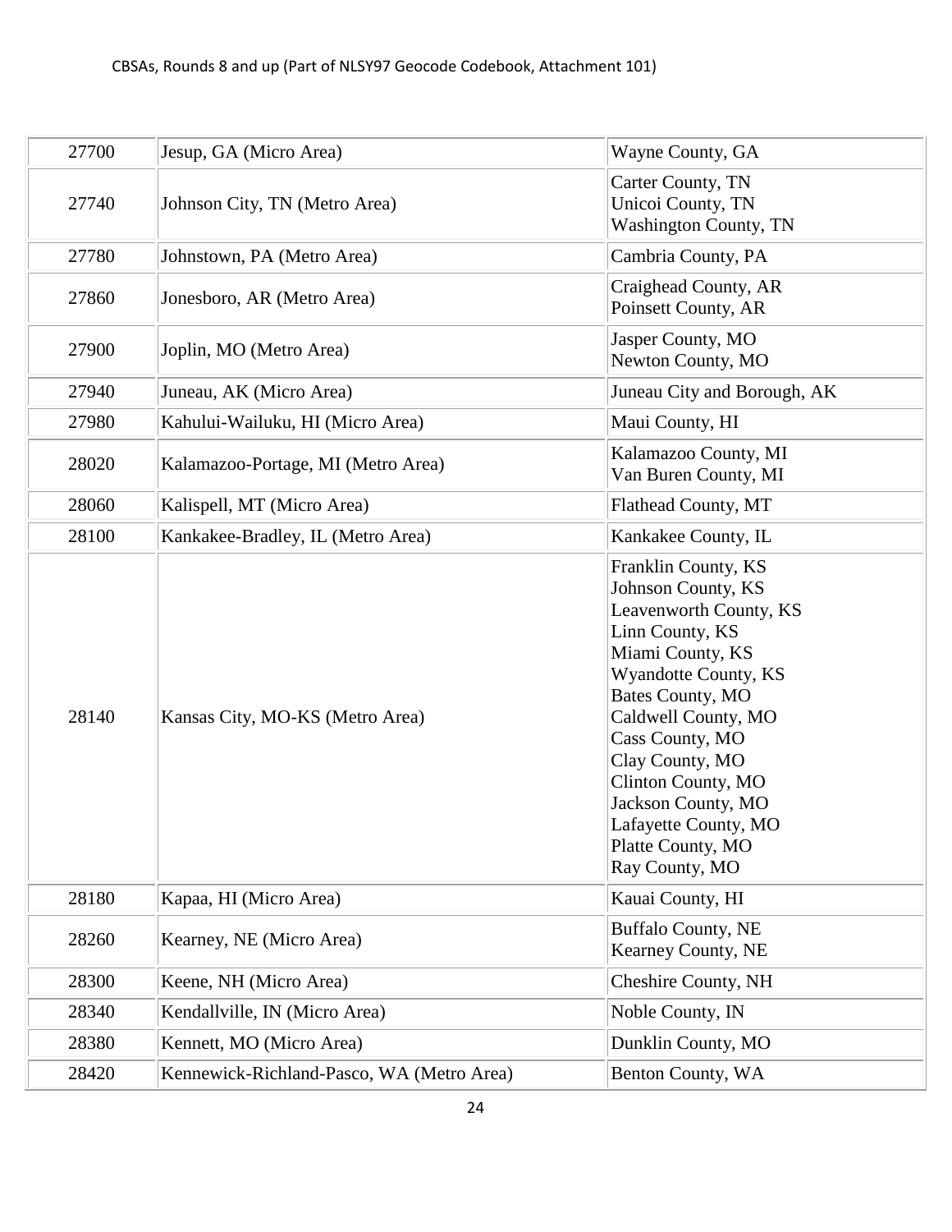| | | |
|---|---|---|
| 27700 | Jesup, GA (Micro Area) | Wayne County, GA |
| 27740 | Johnson City, TN (Metro Area) | Carter County, TN<br>Unicoi County, TN<br>Washington County, TN |
| 27780 | Johnstown, PA (Metro Area) | Cambria County, PA |
| 27860 | Jonesboro, AR (Metro Area) | Craighead County, AR<br>Poinsett County, AR |
| 27900 | Joplin, MO (Metro Area) | Jasper County, MO<br>Newton County, MO |
| 27940 | Juneau, AK (Micro Area) | Juneau City and Borough, AK |
| 27980 | Kahului-Wailuku, HI (Micro Area) | Maui County, HI |
| 28020 | Kalamazoo-Portage, MI (Metro Area) | Kalamazoo County, MI<br>Van Buren County, MI |
| 28060 | Kalispell, MT (Micro Area) | Flathead County, MT |
| 28100 | Kankakee-Bradley, IL (Metro Area) | Kankakee County, IL |
| 28140 | Kansas City, MO-KS (Metro Area) | Franklin County, KS<br>Johnson County, KS<br>Leavenworth County, KS<br>Linn County, KS<br>Miami County, KS<br>Wyandotte County, KS<br>Bates County, MO<br>Caldwell County, MO<br>Cass County, MO<br>Clay County, MO<br>Clinton County, MO<br>Jackson County, MO<br>Lafayette County, MO<br>Platte County, MO<br>Ray County, MO |
| 28180 | Kapaa, HI (Micro Area) | Kauai County, HI |
| 28260 | Kearney, NE (Micro Area) | Buffalo County, NE<br>Kearney County, NE |
| 28300 | Keene, NH (Micro Area) | Cheshire County, NH |
| 28340 | Kendallville, IN (Micro Area) | Noble County, IN |
| 28380 | Kennett, MO (Micro Area) | Dunklin County, MO |
| 28420 | Kennewick-Richland-Pasco, WA (Metro Area) | Benton County, WA |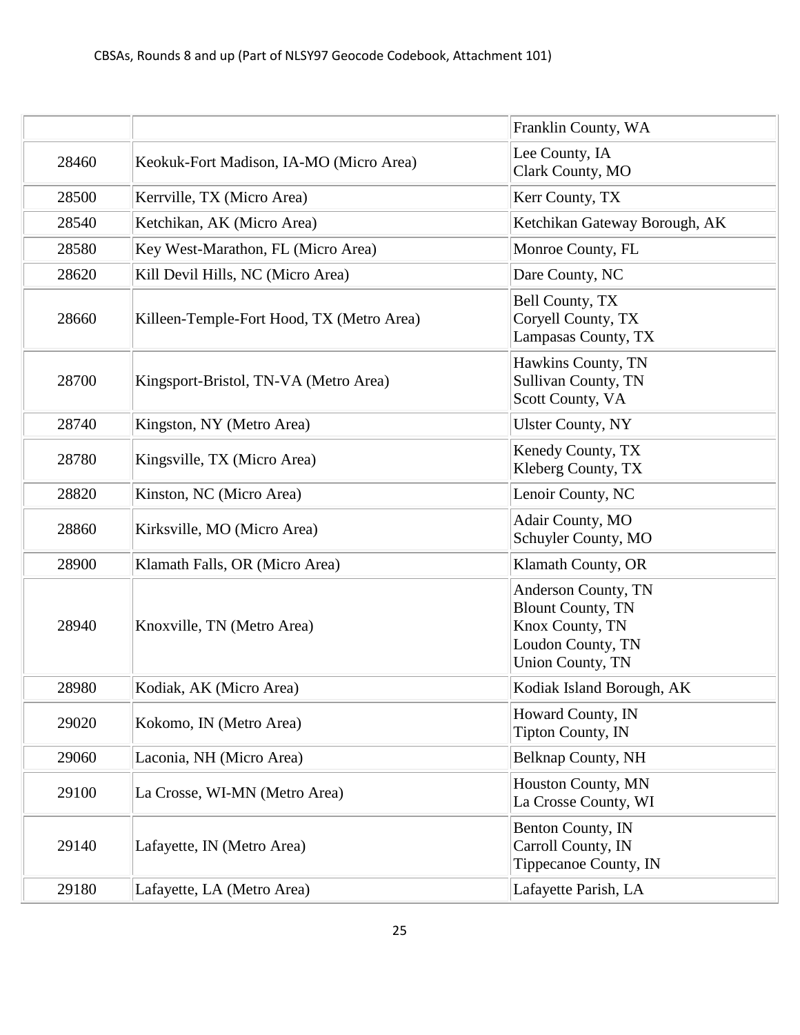| | | |
|---|---|---|
| | | Franklin County, WA |
| 28460 | Keokuk-Fort Madison, IA-MO (Micro Area) | Lee County, IA<br>Clark County, MO |
| 28500 | Kerrville, TX (Micro Area) | Kerr County, TX |
| 28540 | Ketchikan, AK (Micro Area) | Ketchikan Gateway Borough, AK |
| 28580 | Key West-Marathon, FL (Micro Area) | Monroe County, FL |
| 28620 | Kill Devil Hills, NC (Micro Area) | Dare County, NC |
| 28660 | Killeen-Temple-Fort Hood, TX (Metro Area) | Bell County, TX<br>Coryell County, TX<br>Lampasas County, TX |
| 28700 | Kingsport-Bristol, TN-VA (Metro Area) | Hawkins County, TN<br>Sullivan County, TN<br>Scott County, VA |
| 28740 | Kingston, NY (Metro Area) | Ulster County, NY |
| 28780 | Kingsville, TX (Micro Area) | Kenedy County, TX<br>Kleberg County, TX |
| 28820 | Kinston, NC (Micro Area) | Lenoir County, NC |
| 28860 | Kirksville, MO (Micro Area) | Adair County, MO<br>Schuyler County, MO |
| 28900 | Klamath Falls, OR (Micro Area) | Klamath County, OR |
| 28940 | Knoxville, TN (Metro Area) | Anderson County, TN<br>Blount County, TN<br>Knox County, TN<br>Loudon County, TN<br>Union County, TN |
| 28980 | Kodiak, AK (Micro Area) | Kodiak Island Borough, AK |
| 29020 | Kokomo, IN (Metro Area) | Howard County, IN<br>Tipton County, IN |
| 29060 | Laconia, NH (Micro Area) | Belknap County, NH |
| 29100 | La Crosse, WI-MN (Metro Area) | Houston County, MN<br>La Crosse County, WI |
| 29140 | Lafayette, IN (Metro Area) | Benton County, IN<br>Carroll County, IN<br>Tippecanoe County, IN |
| 29180 | Lafayette, LA (Metro Area) | Lafayette Parish, LA |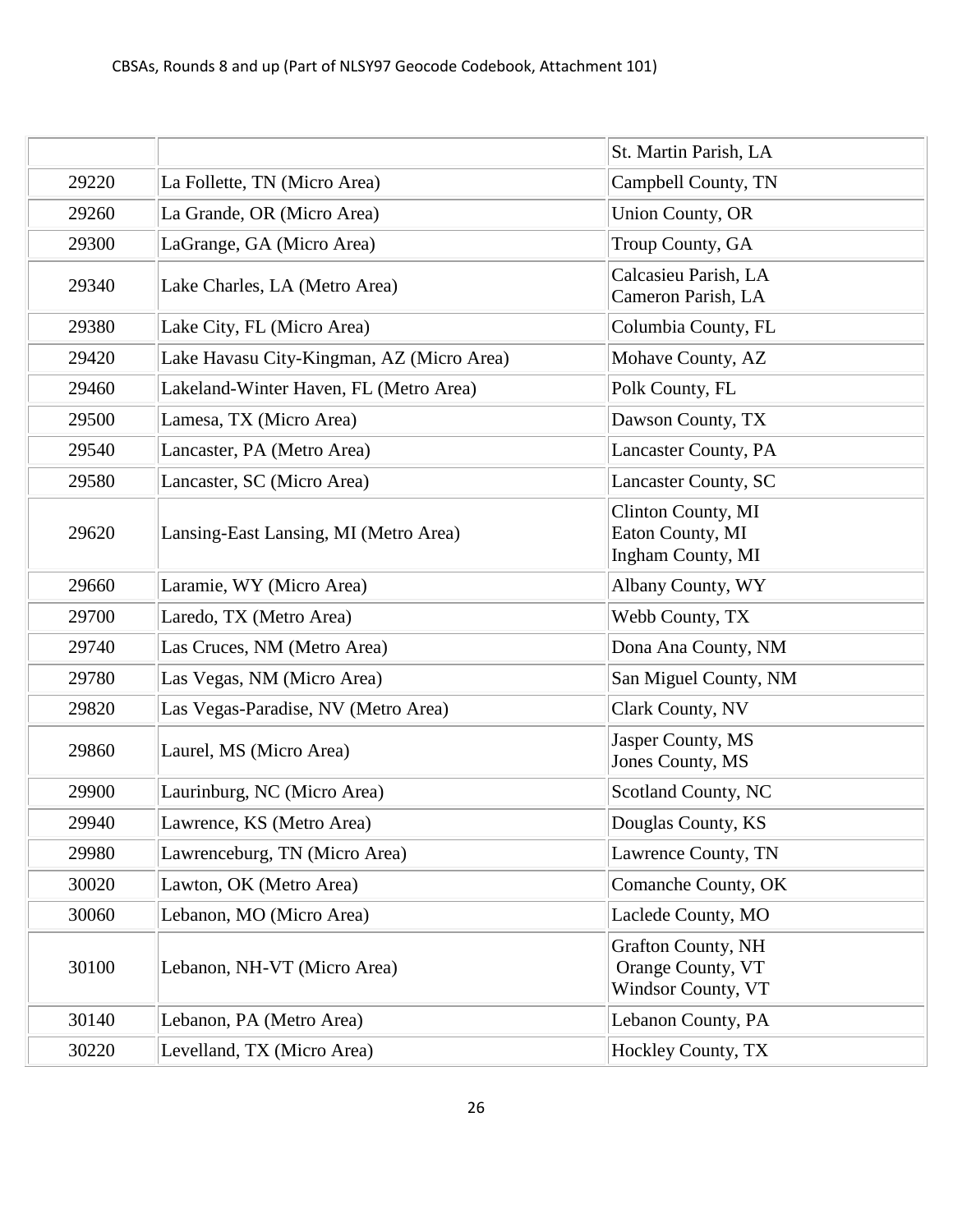| | | |
|---|---|---|
| | | St. Martin Parish, LA |
| 29220 | La Follette, TN (Micro Area) | Campbell County, TN |
| 29260 | La Grande, OR (Micro Area) | Union County, OR |
| 29300 | LaGrange, GA (Micro Area) | Troup County, GA |
| 29340 | Lake Charles, LA (Metro Area) | Calcasieu Parish, LA<br>Cameron Parish, LA |
| 29380 | Lake City, FL (Micro Area) | Columbia County, FL |
| 29420 | Lake Havasu City-Kingman, AZ (Micro Area) | Mohave County, AZ |
| 29460 | Lakeland-Winter Haven, FL (Metro Area) | Polk County, FL |
| 29500 | Lamesa, TX (Micro Area) | Dawson County, TX |
| 29540 | Lancaster, PA (Metro Area) | Lancaster County, PA |
| 29580 | Lancaster, SC (Micro Area) | Lancaster County, SC |
| 29620 | Lansing-East Lansing, MI (Metro Area) | Clinton County, MI<br>Eaton County, MI<br>Ingham County, MI |
| 29660 | Laramie, WY (Micro Area) | Albany County, WY |
| 29700 | Laredo, TX (Metro Area) | Webb County, TX |
| 29740 | Las Cruces, NM (Metro Area) | Dona Ana County, NM |
| 29780 | Las Vegas, NM (Micro Area) | San Miguel County, NM |
| 29820 | Las Vegas-Paradise, NV (Metro Area) | Clark County, NV |
| 29860 | Laurel, MS (Micro Area) | Jasper County, MS<br>Jones County, MS |
| 29900 | Laurinburg, NC (Micro Area) | Scotland County, NC |
| 29940 | Lawrence, KS (Metro Area) | Douglas County, KS |
| 29980 | Lawrenceburg, TN (Micro Area) | Lawrence County, TN |
| 30020 | Lawton, OK (Metro Area) | Comanche County, OK |
| 30060 | Lebanon, MO (Micro Area) | Laclede County, MO |
| 30100 | Lebanon, NH-VT (Micro Area) | Grafton County, NH<br>Orange County, VT<br>Windsor County, VT |
| 30140 | Lebanon, PA (Metro Area) | Lebanon County, PA |
| 30220 | Levelland, TX (Micro Area) | Hockley County, TX |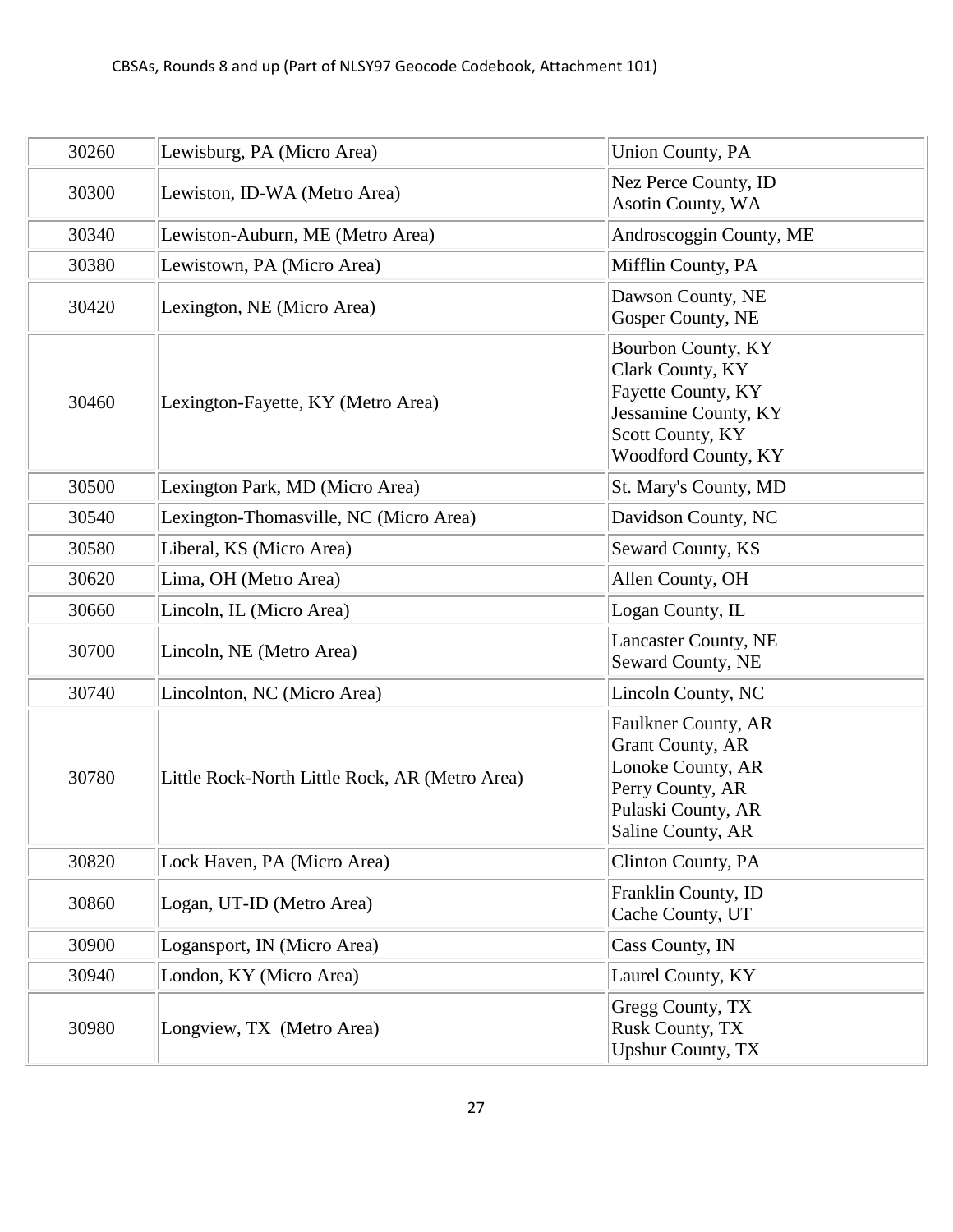| | | |
|---|---|---|
| 30260 | Lewisburg, PA (Micro Area) | Union County, PA |
| 30300 | Lewiston, ID-WA (Metro Area) | Nez Perce County, ID<br>Asotin County, WA |
| 30340 | Lewiston-Auburn, ME (Metro Area) | Androscoggin County, ME |
| 30380 | Lewistown, PA (Micro Area) | Mifflin County, PA |
| 30420 | Lexington, NE (Micro Area) | Dawson County, NE<br>Gosper County, NE |
| 30460 | Lexington-Fayette, KY (Metro Area) | Bourbon County, KY<br>Clark County, KY<br>Fayette County, KY<br>Jessamine County, KY<br>Scott County, KY<br>Woodford County, KY |
| 30500 | Lexington Park, MD (Micro Area) | St. Mary's County, MD |
| 30540 | Lexington-Thomasville, NC (Micro Area) | Davidson County, NC |
| 30580 | Liberal, KS (Micro Area) | Seward County, KS |
| 30620 | Lima, OH (Metro Area) | Allen County, OH |
| 30660 | Lincoln, IL (Micro Area) | Logan County, IL |
| 30700 | Lincoln, NE (Metro Area) | Lancaster County, NE<br>Seward County, NE |
| 30740 | Lincolnton, NC (Micro Area) | Lincoln County, NC |
| 30780 | Little Rock-North Little Rock, AR (Metro Area) | Faulkner County, AR<br>Grant County, AR<br>Lonoke County, AR<br>Perry County, AR<br>Pulaski County, AR<br>Saline County, AR |
| 30820 | Lock Haven, PA (Micro Area) | Clinton County, PA |
| 30860 | Logan, UT-ID (Metro Area) | Franklin County, ID<br>Cache County, UT |
| 30900 | Logansport, IN (Micro Area) | Cass County, IN |
| 30940 | London, KY (Micro Area) | Laurel County, KY |
| 30980 | Longview, TX (Metro Area) | Gregg County, TX<br>Rusk County, TX<br>Upshur County, TX |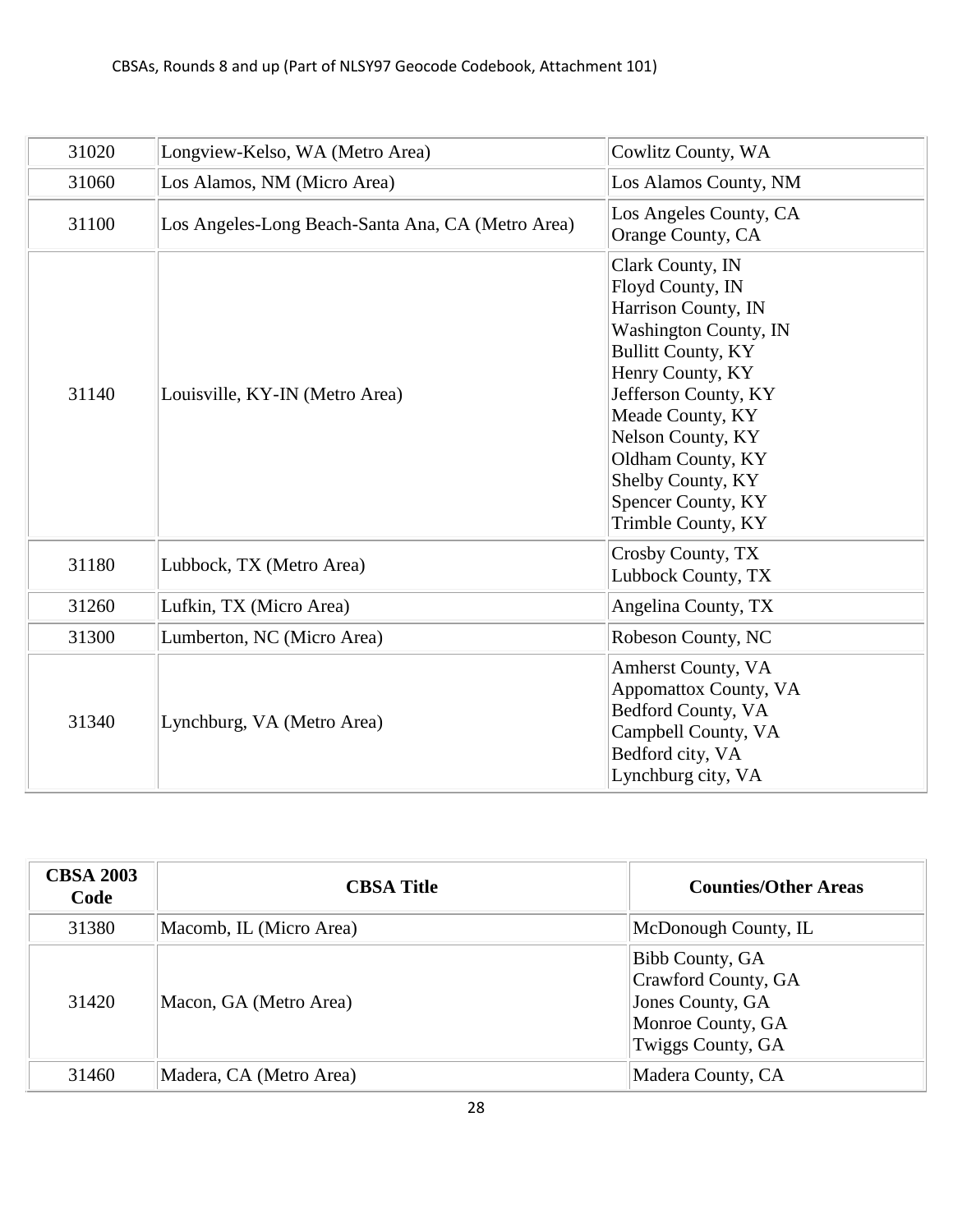| CBSA 2003 Code | CBSA Title | Counties/Other Areas |
|---|---|---|
| 31020 | Longview-Kelso, WA (Metro Area) | Cowlitz County, WA |
| 31060 | Los Alamos, NM (Micro Area) | Los Alamos County, NM |
| 31100 | Los Angeles-Long Beach-Santa Ana, CA (Metro Area) | Los Angeles County, CA<br>Orange County, CA |
| 31140 | Louisville, KY-IN (Metro Area) | Clark County, IN<br>Floyd County, IN<br>Harrison County, IN<br>Washington County, IN<br>Bullitt County, KY<br>Henry County, KY<br>Jefferson County, KY<br>Meade County, KY<br>Nelson County, KY<br>Oldham County, KY<br>Shelby County, KY<br>Spencer County, KY<br>Trimble County, KY |
| 31180 | Lubbock, TX (Metro Area) | Crosby County, TX<br>Lubbock County, TX |
| 31260 | Lufkin, TX (Micro Area) | Angelina County, TX |
| 31300 | Lumberton, NC (Micro Area) | Robeson County, NC |
| 31340 | Lynchburg, VA (Metro Area) | Amherst County, VA<br>Appomattox County, VA<br>Bedford County, VA<br>Campbell County, VA<br>Bedford city, VA<br>Lynchburg city, VA |
| 31380 | Macomb, IL (Micro Area) | McDonough County, IL |
| 31420 | Macon, GA (Metro Area) | Bibb County, GA<br>Crawford County, GA<br>Jones County, GA<br>Monroe County, GA<br>Twiggs County, GA |
| 31460 | Madera, CA (Metro Area) | Madera County, CA |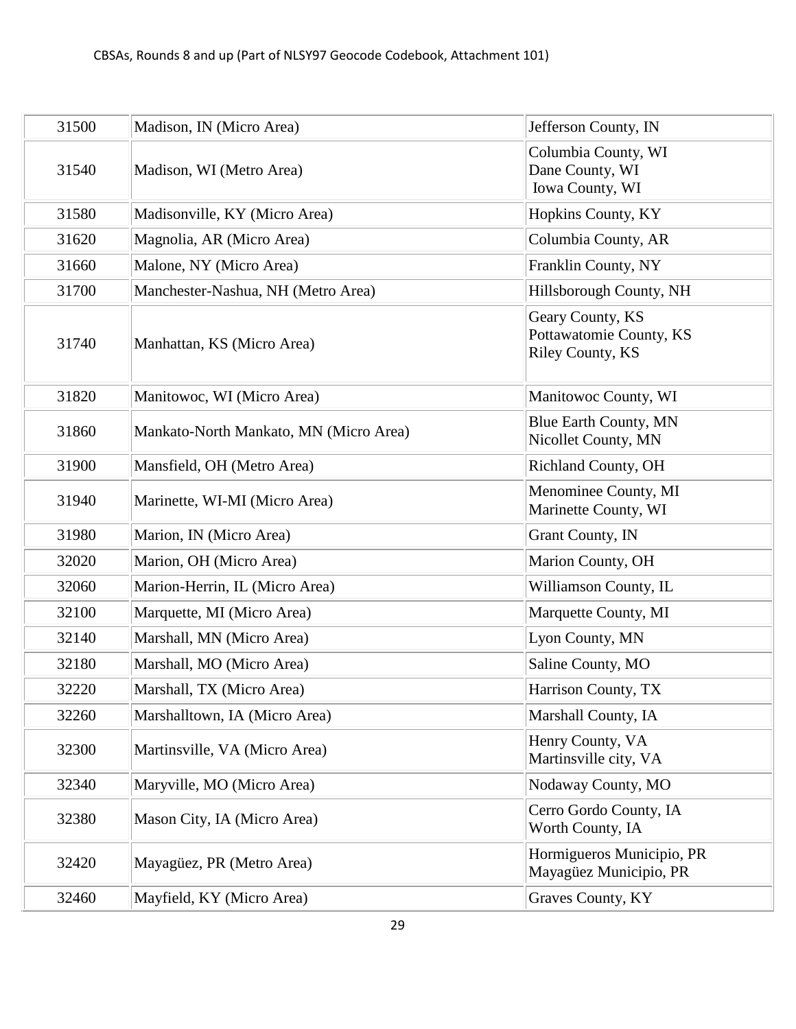| 31500 | Madison, IN (Micro Area) | Jefferson County, IN |
|---|---|---|
| 31540 | Madison, WI (Metro Area) | Columbia County, WI<br>Dane County, WI<br>Iowa County, WI |
| 31580 | Madisonville, KY (Micro Area) | Hopkins County, KY |
| 31620 | Magnolia, AR (Micro Area) | Columbia County, AR |
| 31660 | Malone, NY (Micro Area) | Franklin County, NY |
| 31700 | Manchester-Nashua, NH (Metro Area) | Hillsborough County, NH |
| 31740 | Manhattan, KS (Micro Area) | Geary County, KS<br>Pottawatomie County, KS<br>Riley County, KS |
| 31820 | Manitowoc, WI (Micro Area) | Manitowoc County, WI |
| 31860 | Mankato-North Mankato, MN (Micro Area) | Blue Earth County, MN<br>Nicollet County, MN |
| 31900 | Mansfield, OH (Metro Area) | Richland County, OH |
| 31940 | Marinette, WI-MI (Micro Area) | Menominee County, MI<br>Marinette County, WI |
| 31980 | Marion, IN (Micro Area) | Grant County, IN |
| 32020 | Marion, OH (Micro Area) | Marion County, OH |
| 32060 | Marion-Herrin, IL (Micro Area) | Williamson County, IL |
| 32100 | Marquette, MI (Micro Area) | Marquette County, MI |
| 32140 | Marshall, MN (Micro Area) | Lyon County, MN |
| 32180 | Marshall, MO (Micro Area) | Saline County, MO |
| 32220 | Marshall, TX (Micro Area) | Harrison County, TX |
| 32260 | Marshalltown, IA (Micro Area) | Marshall County, IA |
| 32300 | Martinsville, VA (Micro Area) | Henry County, VA<br>Martinsville city, VA |
| 32340 | Maryville, MO (Micro Area) | Nodaway County, MO |
| 32380 | Mason City, IA (Micro Area) | Cerro Gordo County, IA<br>Worth County, IA |
| 32420 | Mayagüez, PR (Metro Area) | Hormigueros Municipio, PR<br>Mayagüez Municipio, PR |
| 32460 | Mayfield, KY (Micro Area) | Graves County, KY |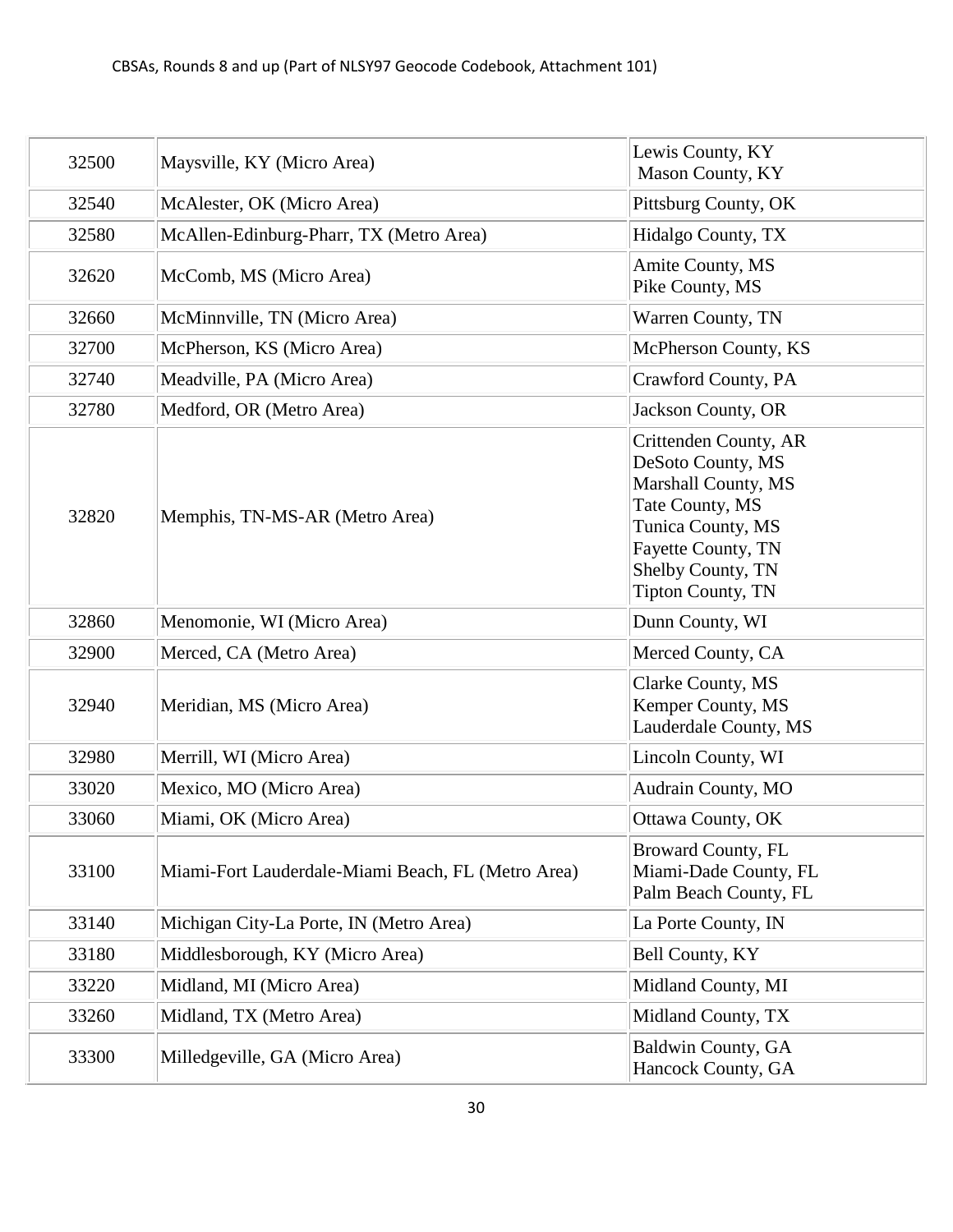| 32500 | Maysville, KY (Micro Area) | Lewis County, KY<br>Mason County, KY |
|---|---|---|
| 32540 | McAlester, OK (Micro Area) | Pittsburg County, OK |
| 32580 | McAllen-Edinburg-Pharr, TX (Metro Area) | Hidalgo County, TX |
| 32620 | McComb, MS (Micro Area) | Amite County, MS<br>Pike County, MS |
| 32660 | McMinnville, TN (Micro Area) | Warren County, TN |
| 32700 | McPherson, KS (Micro Area) | McPherson County, KS |
| 32740 | Meadville, PA (Micro Area) | Crawford County, PA |
| 32780 | Medford, OR (Metro Area) | Jackson County, OR |
| 32820 | Memphis, TN-MS-AR (Metro Area) | Crittenden County, AR<br>DeSoto County, MS<br>Marshall County, MS<br>Tate County, MS<br>Tunica County, MS<br>Fayette County, TN<br>Shelby County, TN<br>Tipton County, TN |
| 32860 | Menomonie, WI (Micro Area) | Dunn County, WI |
| 32900 | Merced, CA (Metro Area) | Merced County, CA |
| 32940 | Meridian, MS (Micro Area) | Clarke County, MS<br>Kemper County, MS<br>Lauderdale County, MS |
| 32980 | Merrill, WI (Micro Area) | Lincoln County, WI |
| 33020 | Mexico, MO (Micro Area) | Audrain County, MO |
| 33060 | Miami, OK (Micro Area) | Ottawa County, OK |
| 33100 | Miami-Fort Lauderdale-Miami Beach, FL (Metro Area) | Broward County, FL<br>Miami-Dade County, FL<br>Palm Beach County, FL |
| 33140 | Michigan City-La Porte, IN (Metro Area) | La Porte County, IN |
| 33180 | Middlesborough, KY (Micro Area) | Bell County, KY |
| 33220 | Midland, MI (Micro Area) | Midland County, MI |
| 33260 | Midland, TX (Metro Area) | Midland County, TX |
| 33300 | Milledgeville, GA (Micro Area) | Baldwin County, GA<br>Hancock County, GA |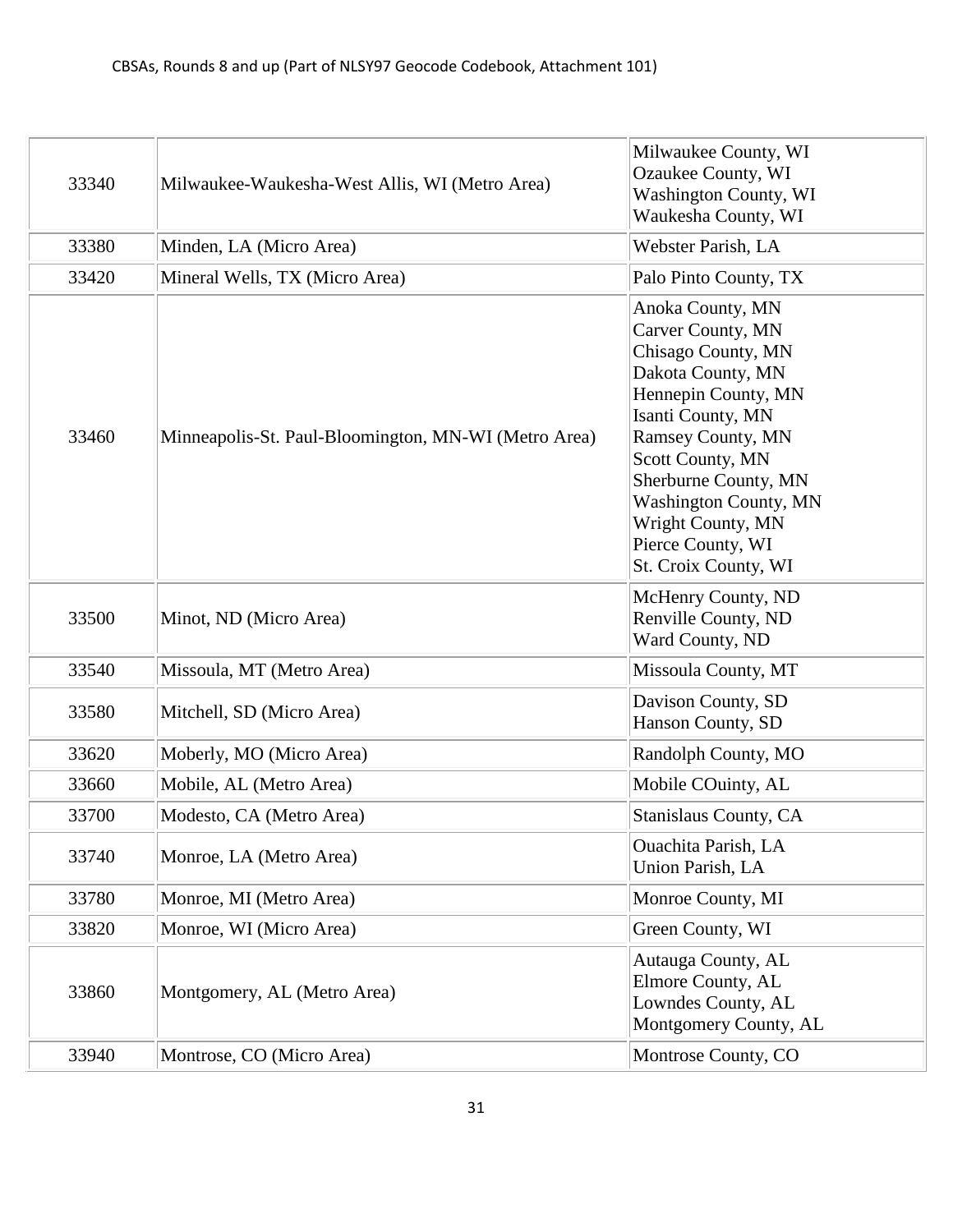| | | |
|---|---|---|
| 33340 | Milwaukee-Waukesha-West Allis, WI (Metro Area) | Milwaukee County, WI<br>Ozaukee County, WI<br>Washington County, WI<br>Waukesha County, WI |
| 33380 | Minden, LA (Micro Area) | Webster Parish, LA |
| 33420 | Mineral Wells, TX (Micro Area) | Palo Pinto County, TX |
| 33460 | Minneapolis-St. Paul-Bloomington, MN-WI (Metro Area) | Anoka County, MN<br>Carver County, MN<br>Chisago County, MN<br>Dakota County, MN<br>Hennepin County, MN<br>Isanti County, MN<br>Ramsey County, MN<br>Scott County, MN<br>Sherburne County, MN<br>Washington County, MN<br>Wright County, MN<br>Pierce County, WI<br>St. Croix County, WI |
| 33500 | Minot, ND (Micro Area) | McHenry County, ND<br>Renville County, ND<br>Ward County, ND |
| 33540 | Missoula, MT (Metro Area) | Missoula County, MT |
| 33580 | Mitchell, SD (Micro Area) | Davison County, SD<br>Hanson County, SD |
| 33620 | Moberly, MO (Micro Area) | Randolph County, MO |
| 33660 | Mobile, AL (Metro Area) | Mobile COuinty, AL |
| 33700 | Modesto, CA (Metro Area) | Stanislaus County, CA |
| 33740 | Monroe, LA (Metro Area) | Ouachita Parish, LA<br>Union Parish, LA |
| 33780 | Monroe, MI (Metro Area) | Monroe County, MI |
| 33820 | Monroe, WI (Micro Area) | Green County, WI |
| 33860 | Montgomery, AL (Metro Area) | Autauga County, AL<br>Elmore County, AL<br>Lowndes County, AL<br>Montgomery County, AL |
| 33940 | Montrose, CO (Micro Area) | Montrose County, CO |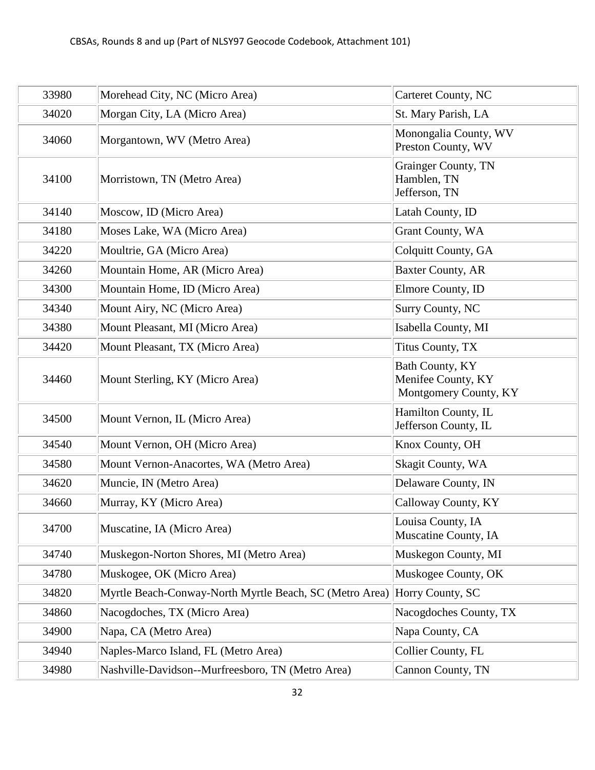| 33980 | Morehead City, NC (Micro Area) | Carteret County, NC |
|---|---|---|
| 34020 | Morgan City, LA (Micro Area) | St. Mary Parish, LA |
| 34060 | Morgantown, WV (Metro Area) | Monongalia County, WV<br>Preston County, WV |
| 34100 | Morristown, TN (Metro Area) | Grainger County, TN<br>Hamblen, TN<br>Jefferson, TN |
| 34140 | Moscow, ID (Micro Area) | Latah County, ID |
| 34180 | Moses Lake, WA (Micro Area) | Grant County, WA |
| 34220 | Moultrie, GA (Micro Area) | Colquitt County, GA |
| 34260 | Mountain Home, AR (Micro Area) | Baxter County, AR |
| 34300 | Mountain Home, ID (Micro Area) | Elmore County, ID |
| 34340 | Mount Airy, NC (Micro Area) | Surry County, NC |
| 34380 | Mount Pleasant, MI (Micro Area) | Isabella County, MI |
| 34420 | Mount Pleasant, TX (Micro Area) | Titus County, TX |
| 34460 | Mount Sterling, KY (Micro Area) | Bath County, KY<br>Menifee County, KY<br>Montgomery County, KY |
| 34500 | Mount Vernon, IL (Micro Area) | Hamilton County, IL<br>Jefferson County, IL |
| 34540 | Mount Vernon, OH (Micro Area) | Knox County, OH |
| 34580 | Mount Vernon-Anacortes, WA (Metro Area) | Skagit County, WA |
| 34620 | Muncie, IN (Metro Area) | Delaware County, IN |
| 34660 | Murray, KY (Micro Area) | Calloway County, KY |
| 34700 | Muscatine, IA (Micro Area) | Louisa County, IA<br>Muscatine County, IA |
| 34740 | Muskegon-Norton Shores, MI (Metro Area) | Muskegon County, MI |
| 34780 | Muskogee, OK (Micro Area) | Muskogee County, OK |
| 34820 | Myrtle Beach-Conway-North Myrtle Beach, SC (Metro Area) | Horry County, SC |
| 34860 | Nacogdoches, TX (Micro Area) | Nacogdoches County, TX |
| 34900 | Napa, CA (Metro Area) | Napa County, CA |
| 34940 | Naples-Marco Island, FL (Metro Area) | Collier County, FL |
| 34980 | Nashville-Davidson--Murfreesboro, TN (Metro Area) | Cannon County, TN |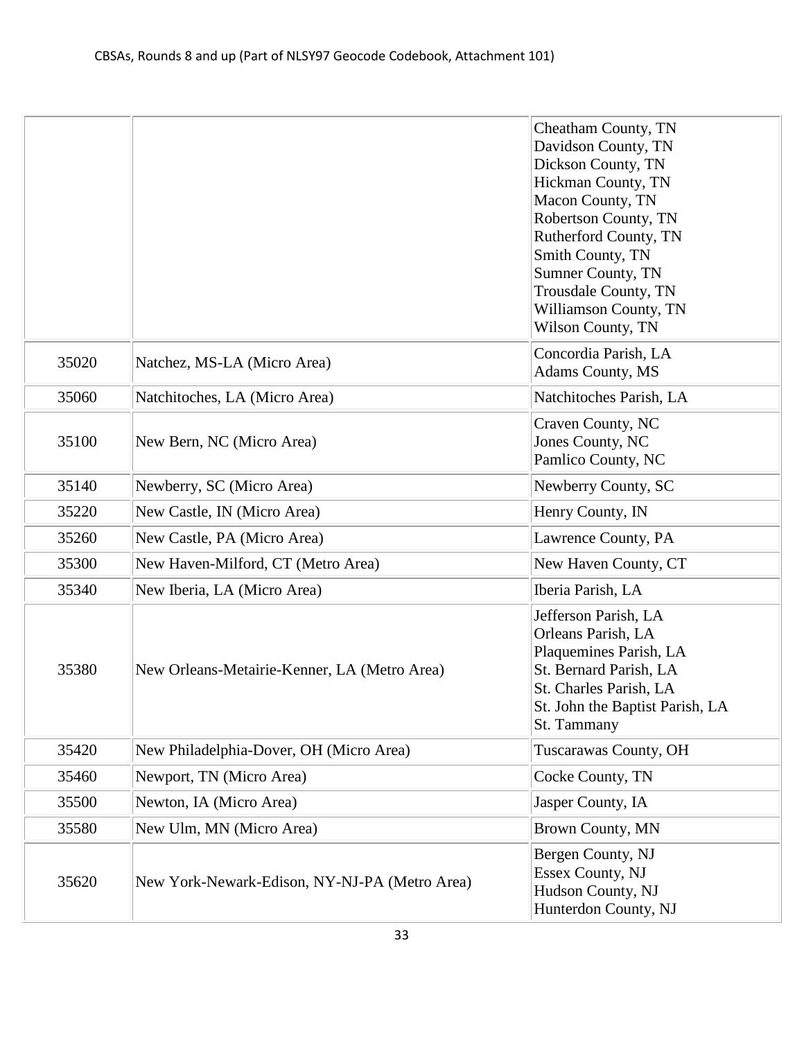| | | |
|---|---|---|
| | | Cheatham County, TN<br>Davidson County, TN<br>Dickson County, TN<br>Hickman County, TN<br>Macon County, TN<br>Robertson County, TN<br>Rutherford County, TN<br>Smith County, TN<br>Sumner County, TN<br>Trousdale County, TN<br>Williamson County, TN<br>Wilson County, TN |
| 35020 | Natchez, MS-LA (Micro Area) | Concordia Parish, LA<br>Adams County, MS |
| 35060 | Natchitoches, LA (Micro Area) | Natchitoches Parish, LA |
| 35100 | New Bern, NC (Micro Area) | Craven County, NC<br>Jones County, NC<br>Pamlico County, NC |
| 35140 | Newberry, SC (Micro Area) | Newberry County, SC |
| 35220 | New Castle, IN (Micro Area) | Henry County, IN |
| 35260 | New Castle, PA (Micro Area) | Lawrence County, PA |
| 35300 | New Haven-Milford, CT (Metro Area) | New Haven County, CT |
| 35340 | New Iberia, LA (Micro Area) | Iberia Parish, LA |
| 35380 | New Orleans-Metairie-Kenner, LA (Metro Area) | Jefferson Parish, LA<br>Orleans Parish, LA<br>Plaquemines Parish, LA<br>St. Bernard Parish, LA<br>St. Charles Parish, LA<br>St. John the Baptist Parish, LA<br>St. Tammany |
| 35420 | New Philadelphia-Dover, OH (Micro Area) | Tuscarawas County, OH |
| 35460 | Newport, TN (Micro Area) | Cocke County, TN |
| 35500 | Newton, IA (Micro Area) | Jasper County, IA |
| 35580 | New Ulm, MN (Micro Area) | Brown County, MN |
| 35620 | New York-Newark-Edison, NY-NJ-PA (Metro Area) | Bergen County, NJ<br>Essex County, NJ<br>Hudson County, NJ<br>Hunterdon County, NJ |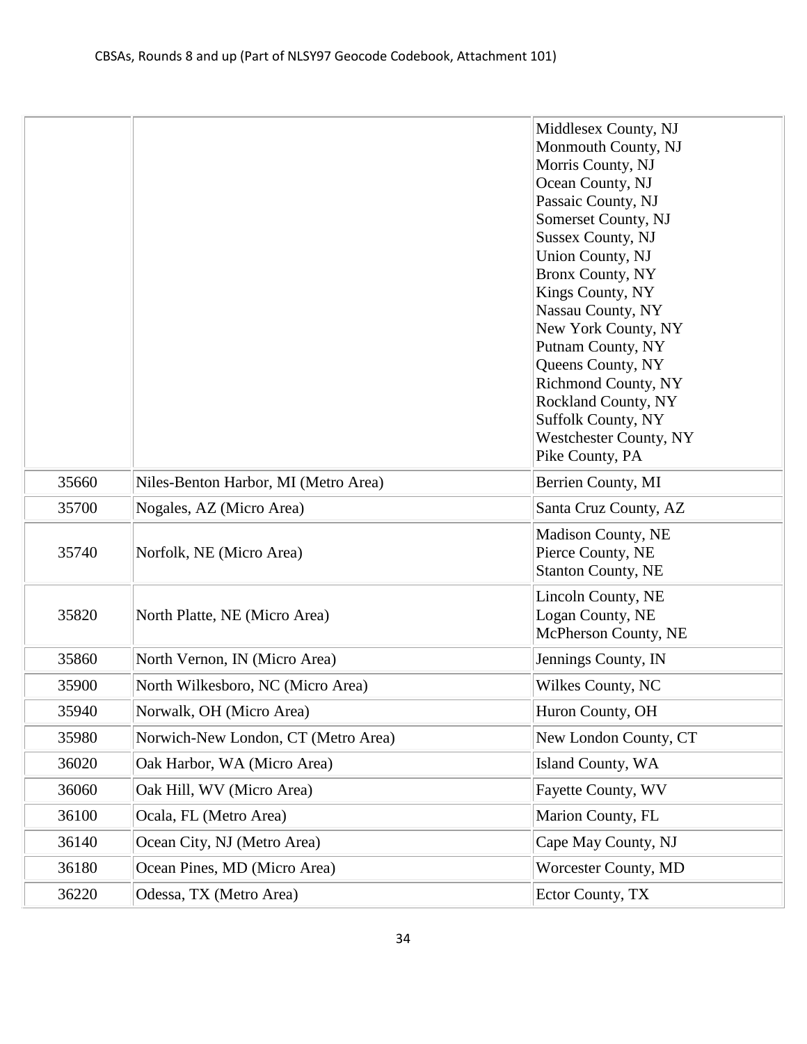| | | |
|---|---|---|
| | | Middlesex County, NJ<br>Monmouth County, NJ<br>Morris County, NJ<br>Ocean County, NJ<br>Passaic County, NJ<br>Somerset County, NJ<br>Sussex County, NJ<br>Union County, NJ<br>Bronx County, NY<br>Kings County, NY<br>Nassau County, NY<br>New York County, NY<br>Putnam County, NY<br>Queens County, NY<br>Richmond County, NY<br>Rockland County, NY<br>Suffolk County, NY<br>Westchester County, NY<br>Pike County, PA |
| 35660 | Niles-Benton Harbor, MI (Metro Area) | Berrien County, MI |
| 35700 | Nogales, AZ (Micro Area) | Santa Cruz County, AZ |
| 35740 | Norfolk, NE (Micro Area) | Madison County, NE<br>Pierce County, NE<br>Stanton County, NE |
| 35820 | North Platte, NE (Micro Area) | Lincoln County, NE<br>Logan County, NE<br>McPherson County, NE |
| 35860 | North Vernon, IN (Micro Area) | Jennings County, IN |
| 35900 | North Wilkesboro, NC (Micro Area) | Wilkes County, NC |
| 35940 | Norwalk, OH (Micro Area) | Huron County, OH |
| 35980 | Norwich-New London, CT (Metro Area) | New London County, CT |
| 36020 | Oak Harbor, WA (Micro Area) | Island County, WA |
| 36060 | Oak Hill, WV (Micro Area) | Fayette County, WV |
| 36100 | Ocala, FL (Metro Area) | Marion County, FL |
| 36140 | Ocean City, NJ (Metro Area) | Cape May County, NJ |
| 36180 | Ocean Pines, MD (Micro Area) | Worcester County, MD |
| 36220 | Odessa, TX (Metro Area) | Ector County, TX |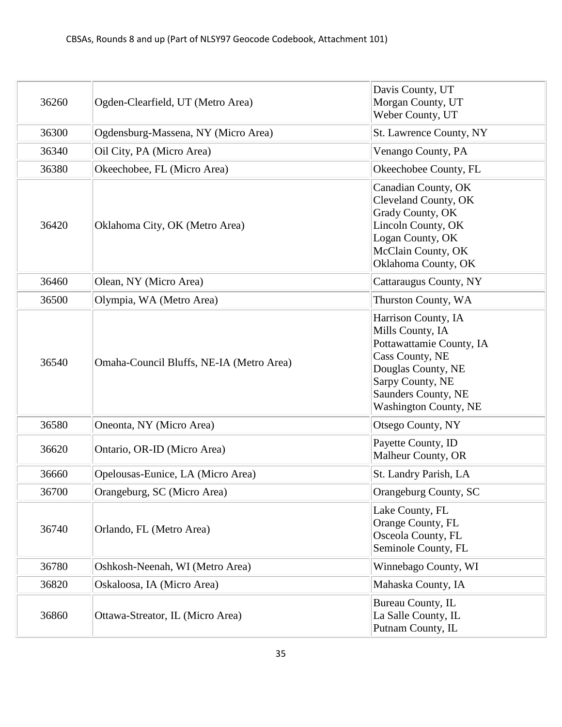| | | |
|---|---|---|
| 36260 | Ogden-Clearfield, UT (Metro Area) | Davis County, UT<br>Morgan County, UT<br>Weber County, UT |
| 36300 | Ogdensburg-Massena, NY (Micro Area) | St. Lawrence County, NY |
| 36340 | Oil City, PA (Micro Area) | Venango County, PA |
| 36380 | Okeechobee, FL (Micro Area) | Okeechobee County, FL |
| 36420 | Oklahoma City, OK (Metro Area) | Canadian County, OK<br>Cleveland County, OK<br>Grady County, OK<br>Lincoln County, OK<br>Logan County, OK<br>McClain County, OK<br>Oklahoma County, OK |
| 36460 | Olean, NY (Micro Area) | Cattaraugus County, NY |
| 36500 | Olympia, WA (Metro Area) | Thurston County, WA |
| 36540 | Omaha-Council Bluffs, NE-IA (Metro Area) | Harrison County, IA<br>Mills County, IA<br>Pottawattamie County, IA<br>Cass County, NE<br>Douglas County, NE<br>Sarpy County, NE<br>Saunders County, NE<br>Washington County, NE |
| 36580 | Oneonta, NY (Micro Area) | Otsego County, NY |
| 36620 | Ontario, OR-ID (Micro Area) | Payette County, ID<br>Malheur County, OR |
| 36660 | Opelousas-Eunice, LA (Micro Area) | St. Landry Parish, LA |
| 36700 | Orangeburg, SC (Micro Area) | Orangeburg County, SC |
| 36740 | Orlando, FL (Metro Area) | Lake County, FL<br>Orange County, FL<br>Osceola County, FL<br>Seminole County, FL |
| 36780 | Oshkosh-Neenah, WI (Metro Area) | Winnebago County, WI |
| 36820 | Oskaloosa, IA (Micro Area) | Mahaska County, IA |
| 36860 | Ottawa-Streator, IL (Micro Area) | Bureau County, IL<br>La Salle County, IL<br>Putnam County, IL |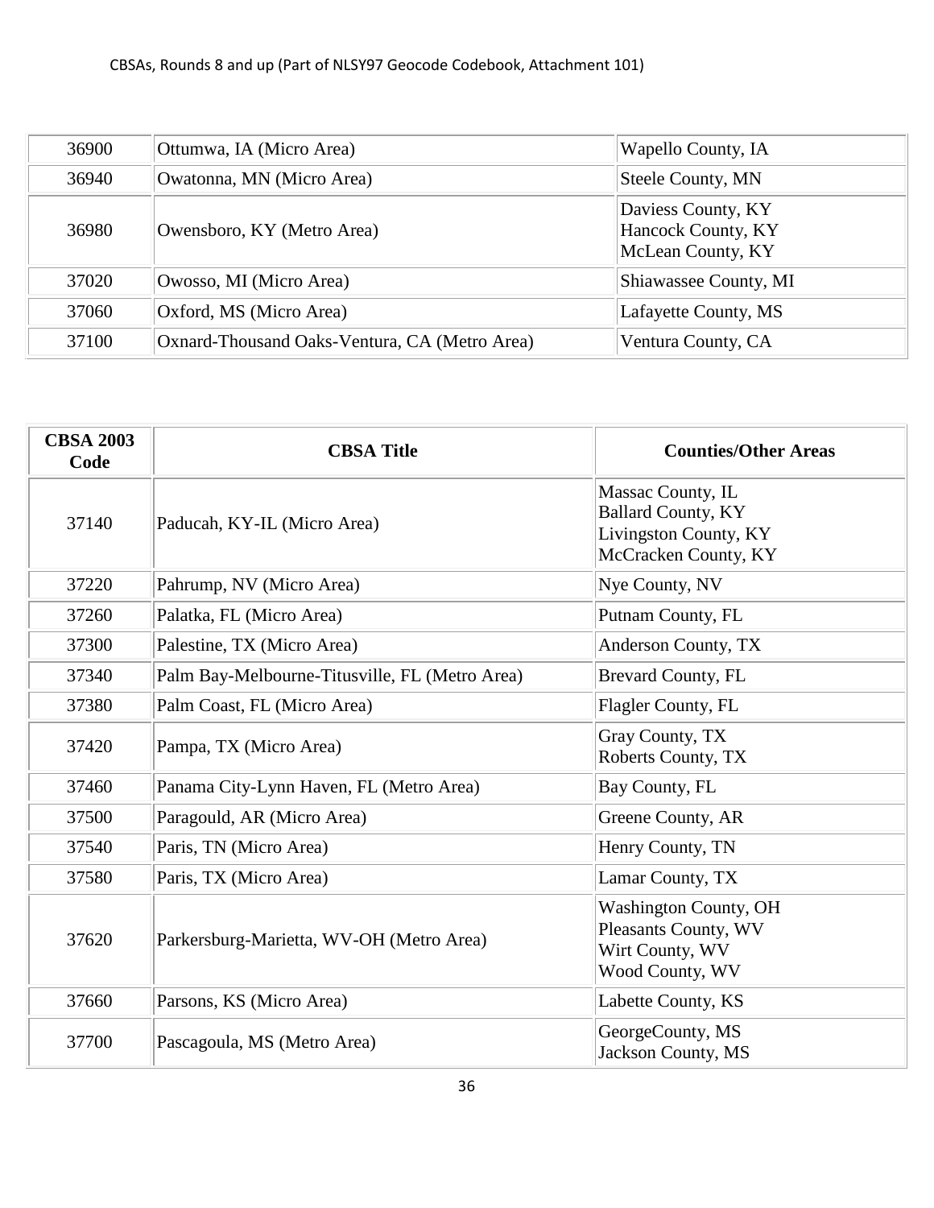| | | |
|---|---|---|
| 36900 | Ottumwa, IA (Micro Area) | Wapello County, IA |
| 36940 | Owatonna, MN (Micro Area) | Steele County, MN |
| 36980 | Owensboro, KY (Metro Area) | Daviess County, KY<br>Hancock County, KY<br>McLean County, KY |
| 37020 | Owosso, MI (Micro Area) | Shiawassee County, MI |
| 37060 | Oxford, MS (Micro Area) | Lafayette County, MS |
| 37100 | Oxnard-Thousand Oaks-Ventura, CA (Metro Area) | Ventura County, CA |

| CBSA 2003 Code | CBSA Title | Counties/Other Areas |
|---|---|---|
| 37140 | Paducah, KY-IL (Micro Area) | Massac County, IL<br>Ballard County, KY<br>Livingston County, KY<br>McCracken County, KY |
| 37220 | Pahrump, NV (Micro Area) | Nye County, NV |
| 37260 | Palatka, FL (Micro Area) | Putnam County, FL |
| 37300 | Palestine, TX (Micro Area) | Anderson County, TX |
| 37340 | Palm Bay-Melbourne-Titusville, FL (Metro Area) | Brevard County, FL |
| 37380 | Palm Coast, FL (Micro Area) | Flagler County, FL |
| 37420 | Pampa, TX (Micro Area) | Gray County, TX<br>Roberts County, TX |
| 37460 | Panama City-Lynn Haven, FL (Metro Area) | Bay County, FL |
| 37500 | Paragould, AR (Micro Area) | Greene County, AR |
| 37540 | Paris, TN (Micro Area) | Henry County, TN |
| 37580 | Paris, TX (Micro Area) | Lamar County, TX |
| 37620 | Parkersburg-Marietta, WV-OH (Metro Area) | Washington County, OH<br>Pleasants County, WV<br>Wirt County, WV<br>Wood County, WV |
| 37660 | Parsons, KS (Micro Area) | Labette County, KS |
| 37700 | Pascagoula, MS (Metro Area) | GeorgeCounty, MS<br>Jackson County, MS |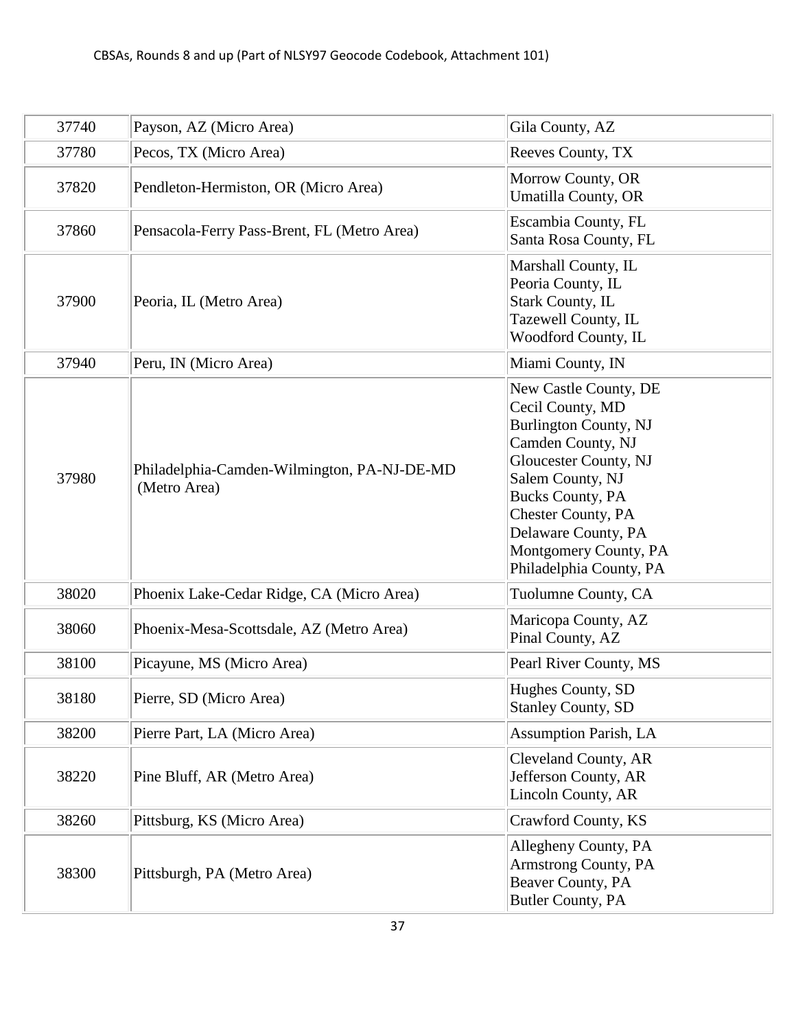| | | |
|---|---|---|
| 37740 | Payson, AZ (Micro Area) | Gila County, AZ |
| 37780 | Pecos, TX (Micro Area) | Reeves County, TX |
| 37820 | Pendleton-Hermiston, OR (Micro Area) | Morrow County, OR<br>Umatilla County, OR |
| 37860 | Pensacola-Ferry Pass-Brent, FL (Metro Area) | Escambia County, FL<br>Santa Rosa County, FL |
| 37900 | Peoria, IL (Metro Area) | Marshall County, IL<br>Peoria County, IL<br>Stark County, IL<br>Tazewell County, IL<br>Woodford County, IL |
| 37940 | Peru, IN (Micro Area) | Miami County, IN |
| 37980 | Philadelphia-Camden-Wilmington, PA-NJ-DE-MD (Metro Area) | New Castle County, DE<br>Cecil County, MD<br>Burlington County, NJ<br>Camden County, NJ<br>Gloucester County, NJ<br>Salem County, NJ<br>Bucks County, PA<br>Chester County, PA<br>Delaware County, PA<br>Montgomery County, PA<br>Philadelphia County, PA |
| 38020 | Phoenix Lake-Cedar Ridge, CA (Micro Area) | Tuolumne County, CA |
| 38060 | Phoenix-Mesa-Scottsdale, AZ (Metro Area) | Maricopa County, AZ<br>Pinal County, AZ |
| 38100 | Picayune, MS (Micro Area) | Pearl River County, MS |
| 38180 | Pierre, SD (Micro Area) | Hughes County, SD<br>Stanley County, SD |
| 38200 | Pierre Part, LA (Micro Area) | Assumption Parish, LA |
| 38220 | Pine Bluff, AR (Metro Area) | Cleveland County, AR<br>Jefferson County, AR<br>Lincoln County, AR |
| 38260 | Pittsburg, KS (Micro Area) | Crawford County, KS |
| 38300 | Pittsburgh, PA (Metro Area) | Allegheny County, PA<br>Armstrong County, PA<br>Beaver County, PA<br>Butler County, PA |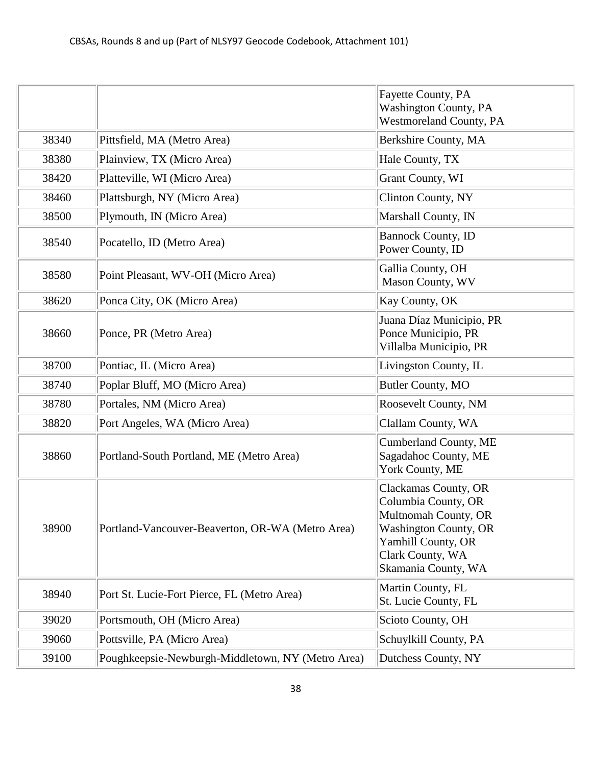| | | |
|---|---|---|
| | | Fayette County, PA<br>Washington County, PA<br>Westmoreland County, PA |
| 38340 | Pittsfield, MA (Metro Area) | Berkshire County, MA |
| 38380 | Plainview, TX (Micro Area) | Hale County, TX |
| 38420 | Platteville, WI (Micro Area) | Grant County, WI |
| 38460 | Plattsburgh, NY (Micro Area) | Clinton County, NY |
| 38500 | Plymouth, IN (Micro Area) | Marshall County, IN |
| 38540 | Pocatello, ID (Metro Area) | Bannock County, ID<br>Power County, ID |
| 38580 | Point Pleasant, WV-OH (Micro Area) | Gallia County, OH<br>Mason County, WV |
| 38620 | Ponca City, OK (Micro Area) | Kay County, OK |
| 38660 | Ponce, PR (Metro Area) | Juana Díaz Municipio, PR<br>Ponce Municipio, PR<br>Villalba Municipio, PR |
| 38700 | Pontiac, IL (Micro Area) | Livingston County, IL |
| 38740 | Poplar Bluff, MO (Micro Area) | Butler County, MO |
| 38780 | Portales, NM (Micro Area) | Roosevelt County, NM |
| 38820 | Port Angeles, WA (Micro Area) | Clallam County, WA |
| 38860 | Portland-South Portland, ME (Metro Area) | Cumberland County, ME<br>Sagadahoc County, ME<br>York County, ME |
| 38900 | Portland-Vancouver-Beaverton, OR-WA (Metro Area) | Clackamas County, OR<br>Columbia County, OR<br>Multnomah County, OR<br>Washington County, OR<br>Yamhill County, OR<br>Clark County, WA<br>Skamania County, WA |
| 38940 | Port St. Lucie-Fort Pierce, FL (Metro Area) | Martin County, FL<br>St. Lucie County, FL |
| 39020 | Portsmouth, OH (Micro Area) | Scioto County, OH |
| 39060 | Pottsville, PA (Micro Area) | Schuylkill County, PA |
| 39100 | Poughkeepsie-Newburgh-Middletown, NY (Metro Area) | Dutchess County, NY |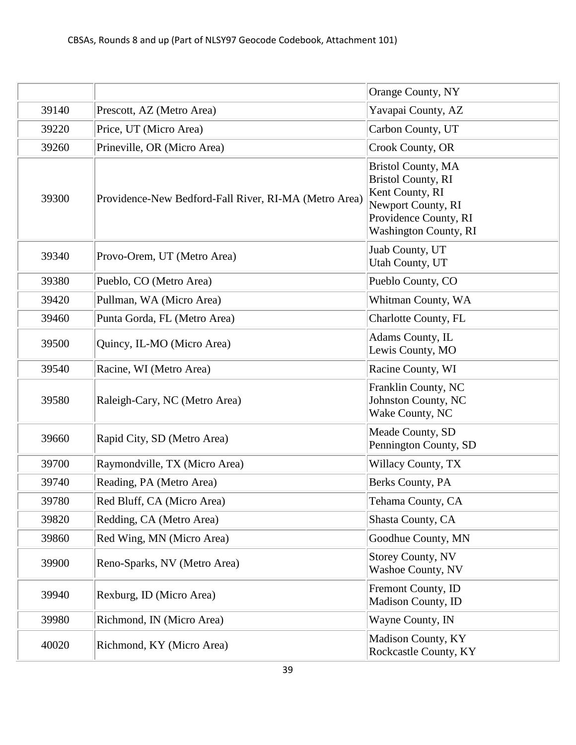| | | |
|---|---|---|
| | | Orange County, NY |
| 39140 | Prescott, AZ (Metro Area) | Yavapai County, AZ |
| 39220 | Price, UT (Micro Area) | Carbon County, UT |
| 39260 | Prineville, OR (Micro Area) | Crook County, OR |
| 39300 | Providence-New Bedford-Fall River, RI-MA (Metro Area) | Bristol County, MA<br>Bristol County, RI<br>Kent County, RI<br>Newport County, RI<br>Providence County, RI<br>Washington County, RI |
| 39340 | Provo-Orem, UT (Metro Area) | Juab County, UT<br>Utah County, UT |
| 39380 | Pueblo, CO (Metro Area) | Pueblo County, CO |
| 39420 | Pullman, WA (Micro Area) | Whitman County, WA |
| 39460 | Punta Gorda, FL (Metro Area) | Charlotte County, FL |
| 39500 | Quincy, IL-MO (Micro Area) | Adams County, IL<br>Lewis County, MO |
| 39540 | Racine, WI (Metro Area) | Racine County, WI |
| 39580 | Raleigh-Cary, NC (Metro Area) | Franklin County, NC<br>Johnston County, NC<br>Wake County, NC |
| 39660 | Rapid City, SD (Metro Area) | Meade County, SD<br>Pennington County, SD |
| 39700 | Raymondville, TX (Micro Area) | Willacy County, TX |
| 39740 | Reading, PA (Metro Area) | Berks County, PA |
| 39780 | Red Bluff, CA (Micro Area) | Tehama County, CA |
| 39820 | Redding, CA (Metro Area) | Shasta County, CA |
| 39860 | Red Wing, MN (Micro Area) | Goodhue County, MN |
| 39900 | Reno-Sparks, NV (Metro Area) | Storey County, NV<br>Washoe County, NV |
| 39940 | Rexburg, ID (Micro Area) | Fremont County, ID<br>Madison County, ID |
| 39980 | Richmond, IN (Micro Area) | Wayne County, IN |
| 40020 | Richmond, KY (Micro Area) | Madison County, KY<br>Rockcastle County, KY |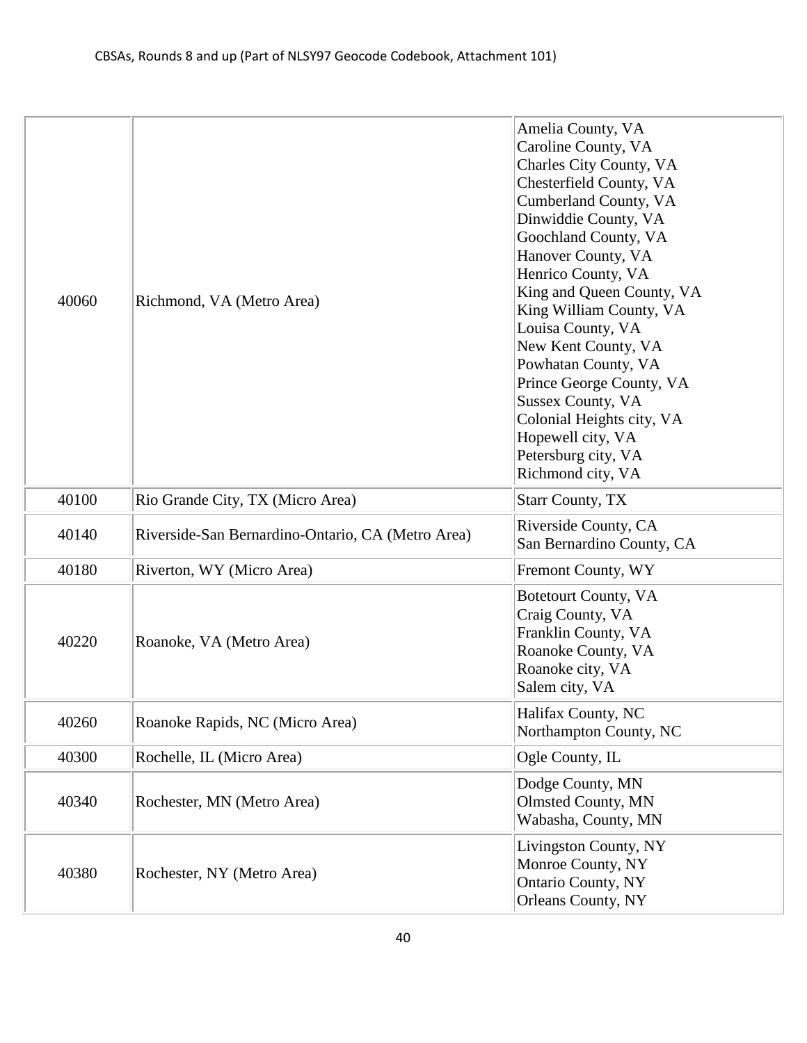| | | |
|---|---|---|
| 40060 | Richmond, VA (Metro Area) | Amelia County, VA<br>Caroline County, VA<br>Charles City County, VA<br>Chesterfield County, VA<br>Cumberland County, VA<br>Dinwiddie County, VA<br>Goochland County, VA<br>Hanover County, VA<br>Henrico County, VA<br>King and Queen County, VA<br>King William County, VA<br>Louisa County, VA<br>New Kent County, VA<br>Powhatan County, VA<br>Prince George County, VA<br>Sussex County, VA<br>Colonial Heights city, VA<br>Hopewell city, VA<br>Petersburg city, VA<br>Richmond city, VA |
| 40100 | Rio Grande City, TX (Micro Area) | Starr County, TX |
| 40140 | Riverside-San Bernardino-Ontario, CA (Metro Area) | Riverside County, CA<br>San Bernardino County, CA |
| 40180 | Riverton, WY (Micro Area) | Fremont County, WY |
| 40220 | Roanoke, VA (Metro Area) | Botetourt County, VA<br>Craig County, VA<br>Franklin County, VA<br>Roanoke County, VA<br>Roanoke city, VA<br>Salem city, VA |
| 40260 | Roanoke Rapids, NC (Micro Area) | Halifax County, NC<br>Northampton County, NC |
| 40300 | Rochelle, IL (Micro Area) | Ogle County, IL |
| 40340 | Rochester, MN (Metro Area) | Dodge County, MN<br>Olmsted County, MN<br>Wabasha, County, MN |
| 40380 | Rochester, NY (Metro Area) | Livingston County, NY<br>Monroe County, NY<br>Ontario County, NY<br>Orleans County, NY |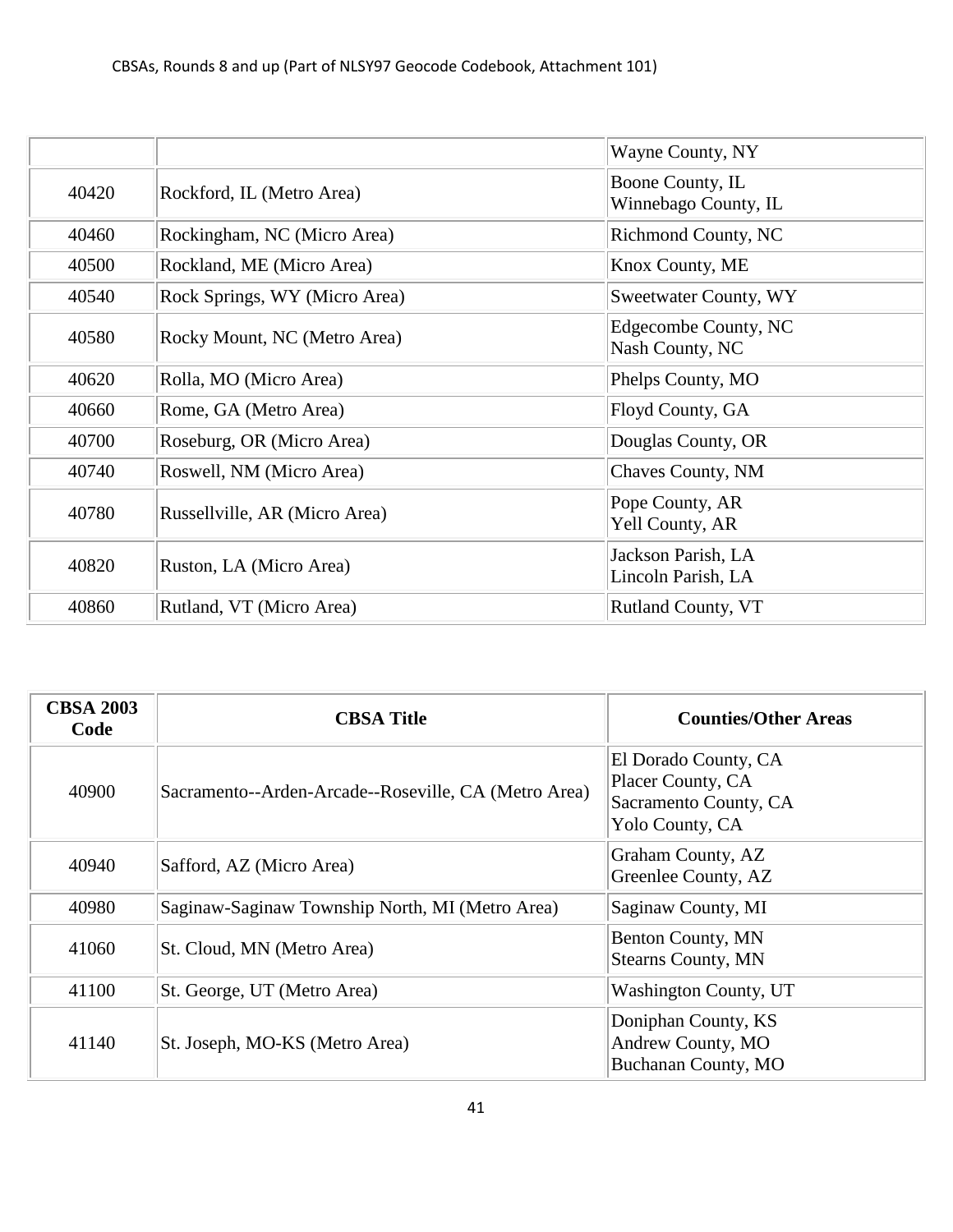| | | Wayne County, NY |
|---|---|---|
| 40420 | Rockford, IL (Metro Area) | Boone County, IL<br>Winnebago County, IL |
| 40460 | Rockingham, NC (Micro Area) | Richmond County, NC |
| 40500 | Rockland, ME (Micro Area) | Knox County, ME |
| 40540 | Rock Springs, WY (Micro Area) | Sweetwater County, WY |
| 40580 | Rocky Mount, NC (Metro Area) | Edgecombe County, NC<br>Nash County, NC |
| 40620 | Rolla, MO (Micro Area) | Phelps County, MO |
| 40660 | Rome, GA (Metro Area) | Floyd County, GA |
| 40700 | Roseburg, OR (Micro Area) | Douglas County, OR |
| 40740 | Roswell, NM (Micro Area) | Chaves County, NM |
| 40780 | Russellville, AR (Micro Area) | Pope County, AR<br>Yell County, AR |
| 40820 | Ruston, LA (Micro Area) | Jackson Parish, LA<br>Lincoln Parish, LA |
| 40860 | Rutland, VT (Micro Area) | Rutland County, VT |

| CBSA 2003 Code | CBSA Title | Counties/Other Areas |
|---|---|---|
| 40900 | Sacramento--Arden-Arcade--Roseville, CA (Metro Area) | El Dorado County, CA<br>Placer County, CA<br>Sacramento County, CA<br>Yolo County, CA |
| 40940 | Safford, AZ (Micro Area) | Graham County, AZ<br>Greenlee County, AZ |
| 40980 | Saginaw-Saginaw Township North, MI (Metro Area) | Saginaw County, MI |
| 41060 | St. Cloud, MN (Metro Area) | Benton County, MN<br>Stearns County, MN |
| 41100 | St. George, UT (Metro Area) | Washington County, UT |
| 41140 | St. Joseph, MO-KS (Metro Area) | Doniphan County, KS<br>Andrew County, MO<br>Buchanan County, MO |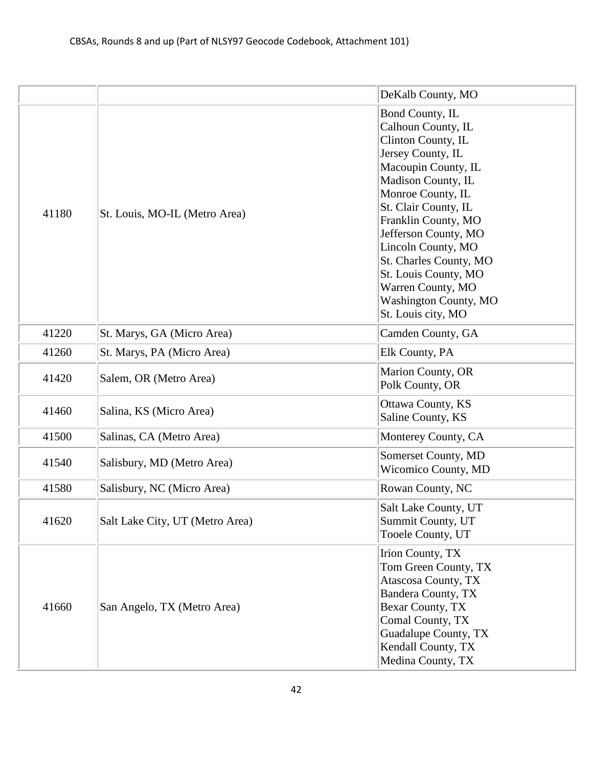| | | |
|---|---|---|
| | | DeKalb County, MO |
| 41180 | St. Louis, MO-IL (Metro Area) | Bond County, IL<br>Calhoun County, IL<br>Clinton County, IL<br>Jersey County, IL<br>Macoupin County, IL<br>Madison County, IL<br>Monroe County, IL<br>St. Clair County, IL<br>Franklin County, MO<br>Jefferson County, MO<br>Lincoln County, MO<br>St. Charles County, MO<br>St. Louis County, MO<br>Warren County, MO<br>Washington County, MO<br>St. Louis city, MO |
| 41220 | St. Marys, GA (Micro Area) | Camden County, GA |
| 41260 | St. Marys, PA (Micro Area) | Elk County, PA |
| 41420 | Salem, OR (Metro Area) | Marion County, OR<br>Polk County, OR |
| 41460 | Salina, KS (Micro Area) | Ottawa County, KS<br>Saline County, KS |
| 41500 | Salinas, CA (Metro Area) | Monterey County, CA |
| 41540 | Salisbury, MD (Metro Area) | Somerset County, MD<br>Wicomico County, MD |
| 41580 | Salisbury, NC (Micro Area) | Rowan County, NC |
| 41620 | Salt Lake City, UT (Metro Area) | Salt Lake County, UT<br>Summit County, UT<br>Tooele County, UT |
| 41660 | San Angelo, TX (Metro Area) | Irion County, TX<br>Tom Green County, TX<br>Atascosa County, TX<br>Bandera County, TX<br>Bexar County, TX<br>Comal County, TX<br>Guadalupe County, TX<br>Kendall County, TX<br>Medina County, TX |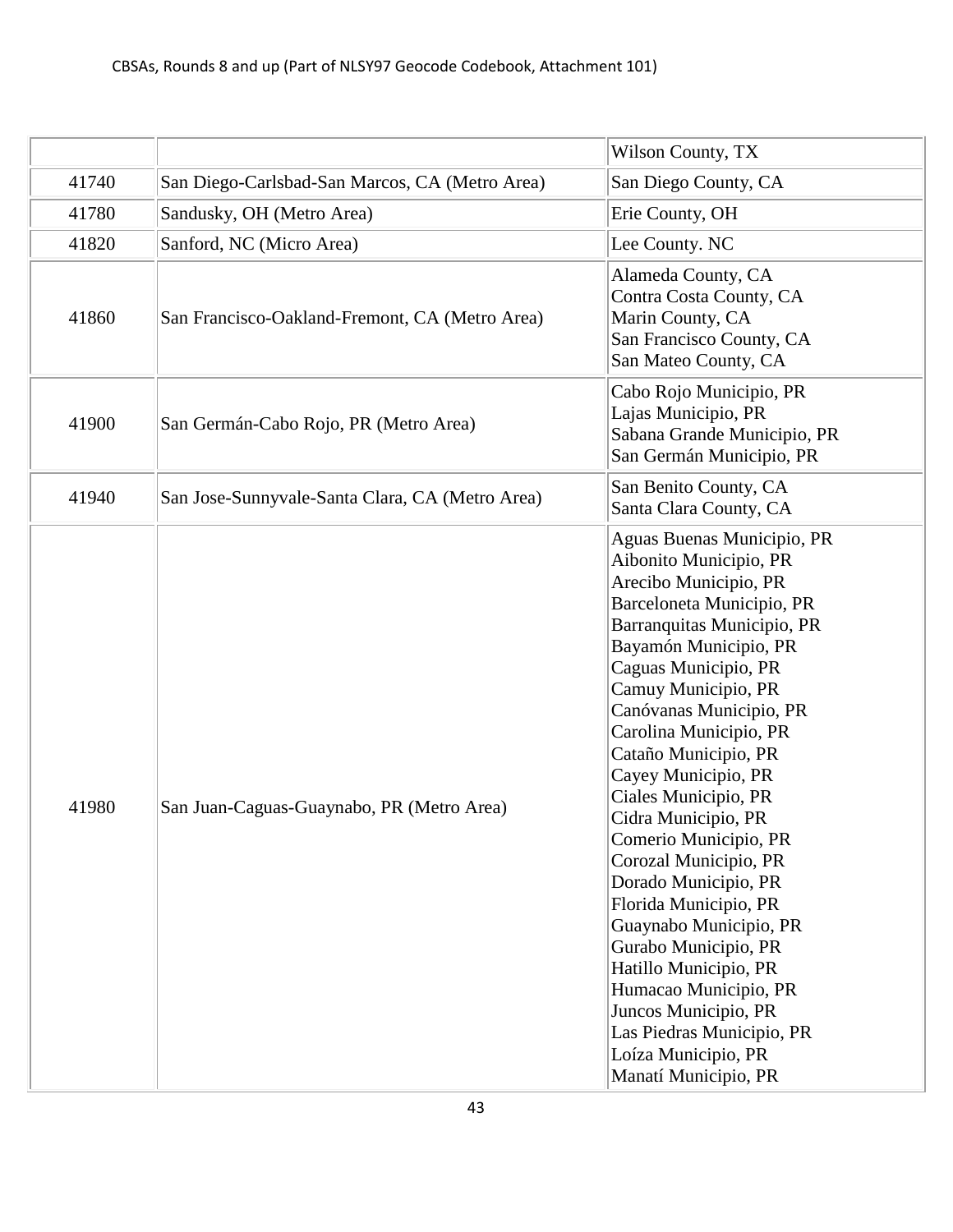| | | |
|---|---|---|
| | | Wilson County, TX |
| 41740 | San Diego-Carlsbad-San Marcos, CA (Metro Area) | San Diego County, CA |
| 41780 | Sandusky, OH (Metro Area) | Erie County, OH |
| 41820 | Sanford, NC (Micro Area) | Lee County. NC |
| 41860 | San Francisco-Oakland-Fremont, CA (Metro Area) | Alameda County, CA<br>Contra Costa County, CA<br>Marin County, CA<br>San Francisco County, CA<br>San Mateo County, CA |
| 41900 | San Germán-Cabo Rojo, PR (Metro Area) | Cabo Rojo Municipio, PR<br>Lajas Municipio, PR<br>Sabana Grande Municipio, PR<br>San Germán Municipio, PR |
| 41940 | San Jose-Sunnyvale-Santa Clara, CA (Metro Area) | San Benito County, CA<br>Santa Clara County, CA |
| 41980 | San Juan-Caguas-Guaynabo, PR (Metro Area) | Aguas Buenas Municipio, PR<br>Aibonito Municipio, PR<br>Arecibo Municipio, PR<br>Barceloneta Municipio, PR<br>Barranquitas Municipio, PR<br>Bayamón Municipio, PR<br>Caguas Municipio, PR<br>Camuy Municipio, PR<br>Canóvanas Municipio, PR<br>Carolina Municipio, PR<br>Cataño Municipio, PR<br>Cayey Municipio, PR<br>Ciales Municipio, PR<br>Cidra Municipio, PR<br>Comerio Municipio, PR<br>Corozal Municipio, PR<br>Dorado Municipio, PR<br>Florida Municipio, PR<br>Guaynabo Municipio, PR<br>Gurabo Municipio, PR<br>Hatillo Municipio, PR<br>Humacao Municipio, PR<br>Juncos Municipio, PR<br>Las Piedras Municipio, PR<br>Loíza Municipio, PR<br>Manatí Municipio, PR |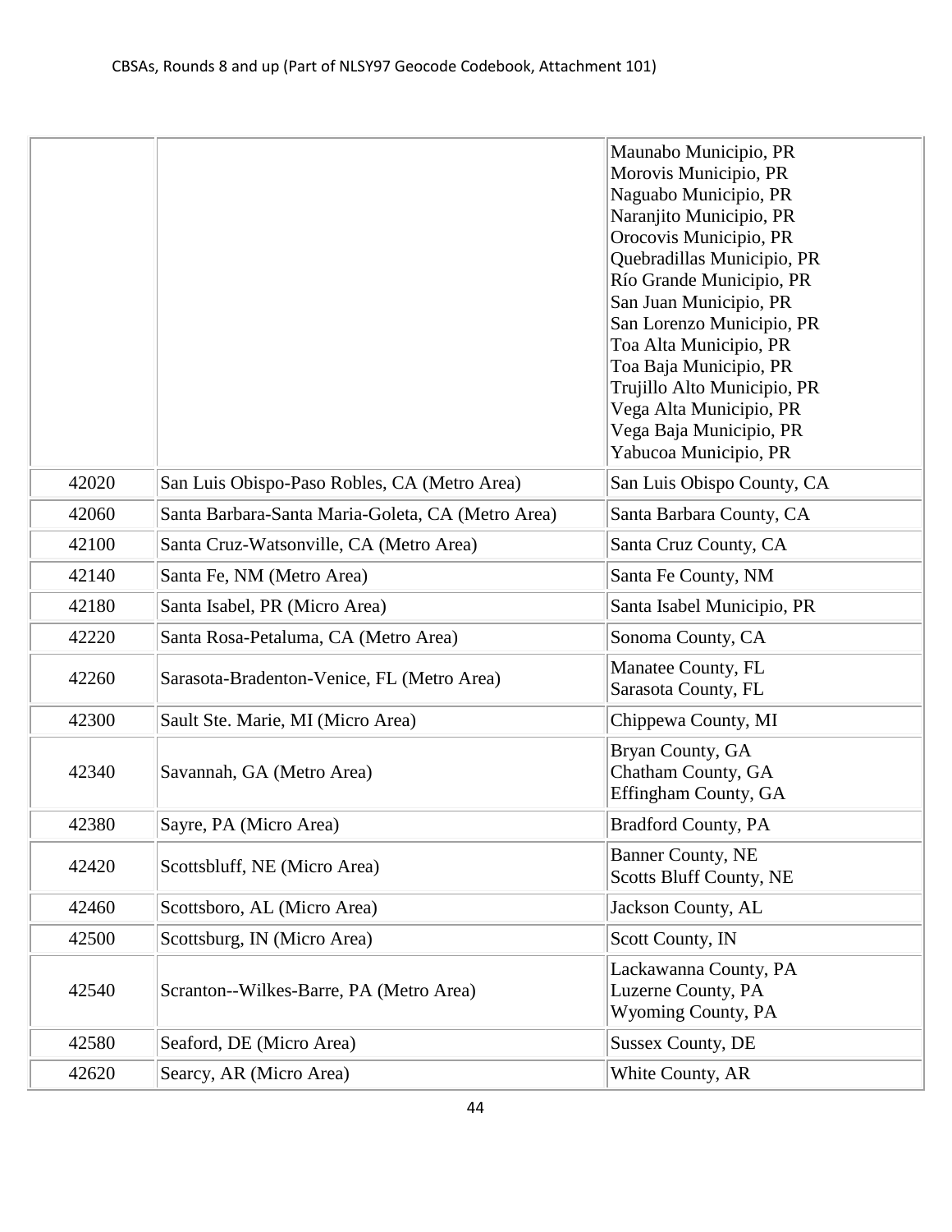| | | |
|---|---|---|
| | | Maunabo Municipio, PR<br>Morovis Municipio, PR<br>Naguabo Municipio, PR<br>Naranjito Municipio, PR<br>Orocovis Municipio, PR<br>Quebradillas Municipio, PR<br>Río Grande Municipio, PR<br>San Juan Municipio, PR<br>San Lorenzo Municipio, PR<br>Toa Alta Municipio, PR<br>Toa Baja Municipio, PR<br>Trujillo Alto Municipio, PR<br>Vega Alta Municipio, PR<br>Vega Baja Municipio, PR<br>Yabucoa Municipio, PR |
| 42020 | San Luis Obispo-Paso Robles, CA (Metro Area) | San Luis Obispo County, CA |
| 42060 | Santa Barbara-Santa Maria-Goleta, CA (Metro Area) | Santa Barbara County, CA |
| 42100 | Santa Cruz-Watsonville, CA (Metro Area) | Santa Cruz County, CA |
| 42140 | Santa Fe, NM (Metro Area) | Santa Fe County, NM |
| 42180 | Santa Isabel, PR (Micro Area) | Santa Isabel Municipio, PR |
| 42220 | Santa Rosa-Petaluma, CA (Metro Area) | Sonoma County, CA |
| 42260 | Sarasota-Bradenton-Venice, FL (Metro Area) | Manatee County, FL<br>Sarasota County, FL |
| 42300 | Sault Ste. Marie, MI (Micro Area) | Chippewa County, MI |
| 42340 | Savannah, GA (Metro Area) | Bryan County, GA<br>Chatham County, GA<br>Effingham County, GA |
| 42380 | Sayre, PA (Micro Area) | Bradford County, PA |
| 42420 | Scottsbluff, NE (Micro Area) | Banner County, NE<br>Scotts Bluff County, NE |
| 42460 | Scottsboro, AL (Micro Area) | Jackson County, AL |
| 42500 | Scottsburg, IN (Micro Area) | Scott County, IN |
| 42540 | Scranton--Wilkes-Barre, PA (Metro Area) | Lackawanna County, PA<br>Luzerne County, PA<br>Wyoming County, PA |
| 42580 | Seaford, DE (Micro Area) | Sussex County, DE |
| 42620 | Searcy, AR (Micro Area) | White County, AR |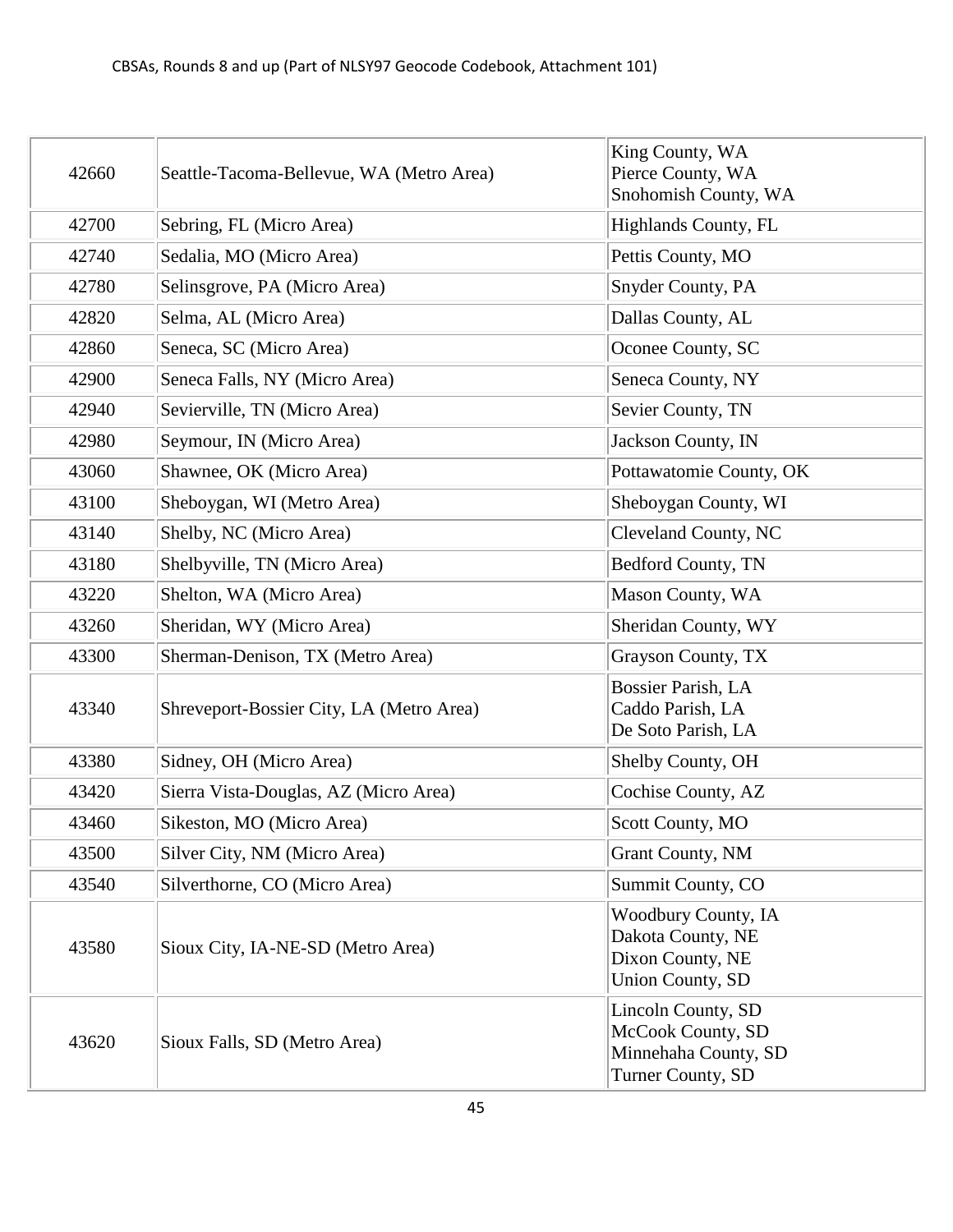| 42660 | Seattle-Tacoma-Bellevue, WA (Metro Area) | King County, WA<br>Pierce County, WA<br>Snohomish County, WA |
|---|---|---|
| 42700 | Sebring, FL (Micro Area) | Highlands County, FL |
| 42740 | Sedalia, MO (Micro Area) | Pettis County, MO |
| 42780 | Selinsgrove, PA (Micro Area) | Snyder County, PA |
| 42820 | Selma, AL (Micro Area) | Dallas County, AL |
| 42860 | Seneca, SC (Micro Area) | Oconee County, SC |
| 42900 | Seneca Falls, NY (Micro Area) | Seneca County, NY |
| 42940 | Sevierville, TN (Micro Area) | Sevier County, TN |
| 42980 | Seymour, IN (Micro Area) | Jackson County, IN |
| 43060 | Shawnee, OK (Micro Area) | Pottawatomie County, OK |
| 43100 | Sheboygan, WI (Metro Area) | Sheboygan County, WI |
| 43140 | Shelby, NC (Micro Area) | Cleveland County, NC |
| 43180 | Shelbyville, TN (Micro Area) | Bedford County, TN |
| 43220 | Shelton, WA (Micro Area) | Mason County, WA |
| 43260 | Sheridan, WY (Micro Area) | Sheridan County, WY |
| 43300 | Sherman-Denison, TX (Metro Area) | Grayson County, TX |
| 43340 | Shreveport-Bossier City, LA (Metro Area) | Bossier Parish, LA<br>Caddo Parish, LA<br>De Soto Parish, LA |
| 43380 | Sidney, OH (Micro Area) | Shelby County, OH |
| 43420 | Sierra Vista-Douglas, AZ (Micro Area) | Cochise County, AZ |
| 43460 | Sikeston, MO (Micro Area) | Scott County, MO |
| 43500 | Silver City, NM (Micro Area) | Grant County, NM |
| 43540 | Silverthorne, CO (Micro Area) | Summit County, CO |
| 43580 | Sioux City, IA-NE-SD (Metro Area) | Woodbury County, IA<br>Dakota County, NE<br>Dixon County, NE<br>Union County, SD |
| 43620 | Sioux Falls, SD (Metro Area) | Lincoln County, SD<br>McCook County, SD<br>Minnehaha County, SD<br>Turner County, SD |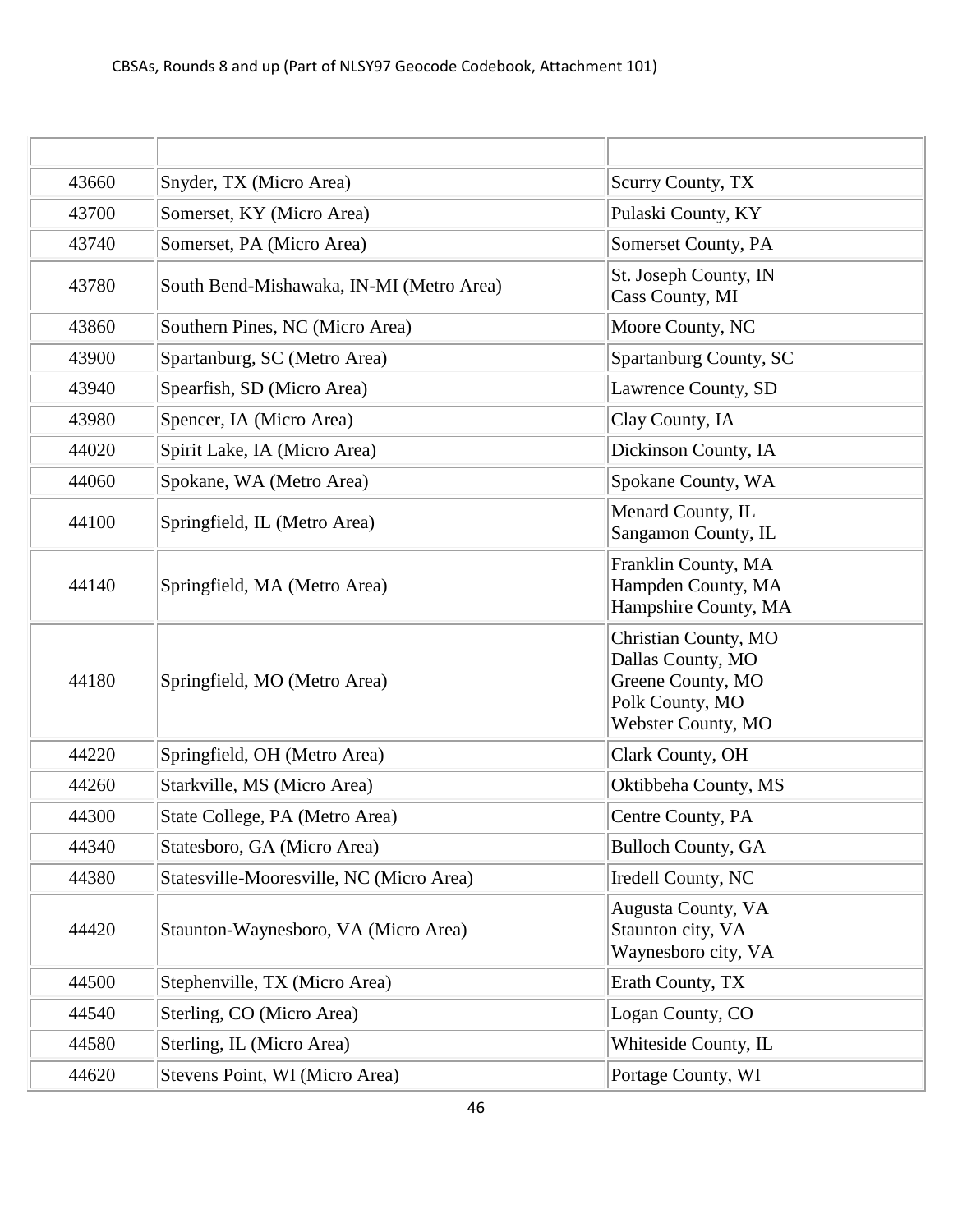| | | |
|---|---|---|
| 43660 | Snyder, TX (Micro Area) | Scurry County, TX |
| 43700 | Somerset, KY (Micro Area) | Pulaski County, KY |
| 43740 | Somerset, PA (Micro Area) | Somerset County, PA |
| 43780 | South Bend-Mishawaka, IN-MI (Metro Area) | St. Joseph County, IN<br>Cass County, MI |
| 43860 | Southern Pines, NC (Micro Area) | Moore County, NC |
| 43900 | Spartanburg, SC (Metro Area) | Spartanburg County, SC |
| 43940 | Spearfish, SD (Micro Area) | Lawrence County, SD |
| 43980 | Spencer, IA (Micro Area) | Clay County, IA |
| 44020 | Spirit Lake, IA (Micro Area) | Dickinson County, IA |
| 44060 | Spokane, WA (Metro Area) | Spokane County, WA |
| 44100 | Springfield, IL (Metro Area) | Menard County, IL<br>Sangamon County, IL |
| 44140 | Springfield, MA (Metro Area) | Franklin County, MA<br>Hampden County, MA<br>Hampshire County, MA |
| 44180 | Springfield, MO (Metro Area) | Christian County, MO<br>Dallas County, MO<br>Greene County, MO<br>Polk County, MO<br>Webster County, MO |
| 44220 | Springfield, OH (Metro Area) | Clark County, OH |
| 44260 | Starkville, MS (Micro Area) | Oktibbeha County, MS |
| 44300 | State College, PA (Metro Area) | Centre County, PA |
| 44340 | Statesboro, GA (Micro Area) | Bulloch County, GA |
| 44380 | Statesville-Mooresville, NC (Micro Area) | Iredell County, NC |
| 44420 | Staunton-Waynesboro, VA (Micro Area) | Augusta County, VA<br>Staunton city, VA<br>Waynesboro city, VA |
| 44500 | Stephenville, TX (Micro Area) | Erath County, TX |
| 44540 | Sterling, CO (Micro Area) | Logan County, CO |
| 44580 | Sterling, IL (Micro Area) | Whiteside County, IL |
| 44620 | Stevens Point, WI (Micro Area) | Portage County, WI |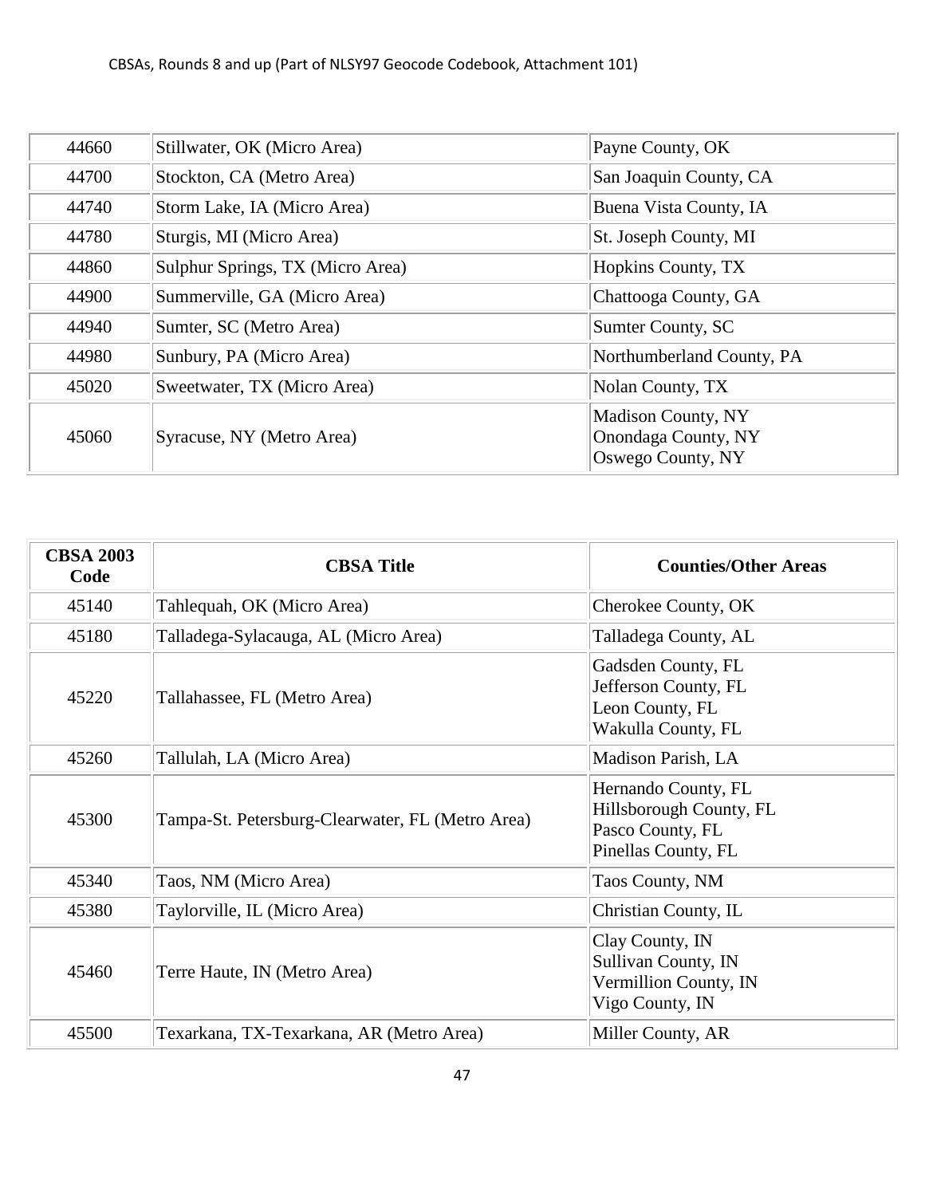| CBSA 2003 Code | CBSA Title | Counties/Other Areas |
| --- | --- | --- |
| 44660 | Stillwater, OK (Micro Area) | Payne County, OK |
| 44700 | Stockton, CA (Metro Area) | San Joaquin County, CA |
| 44740 | Storm Lake, IA (Micro Area) | Buena Vista County, IA |
| 44780 | Sturgis, MI (Micro Area) | St. Joseph County, MI |
| 44860 | Sulphur Springs, TX (Micro Area) | Hopkins County, TX |
| 44900 | Summerville, GA (Micro Area) | Chattooga County, GA |
| 44940 | Sumter, SC (Metro Area) | Sumter County, SC |
| 44980 | Sunbury, PA (Micro Area) | Northumberland County, PA |
| 45020 | Sweetwater, TX (Micro Area) | Nolan County, TX |
| 45060 | Syracuse, NY (Metro Area) | Madison County, NY<br>Onondaga County, NY<br>Oswego County, NY |

| CBSA 2003 Code | CBSA Title | Counties/Other Areas |
| --- | --- | --- |
| 45140 | Tahlequah, OK (Micro Area) | Cherokee County, OK |
| 45180 | Talladega-Sylacauga, AL (Micro Area) | Talladega County, AL |
| 45220 | Tallahassee, FL (Metro Area) | Gadsden County, FL<br>Jefferson County, FL<br>Leon County, FL<br>Wakulla County, FL |
| 45260 | Tallulah, LA (Micro Area) | Madison Parish, LA |
| 45300 | Tampa-St. Petersburg-Clearwater, FL (Metro Area) | Hernando County, FL<br>Hillsborough County, FL<br>Pasco County, FL<br>Pinellas County, FL |
| 45340 | Taos, NM (Micro Area) | Taos County, NM |
| 45380 | Taylorville, IL (Micro Area) | Christian County, IL |
| 45460 | Terre Haute, IN (Metro Area) | Clay County, IN<br>Sullivan County, IN<br>Vermillion County, IN<br>Vigo County, IN |
| 45500 | Texarkana, TX-Texarkana, AR (Metro Area) | Miller County, AR |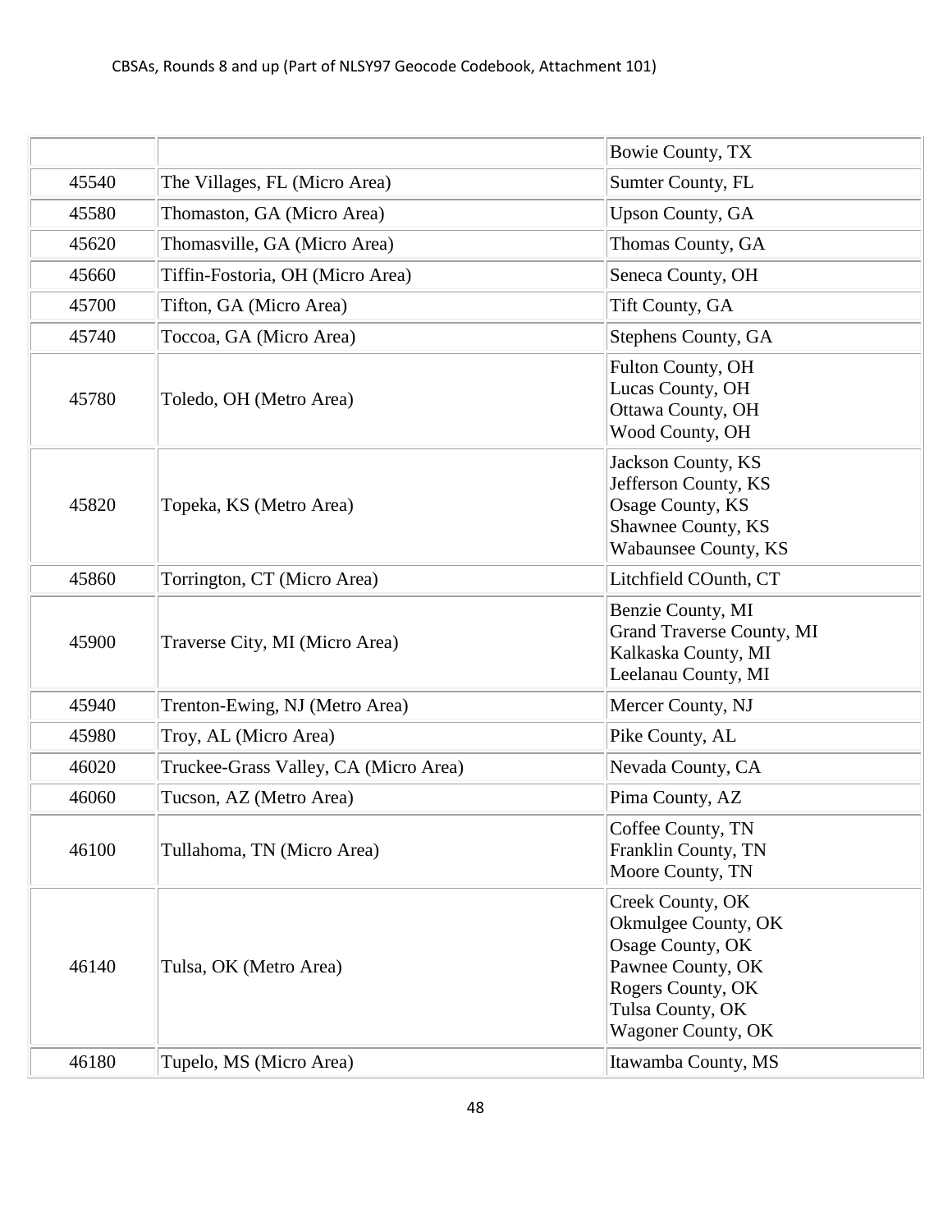| | | Bowie County, TX |
|---|---|---|
| 45540 | The Villages, FL (Micro Area) | Sumter County, FL |
| 45580 | Thomaston, GA (Micro Area) | Upson County, GA |
| 45620 | Thomasville, GA (Micro Area) | Thomas County, GA |
| 45660 | Tiffin-Fostoria, OH (Micro Area) | Seneca County, OH |
| 45700 | Tifton, GA (Micro Area) | Tift County, GA |
| 45740 | Toccoa, GA (Micro Area) | Stephens County, GA |
| 45780 | Toledo, OH (Metro Area) | Fulton County, OH<br>Lucas County, OH<br>Ottawa County, OH<br>Wood County, OH |
| 45820 | Topeka, KS (Metro Area) | Jackson County, KS<br>Jefferson County, KS<br>Osage County, KS<br>Shawnee County, KS<br>Wabaunsee County, KS |
| 45860 | Torrington, CT (Micro Area) | Litchfield COunth, CT |
| 45900 | Traverse City, MI (Micro Area) | Benzie County, MI<br>Grand Traverse County, MI<br>Kalkaska County, MI<br>Leelanau County, MI |
| 45940 | Trenton-Ewing, NJ (Metro Area) | Mercer County, NJ |
| 45980 | Troy, AL (Micro Area) | Pike County, AL |
| 46020 | Truckee-Grass Valley, CA (Micro Area) | Nevada County, CA |
| 46060 | Tucson, AZ (Metro Area) | Pima County, AZ |
| 46100 | Tullahoma, TN (Micro Area) | Coffee County, TN<br>Franklin County, TN<br>Moore County, TN |
| 46140 | Tulsa, OK (Metro Area) | Creek County, OK<br>Okmulgee County, OK<br>Osage County, OK<br>Pawnee County, OK<br>Rogers County, OK<br>Tulsa County, OK<br>Wagoner County, OK |
| 46180 | Tupelo, MS (Micro Area) | Itawamba County, MS |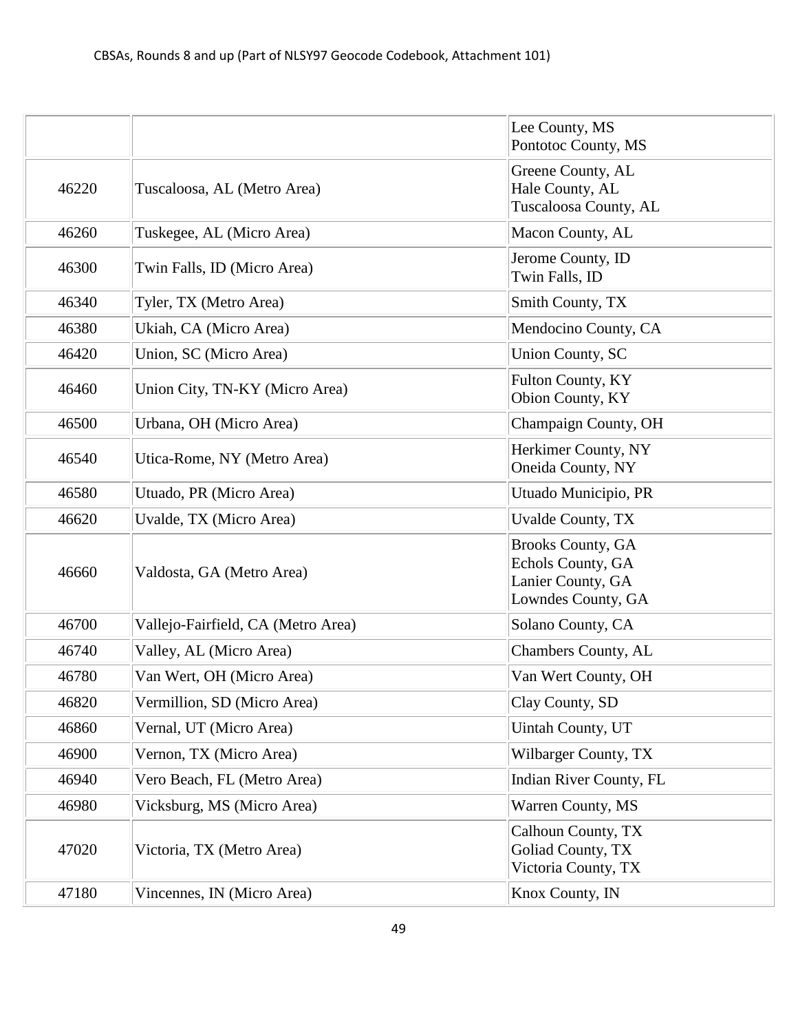| | | |
|---|---|---|
| | | Lee County, MS<br>Pontotoc County, MS |
| 46220 | Tuscaloosa, AL (Metro Area) | Greene County, AL<br>Hale County, AL<br>Tuscaloosa County, AL |
| 46260 | Tuskegee, AL (Micro Area) | Macon County, AL |
| 46300 | Twin Falls, ID (Micro Area) | Jerome County, ID<br>Twin Falls, ID |
| 46340 | Tyler, TX (Metro Area) | Smith County, TX |
| 46380 | Ukiah, CA (Micro Area) | Mendocino County, CA |
| 46420 | Union, SC (Micro Area) | Union County, SC |
| 46460 | Union City, TN-KY (Micro Area) | Fulton County, KY<br>Obion County, KY |
| 46500 | Urbana, OH (Micro Area) | Champaign County, OH |
| 46540 | Utica-Rome, NY (Metro Area) | Herkimer County, NY<br>Oneida County, NY |
| 46580 | Utuado, PR (Micro Area) | Utuado Municipio, PR |
| 46620 | Uvalde, TX (Micro Area) | Uvalde County, TX |
| 46660 | Valdosta, GA (Metro Area) | Brooks County, GA<br>Echols County, GA<br>Lanier County, GA<br>Lowndes County, GA |
| 46700 | Vallejo-Fairfield, CA (Metro Area) | Solano County, CA |
| 46740 | Valley, AL (Micro Area) | Chambers County, AL |
| 46780 | Van Wert, OH (Micro Area) | Van Wert County, OH |
| 46820 | Vermillion, SD (Micro Area) | Clay County, SD |
| 46860 | Vernal, UT (Micro Area) | Uintah County, UT |
| 46900 | Vernon, TX (Micro Area) | Wilbarger County, TX |
| 46940 | Vero Beach, FL (Metro Area) | Indian River County, FL |
| 46980 | Vicksburg, MS (Micro Area) | Warren County, MS |
| 47020 | Victoria, TX (Metro Area) | Calhoun County, TX<br>Goliad County, TX<br>Victoria County, TX |
| 47180 | Vincennes, IN (Micro Area) | Knox County, IN |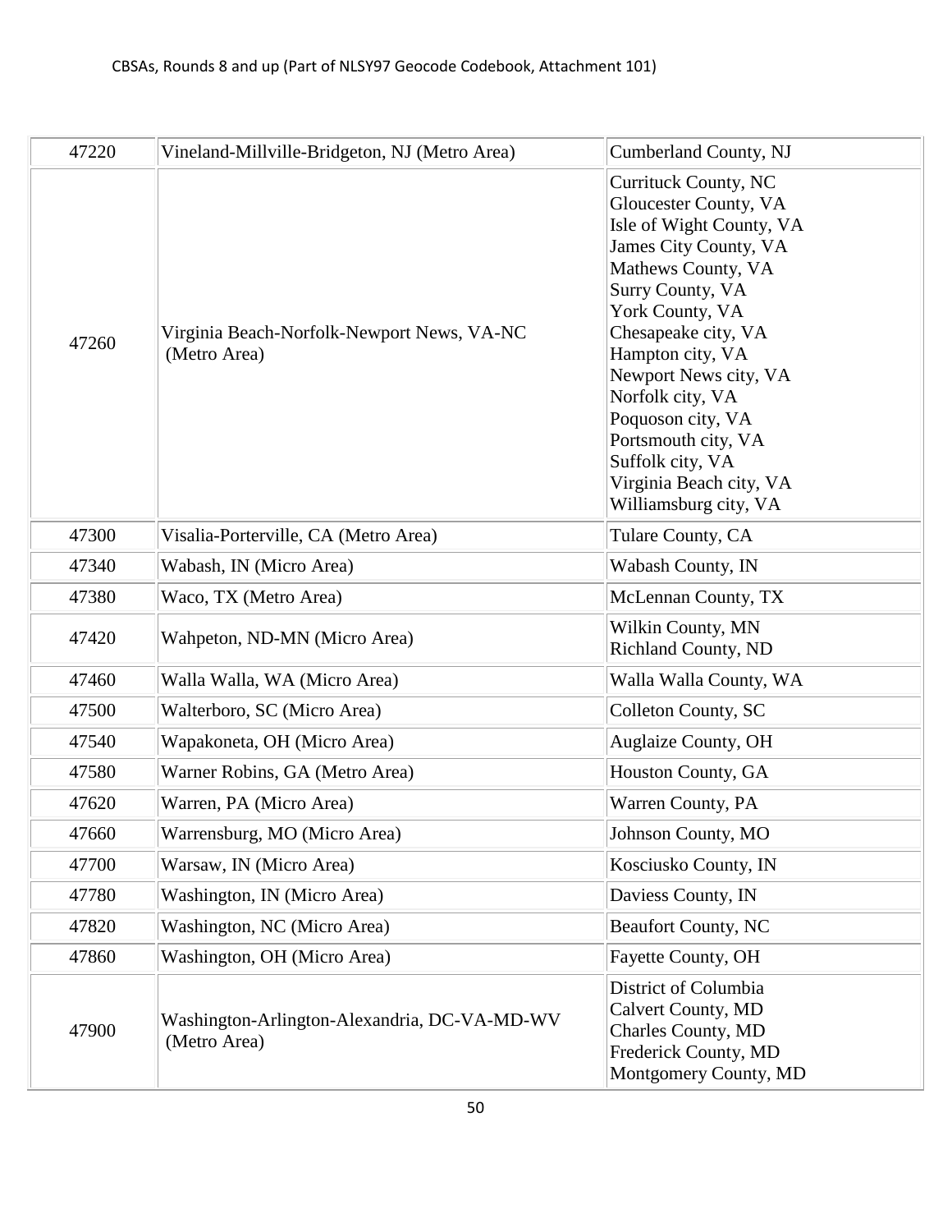| | | |
|---|---|---|
| 47220 | Vineland-Millville-Bridgeton, NJ (Metro Area) | Cumberland County, NJ |
| 47260 | Virginia Beach-Norfolk-Newport News, VA-NC (Metro Area) | Currituck County, NC<br>Gloucester County, VA<br>Isle of Wight County, VA<br>James City County, VA<br>Mathews County, VA<br>Surry County, VA<br>York County, VA<br>Chesapeake city, VA<br>Hampton city, VA<br>Newport News city, VA<br>Norfolk city, VA<br>Poquoson city, VA<br>Portsmouth city, VA<br>Suffolk city, VA<br>Virginia Beach city, VA<br>Williamsburg city, VA |
| 47300 | Visalia-Porterville, CA (Metro Area) | Tulare County, CA |
| 47340 | Wabash, IN (Micro Area) | Wabash County, IN |
| 47380 | Waco, TX (Metro Area) | McLennan County, TX |
| 47420 | Wahpeton, ND-MN (Micro Area) | Wilkin County, MN<br>Richland County, ND |
| 47460 | Walla Walla, WA (Micro Area) | Walla Walla County, WA |
| 47500 | Walterboro, SC (Micro Area) | Colleton County, SC |
| 47540 | Wapakoneta, OH (Micro Area) | Auglaize County, OH |
| 47580 | Warner Robins, GA (Metro Area) | Houston County, GA |
| 47620 | Warren, PA (Micro Area) | Warren County, PA |
| 47660 | Warrensburg, MO (Micro Area) | Johnson County, MO |
| 47700 | Warsaw, IN (Micro Area) | Kosciusko County, IN |
| 47780 | Washington, IN (Micro Area) | Daviess County, IN |
| 47820 | Washington, NC (Micro Area) | Beaufort County, NC |
| 47860 | Washington, OH (Micro Area) | Fayette County, OH |
| 47900 | Washington-Arlington-Alexandria, DC-VA-MD-WV (Metro Area) | District of Columbia<br>Calvert County, MD<br>Charles County, MD<br>Frederick County, MD<br>Montgomery County, MD |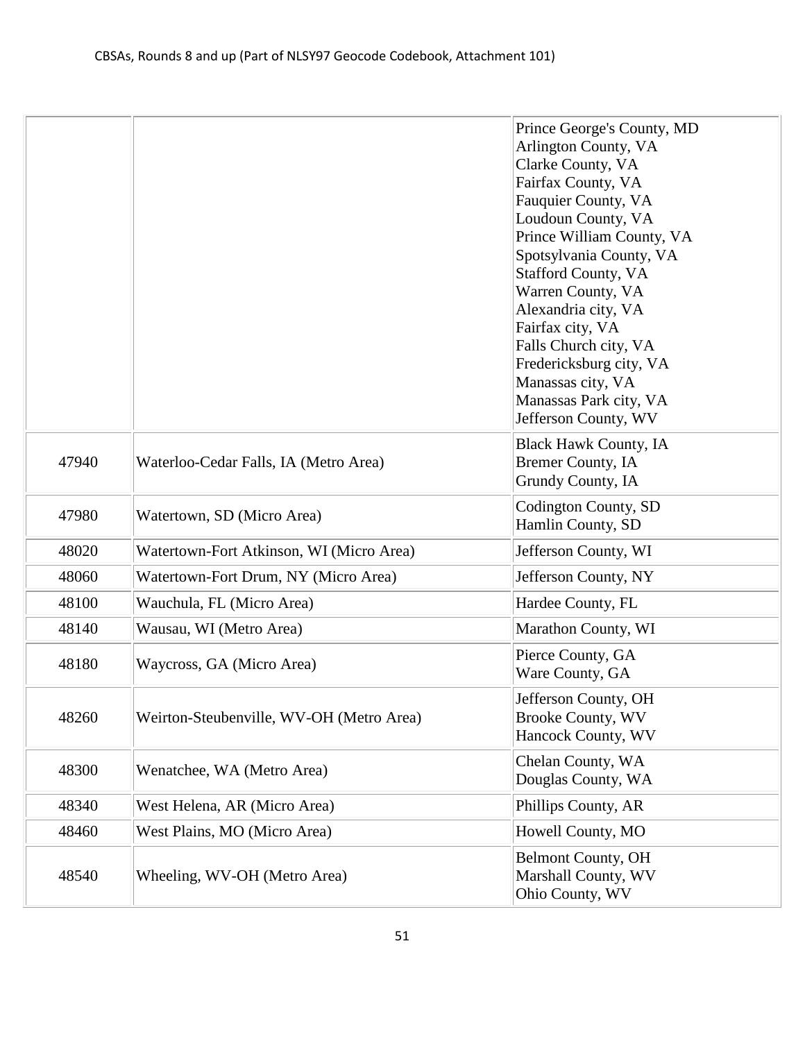| | | |
|---|---|---|
| | | Prince George's County, MD<br>Arlington County, VA<br>Clarke County, VA<br>Fairfax County, VA<br>Fauquier County, VA<br>Loudoun County, VA<br>Prince William County, VA<br>Spotsylvania County, VA<br>Stafford County, VA<br>Warren County, VA<br>Alexandria city, VA<br>Fairfax city, VA<br>Falls Church city, VA<br>Fredericksburg city, VA<br>Manassas city, VA<br>Manassas Park city, VA<br>Jefferson County, WV |
| 47940 | Waterloo-Cedar Falls, IA (Metro Area) | Black Hawk County, IA<br>Bremer County, IA<br>Grundy County, IA |
| 47980 | Watertown, SD (Micro Area) | Codington County, SD<br>Hamlin County, SD |
| 48020 | Watertown-Fort Atkinson, WI (Micro Area) | Jefferson County, WI |
| 48060 | Watertown-Fort Drum, NY (Micro Area) | Jefferson County, NY |
| 48100 | Wauchula, FL (Micro Area) | Hardee County, FL |
| 48140 | Wausau, WI (Metro Area) | Marathon County, WI |
| 48180 | Waycross, GA (Micro Area) | Pierce County, GA<br>Ware County, GA |
| 48260 | Weirton-Steubenville, WV-OH (Metro Area) | Jefferson County, OH<br>Brooke County, WV<br>Hancock County, WV |
| 48300 | Wenatchee, WA (Metro Area) | Chelan County, WA<br>Douglas County, WA |
| 48340 | West Helena, AR (Micro Area) | Phillips County, AR |
| 48460 | West Plains, MO (Micro Area) | Howell County, MO |
| 48540 | Wheeling, WV-OH (Metro Area) | Belmont County, OH<br>Marshall County, WV<br>Ohio County, WV |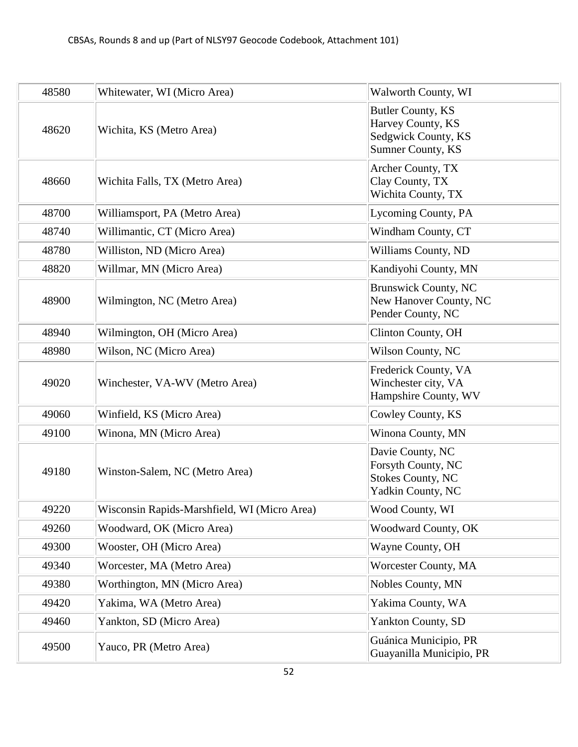| 48580 | Whitewater, WI (Micro Area) | Walworth County, WI |
|---|---|---|
| 48620 | Wichita, KS (Metro Area) | Butler County, KS<br>Harvey County, KS<br>Sedgwick County, KS<br>Sumner County, KS |
| 48660 | Wichita Falls, TX (Metro Area) | Archer County, TX<br>Clay County, TX<br>Wichita County, TX |
| 48700 | Williamsport, PA (Metro Area) | Lycoming County, PA |
| 48740 | Willimantic, CT (Micro Area) | Windham County, CT |
| 48780 | Williston, ND (Micro Area) | Williams County, ND |
| 48820 | Willmar, MN (Micro Area) | Kandiyohi County, MN |
| 48900 | Wilmington, NC (Metro Area) | Brunswick County, NC<br>New Hanover County, NC<br>Pender County, NC |
| 48940 | Wilmington, OH (Micro Area) | Clinton County, OH |
| 48980 | Wilson, NC (Micro Area) | Wilson County, NC |
| 49020 | Winchester, VA-WV (Metro Area) | Frederick County, VA<br>Winchester city, VA<br>Hampshire County, WV |
| 49060 | Winfield, KS (Micro Area) | Cowley County, KS |
| 49100 | Winona, MN (Micro Area) | Winona County, MN |
| 49180 | Winston-Salem, NC (Metro Area) | Davie County, NC<br>Forsyth County, NC<br>Stokes County, NC<br>Yadkin County, NC |
| 49220 | Wisconsin Rapids-Marshfield, WI (Micro Area) | Wood County, WI |
| 49260 | Woodward, OK (Micro Area) | Woodward County, OK |
| 49300 | Wooster, OH (Micro Area) | Wayne County, OH |
| 49340 | Worcester, MA (Metro Area) | Worcester County, MA |
| 49380 | Worthington, MN (Micro Area) | Nobles County, MN |
| 49420 | Yakima, WA (Metro Area) | Yakima County, WA |
| 49460 | Yankton, SD (Micro Area) | Yankton County, SD |
| 49500 | Yauco, PR (Metro Area) | Guánica Municipio, PR<br>Guayanilla Municipio, PR |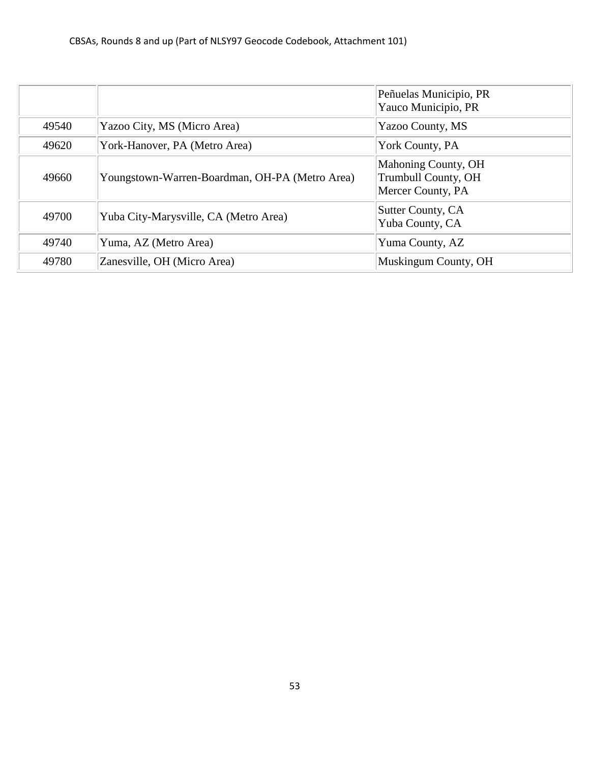| | | |
|---|---|---|
| | | Peñuelas Municipio, PR<br>Yauco Municipio, PR |
| 49540 | Yazoo City, MS (Micro Area) | Yazoo County, MS |
| 49620 | York-Hanover, PA (Metro Area) | York County, PA |
| 49660 | Youngstown-Warren-Boardman, OH-PA (Metro Area) | Mahoning County, OH<br>Trumbull County, OH<br>Mercer County, PA |
| 49700 | Yuba City-Marysville, CA (Metro Area) | Sutter County, CA<br>Yuba County, CA |
| 49740 | Yuma, AZ (Metro Area) | Yuma County, AZ |
| 49780 | Zanesville, OH (Micro Area) | Muskingum County, OH |